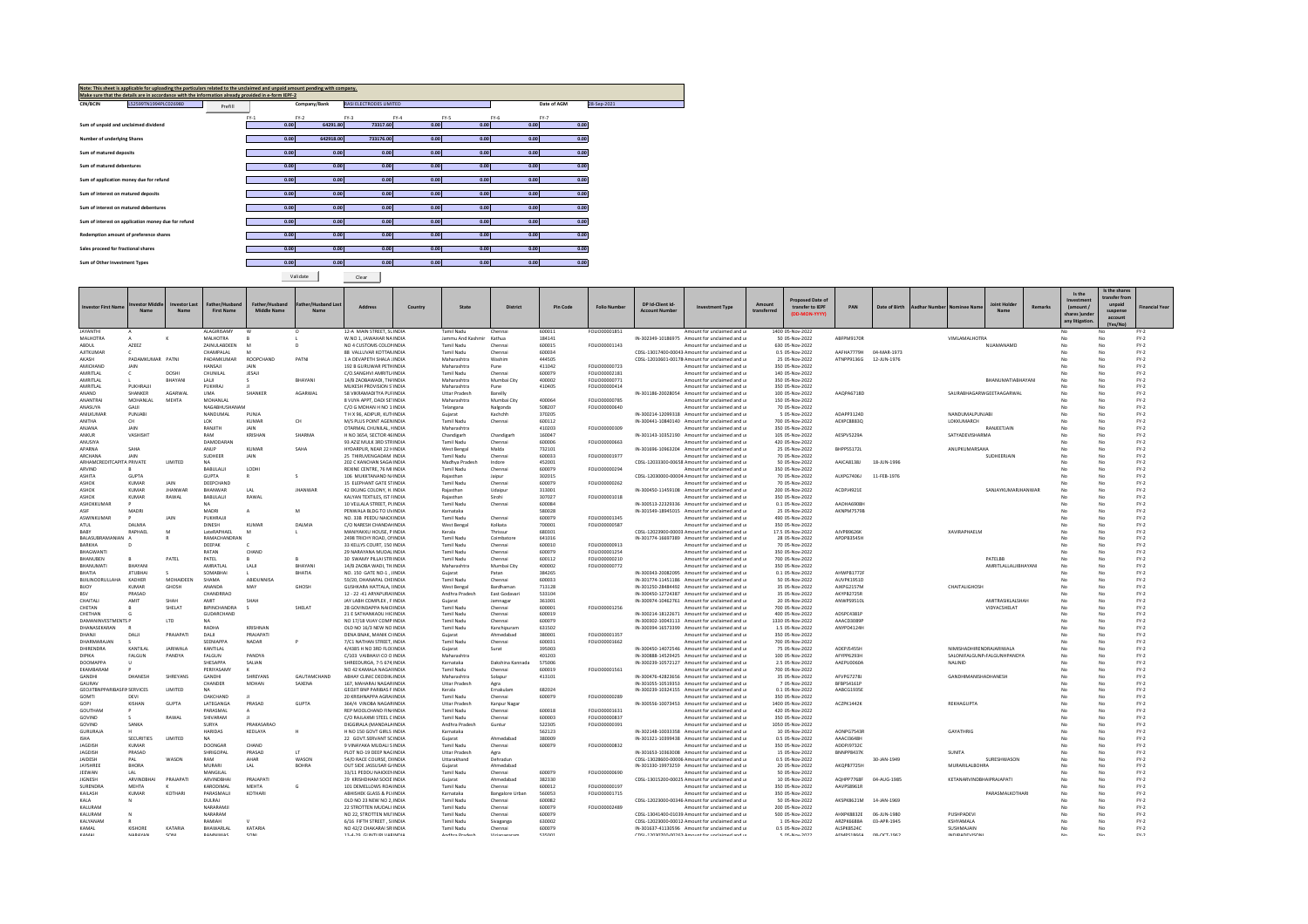**Note: This sheet is applicable for uploading the particulars related to the unclaimed and unpaid amount pending with company.**
**Make sure that the details are in accordance with the information already provided in e-form IEPF-2**

| CIN/BCIN | L52599TN1994PLC026980 | Prefill | Company/Bank | RASI ELECTRODES LIMITED | | Date of AGM | 28-Sep-2021 |
|---|---|---|---|---|---|---|---|

| | FY-1 | FY-2 | FY-3 | FY-4 | FY-5 | FY-6 | FY-7 |
|---|---|---|---|---|---|---|---|
| Sum of unpaid and unclaimed dividend | 0.00 | 64291.80 | 73317.60 | 0.00 | 0.00 | 0.00 | 0.00 |
| Number of underlying Shares | 0.00 | 642918.00 | 733176.00 | 0.00 | 0.00 | 0.00 | 0.00 |
| Sum of matured deposits | 0.00 | 0.00 | 0.00 | 0.00 | 0.00 | 0.00 | 0.00 |
| Sum of matured debentures | 0.00 | 0.00 | 0.00 | 0.00 | 0.00 | 0.00 | 0.00 |
| Sum of application money due for refund | 0.00 | 0.00 | 0.00 | 0.00 | 0.00 | 0.00 | 0.00 |
| Sum of interest on matured deposits | 0.00 | 0.00 | 0.00 | 0.00 | 0.00 | 0.00 | 0.00 |
| Sum of interest on matured debentures | 0.00 | 0.00 | 0.00 | 0.00 | 0.00 | 0.00 | 0.00 |
| Sum of interest on application money due for refund | 0.00 | 0.00 | 0.00 | 0.00 | 0.00 | 0.00 | 0.00 |
| Redemption amount of preference shares | 0.00 | 0.00 | 0.00 | 0.00 | 0.00 | 0.00 | 0.00 |
| Sales proceed for fractional shares | 0.00 | 0.00 | 0.00 | 0.00 | 0.00 | 0.00 | 0.00 |
| Sum of Other Investment Types | 0.00 | 0.00 | 0.00 | 0.00 | 0.00 | 0.00 | 0.00 |

Validate | Clear

| Investor First Name | Investor Middle Name | Investor Last Name | Father/Husband First Name | Father/Husband Middle Name | Father/Husband Last Name | Address | Country | State | District | Pin Code | Folio Number | DP Id-Client Id-Account Number | Investment Type | Amount transferred | Proposed Date of transfer to IEPF (DD-MON-YYYY) | PAN | Date of Birth | Aadhar Number | Nominee Name | Joint Holder Name | Remarks | Is the Investment (amount / shares )under any litigation. | Is the shares transfer from unpaid suspense account (Yes/No) | Financial Year |
|---|---|---|---|---|---|---|---|---|---|---|---|---|---|---|---|---|---|---|---|---|---|---|---|---|
| JAYANTHI | A | | ALAGIRISAMY | W | O | 12-A MAIN STREET, SL | INDIA | Tamil Nadu | Chennai | 600011 | FOLIO0001851 | | Amount for unclaimed and u | 1400 | 05-Nov-2022 | | | | | | | No | No | FY-2 |
| MALHOTRA | A | K | MALHOTRA | B | L | W.NO 1, JAWAHAR NA | INDIA | Jammu And Kashmir | Kathua | 184141 | | IN-300349-10186075 | Amount for unclaimed and u | 50 | 05-Nov-2022 | ABFPM9170R | | | VIMLAMALHOTRA | | | No | No | FY-2 |
| ABDUL | AZEEZ | | ZAINULABDEEN | M | D | NO 4 CUSTOMS COLON | INDIA | Tamil Nadu | Chennai | 600015 | FOLIO0001143 | | Amount for unclaimed and u | 630 | 05-Nov-2022 | | | | | NUANWNAMD | | No | No | FY-2 |
| AJITKUMAR | C | | CHAMPALAL | M | | 88 VALLUVAR KOTTAM | INDIA | Tamil Nadu | Chennai | 600034 | | CDSL-13017400-00043 | Amount for unclaimed and u | 0.5 | 05-Nov-2022 | AAFHA7779H | 04-MAR-1973 | | | | | No | No | FY-2 |
| AKASH | PADAMKUMAR | PATNI | PADAMKUMAR | ROOPCHAND | PATNI | 1 A DEVIPETH SHALA J | INDIA | Maharashtra | Washim | 444505 | | CDSL-12010601-00178 | Amount for unclaimed and u | 25 | 05-Nov-2022 | ATMPP9136G | 12-JUN-1976 | | | | | No | No | FY-2 |
| AMICHAND | JAIN | | HANSAJI | JAIN | | 192 B GURUWAR PETH | INDIA | Maharashtra | Pune | 411042 | FOLIO0000723 | | Amount for unclaimed and u | 350 | 05-Nov-2022 | | | | | | | No | No | FY-2 |
| AMRITLAL | C | DOSHI | CHUNILAL | JESAJI | | C/O.SANGHVI AMRITL | INDIA | Tamil Nadu | Chennai | 600079 | FOLIO0002181 | | Amount for unclaimed and u | 140 | 05-Nov-2022 | | | | | | | No | No | FY-2 |
| AMRITLAL | L | BHAYANI | LALJI | S | BHAYANI | 14/B ZAOBAWADI, TH | INDIA | Maharashtra | Mumbai City | 400002 | FOLIO0000771 | | Amount for unclaimed and u | 350 | 05-Nov-2022 | | | | | BHANUMATIABHAYANI | | No | No | FY-2 |
| AMRITLAL | PUKHRAJJI | | PUKHRAJ | JI | | MUKESH PROVISION S | INDIA | Maharashtra | Pune | 410405 | FOLIO0000414 | | Amount for unclaimed and u | 350 | 05-Nov-2022 | | | | | | | No | No | FY-2 |
| ANAND | SHANKER | AGARWAL | UMA | SHANKER | AGARWAL | 58 VIKRAMADITYA PUR | INDIA | Uttar Pradesh | Bareilly | | | IN-301186-20028054 | Amount for unclaimed and u | 100 | 05-Nov-2022 | AAQPA6718D | | | SAURABHAGARWGEETAAGARWAL | | | No | No | FY-2 |
| ANANTRAI | MOHANLAL | MEHTA | MOHANLAL | | | B VIJYA APPT, DADI SE | INDIA | Maharashtra | Mumbai City | 400064 | FOLIO0000785 | | Amount for unclaimed and u | 150 | 05-Nov-2022 | | | | | | | No | No | FY-2 |
| ANASUYA | GAJJI | | NAGABHUSHANAM | | | C/O G MOHAN H NO 1 | INDIA | Telangana | Nalgonda | 508207 | FOLIO0000640 | | Amount for unclaimed and u | 70 | 05-Nov-2022 | | | | | | | No | No | FY-2 |
| ANILKUMAR | PUNJABI | | NANDUMAL | PUNJA | | T H X 96, ADIPUR, KUT | INDIA | Gujarat | Kachchh | 370205 | | IN-300214-12099318 | Amount for unclaimed and u | 5 | 05-Nov-2022 | AOAPP3124D | | | NANDUMALPUNJABI | | | No | No | FY-2 |
| ANITHA | CH | | LOK | KUMAR | CH | M/S PLUS POINT AGEN | INDIA | Tamil Nadu | Chennai | 600112 | | IN-300441-10840140 | Amount for unclaimed and u | 700 | 05-Nov-2022 | AEXPC8883Q | | | LOKKUMARCH | | | No | No | FY-2 |
| ANJANA | JAIN | | RANJITH | JAIN | | OTARMAL CHUNILAL, I | INDIA | Maharashtra | | 410203 | FOLIO0000309 | | Amount for unclaimed and u | 350 | 05-Nov-2022 | | | | | RANJEETJAIN | | No | No | FY-2 |
| ANKUR | VASHISHT | | RAM | KRISHAN | SHARMA | H NO 3654, SECTOR-46 | INDIA | Chandigarh | Chandigarh | 160047 | | IN-301143-10352190 | Amount for unclaimed and u | 105 | 05-Nov-2022 | AESPV5229A | | | SATYADEVISHARMA | | | No | No | FY-2 |
| ANUSIYA | | | DAMODARAN | | | 93 AZIZ MULK 3RD STR | INDIA | Tamil Nadu | Chennai | 600006 | FOLIO0000663 | | Amount for unclaimed and u | 420 | 05-Nov-2022 | | | | | | | No | No | FY-2 |
| APARNA | SAHA | | ANUP | KUMAR | SAHA | HYDARPUR, NEAR 22 H | INDIA | West Bengal | Malda | 732101 | | IN-301696-10963204 | Amount for unclaimed and u | 25 | 05-Nov-2022 | BHPPS5172L | | | ANUPKUMARSAHA | | | No | No | FY-2 |
| ARCHANA | JAIN | | SUDHEER | JAIN | | 25 THIRUVENGADAM | INDIA | Tamil Nadu | Chennai | 600033 | FOLIO0001977 | | Amount for unclaimed and u | 70 | 05-Nov-2022 | | | | | SUDHEERJAIN | | No | No | FY-2 |
| ARIHANTCREDITCAPITA | PRIVATE | LIMITED | NA | | | 202 C KANCHAN SAGA | INDIA | Madhya Pradesh | Indore | 452001 | | CDSL-12033300-00658 | Amount for unclaimed and u | 50 | 05-Nov-2022 | AAICA8138J | 18-JUN-1996 | | | | | No | No | FY-2 |
| ARVIND | B | | BABULALJI | LODHI | | REXINE CENTRE, 76 M | INDIA | Tamil Nadu | Chennai | 600079 | FOLIO0000294 | | Amount for unclaimed and u | 350 | 05-Nov-2022 | | | | | | | No | No | FY-2 |
| ASHITA | GUPTA | | GUPTA | R | S | 106 MUKETAHAND N | INDIA | Rajasthan | Jaipur | 302015 | | CDSL-12030000-00004 | Amount for unclaimed and u | 70 | 05-Nov-2022 | ALXPG7406J | 11-FEB-1976 | | | | | No | No | FY-2 |
| ASHOK | KUMAR | JAIN | DEEPCHAND | | | 15 ELEPHANT GATE ST | INDIA | Tamil Nadu | Chennai | 600079 | FOLIO0000262 | | Amount for unclaimed and u | 70 | 05-Nov-2022 | | | | | | | No | No | FY-2 |
| ASHOK | KUMAR | JHANWAR | BHANWAR | LAL | JHANWAR | 42 EKLING COLONY, H | INDIA | Rajasthan | Udaipur | 313001 | | IN-300450-11459108 | Amount for unclaimed and u | 200 | 05-Nov-2022 | ACDPJ4921E | | | | SANJAYKUMARJHANWAR | | No | No | FY-2 |
| ASHOK | KUMAR | RAWAL | BABULALJI | RAWAL | | KALYAN TEXTILES, IST | INDIA | Rajasthan | Sirohi | 307027 | FOLIO0001018 | | Amount for unclaimed and u | 350 | 05-Nov-2022 | | | | | | | No | No | FY-2 |
| ASHOKKUMAR | P | | NA | | | 10 VELLALA STREET, P | INDIA | Tamil Nadu | Chennai | 600084 | | IN-300513-22329336 | Amount for unclaimed and u | 0.1 | 05-Nov-2022 | AADHA6908H | | | | | | No | No | FY-2 |
| ASIF | MADRI | | MADRI | A | M | PENWALA BLDG TO U | INDIA | Karnataka | | 580028 | | IN-301549-18945015 | Amount for unclaimed and u | 25 | 05-Nov-2022 | AKNPM7579B | | | | | | No | No | FY-2 |
| ASWINKUMAR | P | JAIN | PUKHRAJJI | | | NO. 33B PEEDU NAICK | INDIA | Tamil Nadu | Chennai | 600079 | FOLIO0001345 | | Amount for unclaimed and u | 490 | 05-Nov-2022 | | | | | | | No | No | FY-2 |
| ATUL | DALMIA | | DINESH | KUMAR | DALMIA | C/O NARESH CHANDA | INDIA | West Bengal | Kolkata | 700001 | FOLIO0000587 | | Amount for unclaimed and u | 350 | 05-Nov-2022 | | | | | | | No | No | FY-2 |
| BABY | RAPHAEL | M | LateRAPHAEL | M | | MANIYAKKU HOUSE, P | INDIA | Kerala | Thrissur | 680301 | | CDSL-12023900-00003 | Amount for unclaimed and u | 17.5 | 05-Nov-2022 | AJVPB9626K | | | XAVIRAPHAELM | | | No | No | FY-2 |
| BALASUBRAMANIAN | A | R | RAMACHANDRAN | | | 249B TRICHY ROAD, O | INDIA | Tamil Nadu | Coimbatore | 641016 | | IN-301774-16697389 | Amount for unclaimed and u | 28 | 05-Nov-2022 | APDPB3545H | | | | | | No | No | FY-2 |
| BARKHA | D | | DEEPAK | C | | 33 KELLYS COURT, 15 | INDIA | Tamil Nadu | Chennai | 600010 | FOLIO0000913 | | Amount for unclaimed and u | 70 | 05-Nov-2022 | | | | | | | No | No | FY-2 |
| BHAGWANTI | | | RATAN | CHAND | | 29 NARAYANA MUDAL | INDIA | Tamil Nadu | Chennai | 600079 | FOLIO0001254 | | Amount for unclaimed and u | 350 | 05-Nov-2022 | | | | | | | No | No | FY-2 |
| BHANUBEN | B | PATEL | PATEL | B | B | 30 SWAMY PILLAI STR | INDIA | Tamil Nadu | Chennai | 600112 | FOLIO0000210 | | Amount for unclaimed and u | 700 | 05-Nov-2022 | | | | | PATELBB | | No | No | FY-2 |
| BHANUMATI | BHAYANI | | AMRATLAL | LALJI | BHAYANI | 14/B ZAOBA WADI, TH | INDIA | Maharashtra | Mumbai City | 400002 | FOLIO0000772 | | Amount for unclaimed and u | 350 | 05-Nov-2022 | | | | | AMRITLALLALJIBHAYANI | | No | No | FY-2 |
| BHATIA | JITUBHAI | S | SOMABHAI | L | BHATIA | NO. 150 GATE NO-1 , | INDIA | Gujarat | Patan | 384265 | | IN-300343-20082095 | Amount for unclaimed and u | 0.1 | 05-Nov-2022 | AHWPB1772F | | | | | | No | No | FY-2 |
| BUILINOORULLAHA | KADHER | MOHAIDEEN | SHAMA | ABIDUNNISA | | 59/20, DHANAPAL CH | INDIA | Tamil Nadu | Chennai | 600033 | | IN-301774-13451186 | Amount for unclaimed and u | 50 | 05-Nov-2022 | AUVPK1951D | | | | | | No | No | FY-2 |
| BIJOY | KUMAR | GHOSH | ANANDA | MAY | GHOSH | GUSHKARA HATTALA, | INDIA | West Bengal | Bardhaman | 713128 | | IN-301250-28484492 | Amount for unclaimed and u | 35 | 05-Nov-2022 | AJKPG2157M | | | CHAITALIGHOSH | | | No | No | FY-2 |
| BSV | PRASAD | | CHANDRRAO | | | 12 - 22 -41 ARYAPURA | INDIA | Andhra Pradesh | East Godavari | 533104 | | IN-300450-12724387 | Amount for unclaimed and u | 35 | 05-Nov-2022 | AKYPB2725R | | | | | | No | No | FY-2 |
| CHAITALI | AMIT | SHAH | AMIT | SHAH | | JAY LABH COMPLEX , F | INDIA | Gujarat | Jamnagar | 361001 | | IN-300974-10462761 | Amount for unclaimed and u | 20 | 05-Nov-2022 | ANWPS9510L | | | | AMITRASIKLALSHAH | | No | No | FY-2 |
| CHETAN | B | SHELAT | BIPINCHANDRA | S | SHELAT | 28 GOVINDAPPA NAIC | INDIA | Tamil Nadu | Chennai | 600001 | FOLIO0001256 | | Amount for unclaimed and u | 700 | 05-Nov-2022 | | | | | VIDYACSHELAT | | No | No | FY-2 |
| CHETHAN | G | | GUDARCHAND | | | 21 E SATHANIKADU H | INDIA | Tamil Nadu | Chennai | 600019 | | IN-300214-18122671 | Amount for unclaimed and u | 400 | 05-Nov-2022 | AOSPC4381P | | | | | | No | No | FY-2 |
| DAMANINVESTMENTS P | | LTD | NA | | | NO 17/18 VIJAY COMP | INDIA | Tamil Nadu | Chennai | 600079 | | IN-300302-10043113 | Amount for unclaimed and u | 1330 | 05-Nov-2022 | AAACD3089P | | | | | | No | No | FY-2 |
| DHANASEKARAN | R | | RADHA | KRISHNAN | | OLD NO 16/3 NEW NO | INDIA | Tamil Nadu | Kanchipuram | 631502 | | IN-300394-16573399 | Amount for unclaimed and u | 1.5 | 05-Nov-2022 | ANYPD4124H | | | | | | No | No | FY-2 |
| DHANJI | DALJI | PRAJAPATI | DALJI | PRAJAPATI | | DENA BNAK, MANEK C | INDIA | Gujarat | Ahmedabad | 380001 | FOLIO0001357 | | Amount for unclaimed and u | 350 | 05-Nov-2022 | | | | | | | No | No | FY-2 |
| DHARMARAJAN | S | | SEENIAPPA | NADAR | P | 7/C1 NATHAN STREET, | INDIA | Tamil Nadu | Chennai | 600001 | FOLIO0001662 | | Amount for unclaimed and u | 700 | 05-Nov-2022 | | | | | | | No | No | FY-2 |
| DHIRENDRA | KANTILAL | JARIWALA | KANTILAL | | | 4/4385 H NO 3RD FLO | INDIA | Gujarat | Surat | 395003 | | IN-300450-14072546 | Amount for unclaimed and u | 75 | 05-Nov-2022 | ADEPJ5455H | | | NIMISHADHIRENDRAJARIWALA | | | No | No | FY-2 |
| DIPIKA | FALGUN | PANDYA | FALGUN | PANDYA | | C/103 VAIBHAVI CO O | INDIA | Maharashtra | | 401203 | | IN-300888-14529425 | Amount for unclaimed and u | 100 | 05-Nov-2022 | AFYPP6293H | | | SALONIFALGUNPAFALGUNHPANDYA | | | No | No | FY-2 |
| DOOMAPPA | U | | SHESAPPA | SALIAN | | SHREEDURGA, 7-5 674 | INDIA | Karnataka | Dakshina Kannada | 575006 | | IN-300239-10572127 | Amount for unclaimed and u | 2.5 | 05-Nov-2022 | AAEPU0060A | | | NALINID | | | No | No | FY-2 |
| EKAMBARAM | P | | PERIYASAMY | K | | NO 42 KAWALA NAGAR | INDIA | Tamil Nadu | Chennai | 600019 | FOLIO0001561 | | Amount for unclaimed and u | 700 | 05-Nov-2022 | | | | | | | No | No | FY-2 |
| GANDHI | DHANESH | SHREYANS | GANDHI | SHREYANS | GAUTAMCHAND | ABHAY CLINIC DEEDIK | INDIA | Maharashtra | Solapur | 413101 | | IN-300476-42823656 | Amount for unclaimed and u | 35 | 05-Nov-2022 | AFVPG7278J | | | GANDHIMANISHADHANESH | | | No | No | FY-2 |
| GAURAV | | | CHANDER | MOHAN | SAXENA | 167, MAHARAJ NAGAR | INDIA | Uttar Pradesh | Agra | | | IN-301055-10519353 | Amount for unclaimed and u | 7 | 05-Nov-2022 | BFBPS4161P | | | | | | No | No | FY-2 |
| GEOJITBNPPARIBASFIN | SERVICES | LIMITED | NA | | | GEOJIT BNP PARIBAS F | INDIA | Kerala | Ernakulam | 682024 | | IN-300239-10324155 | Amount for unclaimed and u | 0.1 | 05-Nov-2022 | AABCG1935E | | | | | | No | No | FY-2 |
| GOMTI | DEVI | | OAKCHAND | JI | | 20 KRISHNAPPA AGRA | INDIA | Tamil Nadu | Chennai | 600079 | FOLIO0000289 | | Amount for unclaimed and u | 350 | 05-Nov-2022 | | | | | | | No | No | FY-2 |
| GOPI | KISHAN | GUPTA | LATEGANGA | PRASAD | GUPTA | 364/4 VINOBA NAGAR | INDIA | Uttar Pradesh | Kanpur Nagar | | | IN-300556-10073453 | Amount for unclaimed and u | 1400 | 05-Nov-2022 | ACZPK1442K | | | REKHAGUPTA | | | No | No | FY-2 |
| GOUTHAM | P | | PARASMAL | A | | REP MOOLCHAND FIN | INDIA | Tamil Nadu | Chennai | 600018 | FOLIO0001631 | | Amount for unclaimed and u | 420 | 05-Nov-2022 | | | | | | | No | No | FY-2 |
| GOVIND | S | RAWAL | SHIVARAM | JI | | C/O RAJLAXMI STEEL C | INDIA | Tamil Nadu | Chennai | 600003 | FOLIO0000837 | | Amount for unclaimed and u | 350 | 05-Nov-2022 | | | | | | | No | No | FY-2 |
| GOVIND | SANKA | | SURYA | PRAKASARAO | | DIGGIRALA (MANDAL | INDIA | Andhra Pradesh | Guntur | 522305 | FOLIO0000391 | | Amount for unclaimed and u | 1050 | 05-Nov-2022 | | | | | | | No | No | FY-2 |
| GURURAJA | H | | HARIDAS | KEDLAYA | H | H NO 150 GOVT GIRLS | INDIA | Karnataka | | 562123 | | IN-302148-10033358 | Amount for unclaimed and u | 10 | 05-Nov-2022 | AONPG7543R | | | GAYATHRIG | | | No | No | FY-2 |
| ISHA | SECURITIES | LIMITED | NA | | | 22 GOVT.SERVANT SC | INDIA | Gujarat | Ahmedabad | 380009 | | IN-301321-10399438 | Amount for unclaimed and u | 0.5 | 05-Nov-2022 | AAACI3648H | | | | | | No | No | FY-2 |
| JAGDISH | KUMAR | | DOONGAR | CHAND | | 9 VINAYAKA MUDALI S | INDIA | Tamil Nadu | Chennai | 600079 | FOLIO0000832 | | Amount for unclaimed and u | 350 | 05-Nov-2022 | AODPJ9732C | | | | | | No | No | FY-2 |
| JAGDISH | PRASAD | | SHRIGOPAL | PRASAD | LT | PLOT NO-10 DEEP NAG | INDIA | Uttar Pradesh | Agra | | | IN-301653-10363008 | Amount for unclaimed and u | 15 | 05-Nov-2022 | BNMPP9437K | | | SUNITA | | | No | No | FY-2 |
| JAIDESH | PAL | WASON | RAM | AHAR | WASON | 54/D RACE COURSE, D | INDIA | Uttarakhand | Dehradun | | | CDSL-13028600-00006 | Amount for unclaimed and u | 0.5 | 05-Nov-2022 | | 30-JAN-1949 | | | SURESHWASON | | No | No | FY-2 |
| JAYSHREE | BHORA | | MURARI | LAL | BOHRA | OUT SIDE JASSUSAR G | INDIA | Gujarat | Ahmedabad | | | IN-301330-19973259 | Amount for unclaimed and u | 20 | 05-Nov-2022 | AKQPB7725H | | | MURARILALBOHRA | | | No | No | FY-2 |
| JEEWAN | LAL | | MANGILAL | | | 33/11 PEDDU NAICKEN | INDIA | Tamil Nadu | Chennai | 600079 | FOLIO0000690 | | Amount for unclaimed and u | 50 | 05-Nov-2022 | | | | | | | No | No | FY-2 |
| JIGNESH | ARVINDBHAI | PRAJAPATI | ARVINDBHAI | PRAJAPATI | | 29 KRISHDHAM SOCIE | INDIA | Gujarat | Ahmedabad | 382330 | | CDSL-13015200-00025 | Amount for unclaimed and u | 10 | 05-Nov-2022 | AQHPP7768F | 04-AUG-1985 | | KETANARVINDBHAIPRAJAPATI | | | No | No | FY-2 |
| SURENDRA | MEHTA | K | KAROIDMAL | MEHTA | G | 101 DEMELLOWS ROA | INDIA | Tamil Nadu | Chennai | 600012 | FOLIO0000197 | | Amount for unclaimed and u | 350 | 05-Nov-2022 | AAVPS8961R | | | | | | No | No | FY-2 |
| KAILASH | KUMAR | KOTHARI | PARASMALJI | KOTHARI | | ABHISHEK GLASS & PL | INDIA | Karnataka | Bangalore Urban | 560053 | FOLIO0001715 | | Amount for unclaimed and u | 350 | 05-Nov-2022 | | | | | PARASMALKOTHARI | | No | No | FY-2 |
| KALA | N | | DULRAJ | | | OLD NO 23 NEW NO 2 | INDIA | Tamil Nadu | Chennai | 600082 | | CDSL-12023000-00346 | Amount for unclaimed and u | 50 | 05-Nov-2022 | AKSPK8621M | 14-JAN-1969 | | | | | No | No | FY-2 |
| KALURAM | | | NARARAMJI | | | 22 STROTTEN MUDALI | INDIA | Tamil Nadu | Chennai | 600079 | FOLIO0002489 | | Amount for unclaimed and u | 200 | 05-Nov-2022 | | | | | | | No | No | FY-2 |
| KALURAM | N | | NARARAM | | | NO 22, STROTTEN MU | INDIA | Tamil Nadu | Chennai | 600079 | | CDSL-13041400-01039 | Amount for unclaimed and u | 500 | 05-Nov-2022 | AHXPK8832E | 06-JUN-1980 | | PUSHPADEVI | | | No | No | FY-2 |
| KALYANAM | R | | RAMIAH | V | | 6/16 FIFTH STREET , S | INDIA | Tamil Nadu | Sivaganga | 630002 | | CDSL-12023000-00012 | Amount for unclaimed and u | 1 | 05-Nov-2022 | ARZPK6688A | 03-APR-1945 | | KSHYAMALA | | | No | No | FY-2 |
| KAMAL | KISHORE | KATARIA | BHAWARLAL | KATARIA | | NO 42/2 CHAKARAI SR | INDIA | Tamil Nadu | Chennai | 600079 | | IN-301637-41130596 | Amount for unclaimed and u | 0.5 | 05-Nov-2022 | ALSPK8524C | | | SUSHMAJAIN | | | No | No | FY-2 |
| KAMAL | NARAYAN | SONI | RAMNIWAS | SONI | | 13-4-29 GUNTURU VA | INDIA | Andhra Pradesh | Vizianagaram | 535001 | | CDSL-12030700-00263 | Amount for unclaimed and u | 5 | 05-Nov-2022 | AEMPS1860A | 09-OCT-1962 | | INDIRADEVISONI | | | No | No | FY-2 |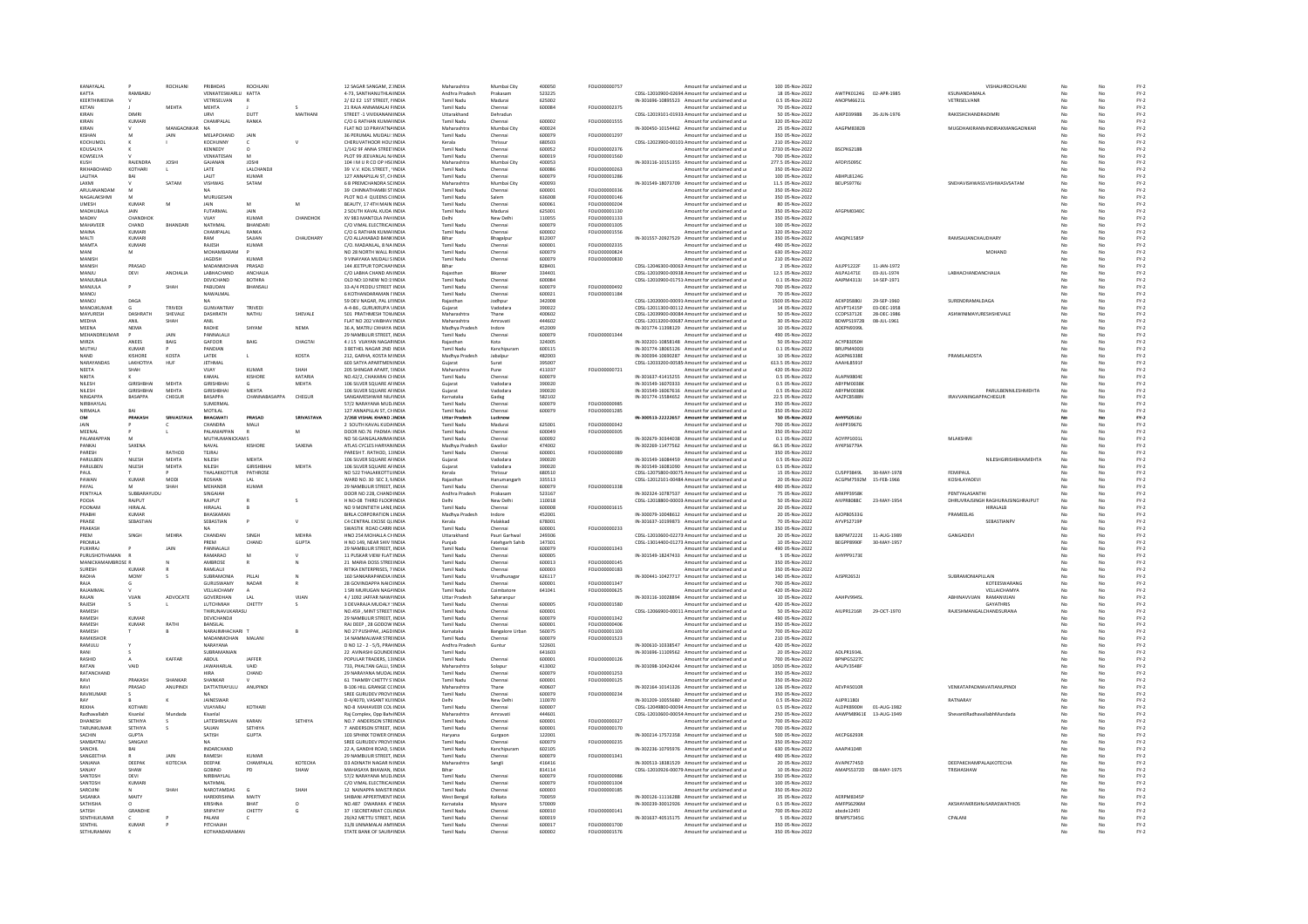| KANAYALAL | P | ROCHLANI | PRIBHDAS | ROCHLANI | | 12 SAGAR SANGAM, 2 INDIA | Maharashtra | Mumbai City | 400050 | FOLIO00000757 | | Amount for unclaimed and u | 100 | 05-Nov-2022 | | | VISHALHROCHLANI | No | No | FY-2 |
|---|---|---|---|---|---|---|---|---|---|---|---|---|---|---|---|---|---|---|---|---|
| KATTA | RAMBABU | | VENKATESWARLU | KATTA | | 4-73, SANTHANUTHLA INDIA | Andhra Pradesh | Prakasam | 523225 | | CDSL-12010900-02694 | Amount for unclaimed and u | 18 | 05-Nov-2022 | AWTPK0124G | 02-APR-1985 | KSUNANDAMALA | No | No | FY-2 |
| KEERTHIMEENA | V | | VETRISELVAN | R | | 2/ E2 E2 1ST STREET, I INDIA | Tamil Nadu | Madurai | 625002 | | IN-301696-10895523 | Amount for unclaimed and u | 0.5 | 05-Nov-2022 | ANOPM6621L | | VETRISELVANR | No | No | FY-2 |
| KETAN | J | MEHTA | MEHTA | J | S | 21 RAJA ANNAMALAI F INDIA | Tamil Nadu | Chennai | 600084 | FOLIO00002375 | | Amount for unclaimed and u | 70 | 05-Nov-2022 | | | | No | No | FY-2 |
| KIRAN | DIMRI | | URVI | DUTT | MAITHANI | STREET -1 VIVEKANAN INDIA | Uttarakhand | Dehradun | | | CDSL-12019101-01933 | Amount for unclaimed and u | 50 | 05-Nov-2022 | AIXPD3998B | 26-JUN-1976 | RAKESHCHANDRADIMRI | No | No | FY-2 |
| KIRAN | KUMARI | | CHAMPALAL | RANKA | | C/O G RATHAN KUMAR INDIA | Tamil Nadu | Chennai | 600002 | FOLIO00001555 | | Amount for unclaimed and u | 320 | 05-Nov-2022 | | | | No | No | FY-2 |
| KIRAN | V | MANGAONKAR | NA | | | FLAT NO 10 PRAYATN INDIA | Maharashtra | Mumbai City | 400024 | | IN-300450-10154462 | Amount for unclaimed and u | 25 | 05-Nov-2022 | AAGPM8382B | | MUGDHAKIRANMANGAONKAR | No | No | FY-2 |
| KISHAN | M | JAIN | MELAPCHAND | JAIN | | 36 PERUMAL MUDALI STREET INDIA | Tamil Nadu | Chennai | 600079 | FOLIO00001297 | | Amount for unclaimed and u | 350 | 05-Nov-2022 | | | | No | No | FY-2 |
| KOCHUMOL | K | I | KOCHUNNY | C | V | CHERUVATHOOR HOU INDIA | Kerala | Thrissur | 680503 | | CDSL-12023900-00103 | Amount for unclaimed and u | 210 | 05-Nov-2022 | | | | No | No | FY-2 |
| KOUSALYA | K | | KENNEDY | O | | 1/142 9F ANNA STREET INDIA | Tamil Nadu | Chennai | 600052 | FOLIO00002376 | | Amount for unclaimed and u | 2730 | 05-Nov-2022 | BSCPK6218B | | | No | No | FY-2 |
| KOWSELYA | V | | VENKATESAN | M | | PLOT 99 JEEVANLAL N INDIA | Tamil Nadu | Chennai | 600019 | FOLIO00001560 | | Amount for unclaimed and u | 700 | 05-Nov-2022 | | | | No | No | FY-2 |
| KUSH | RAJENDRA | JOSHI | GAJANAN | JOSHI | | 104 I M U R CO OP HS INDIA | Maharashtra | Mumbai City | 400053 | | IN-303116-10151355 | Amount for unclaimed and u | 277.5 | 05-Nov-2022 | AFDPJ5095C | | | No | No | FY-2 |
| RIKHABCHAND | KOTHARI | L | LATE | LALCHANDJI | | 30 V.V. KOIL STREET, INDIA | Tamil Nadu | Chennai | 600086 | FOLIO00000263 | | Amount for unclaimed and u | 350 | 05-Nov-2022 | | | | No | No | FY-2 |
| LALITHA | BAI | | LALIT | KUMAR | | 127 ANNAPILLAI ST, C INDIA | Tamil Nadu | Chennai | 600079 | FOLIO00001286 | | Amount for unclaimed and u | 100 | 05-Nov-2022 | ABHPL8124G | | | No | No | FY-2 |
| LAXMI | V | SATAM | VISHWAS | SATAM | | 6 B PREMCHANDRA SC INDIA | Maharashtra | Mumbai City | 400093 | | IN-301549-18073709 | Amount for unclaimed and u | 11.5 | 05-Nov-2022 | BEUPS9776J | | SNEHAVISHWASVISHWASVSATAM | No | No | FY-2 |
| ARULANANDAM | M | | NA | | | 39 CHINNATHAMBI ST INDIA | Tamil Nadu | Chennai | 600001 | FOLIO00000336 | | Amount for unclaimed and u | 350 | 05-Nov-2022 | | | | No | No | FY-2 |
| NAGALAKSHMI | M | | MURUGESAN | | | PLOT NO.4 QUEENS C INDIA | Tamil Nadu | Salem | 636008 | FOLIO00000146 | | Amount for unclaimed and u | 350 | 05-Nov-2022 | | | | No | No | FY-2 |
| UMESH | KUMAR | M | JAIN | M | M | BEAUTY, 17 4TH MAIN INDIA | Tamil Nadu | Chennai | 600061 | FOLIO00000204 | | Amount for unclaimed and u | 80 | 05-Nov-2022 | | | | No | No | FY-2 |
| MADHUBALA | JAIN | | FUTARMAL | JAIN | | 2 SOUTH KAVAL KUDA INDIA | Tamil Nadu | Madurai | 625001 | FOLIO00001130 | | Amount for unclaimed and u | 350 | 05-Nov-2022 | AFGPM0340C | | | No | No | FY-2 |
| MADHV | CHANDHOK | | VIJAY | KUMAR | CHANDHOK | XV 983 KHANTOLA PAH INDIA | Delhi | New Delhi | 110055 | FOLIO00001133 | | Amount for unclaimed and u | 350 | 05-Nov-2022 | | | | No | No | FY-2 |
| MAHAVEER | CHAND | BHANDARI | NATHMAL | BHANDARI | | C/O VIMAL ELECTRICAL INDIA | Tamil Nadu | Chennai | 600079 | FOLIO00001305 | | Amount for unclaimed and u | 100 | 05-Nov-2022 | | | | No | No | FY-2 |
| MAINA | KUMARI | | CHAMPALAL | RANKA | | C/O G RATHAN KUMAR INDIA | Tamil Nadu | Chennai | 600002 | FOLIO00001556 | | Amount for unclaimed and u | 320 | 05-Nov-2022 | | | | No | No | FY-2 |
| MALTI | KUMARI | | RAM | SAJJAN | CHAUDHARY | C/O ALLAHABAD BANK INDIA | Bihar | Bhagalpur | 812007 | | IN-301557-20927529 | Amount for unclaimed and u | 350 | 05-Nov-2022 | ANQPK1585P | | RAMSAJJANCHAUDHARY | No | No | FY-2 |
| MAMTA | KUMARI | | RAJESH | KUMAR | | C/O. MADANLAL, 8 NA INDIA | Tamil Nadu | Chennai | 600001 | FOLIO00002335 | | Amount for unclaimed and u | 490 | 05-Nov-2022 | | | | No | No | FY-2 |
| MANI | M | | MOHANMBARAM | P | | NO 28 NORTH WALL R INDIA | Tamil Nadu | Chennai | 600079 | FOLIO00000824 | | Amount for unclaimed and u | 630 | 05-Nov-2022 | | | MOHAND | No | No | FY-2 |
| MANISH | | | JAGDISH | KUMAR | | 9 VINAYAKA MUDALI S INDIA | Tamil Nadu | Chennai | 600079 | FOLIO00000830 | | Amount for unclaimed and u | 210 | 05-Nov-2022 | | | | No | No | FY-2 |
| MANISH | PRASAD | | MADANMOHAN | PRASAD | | 144 JEETPUR TOPCHAN INDIA | Bihar | | 828401 | | CDSL-12046300-00063 | Amount for unclaimed and u | 2 | 05-Nov-2022 | AJLPP1222F | 11-JAN-1972 | | No | No | FY-2 |
| MANJU | DEVI | ANCHALIA | LABHACHAND | ANCHALIA | | C/O LABHA CHAND AN INDIA | Rajasthan | Bikaner | 334401 | | CDSL-12010900-00938 | Amount for unclaimed and u | 12.5 | 05-Nov-2022 | AILPA1471E | 03-JUL-1974 | LABHACHANDANCHALIA | No | No | FY-2 |
| MANJUBALA | | | DEVICHAND | BOTHRA | | OLD NO.10 NEW NO.1 INDIA | Tamil Nadu | Chennai | 600084 | | CDSL-12010900-01751 | Amount for unclaimed and u | 0.1 | 05-Nov-2022 | AAIPM4313J | 14-SEP-1971 | | No | No | FY-2 |
| MANJULA | P | SHAH | PABUDAN | BHANSALI | | 33-A/4 PEDDU STREET INDIA | Tamil Nadu | Chennai | 600079 | FOLIO00000492 | | Amount for unclaimed and u | 700 | 05-Nov-2022 | | | | No | No | FY-2 |
| MANOJ | | | NAWALMAL | | | 6 KOTHANDARAMAN INDIA | Tamil Nadu | Chennai | 600021 | FOLIO00001184 | | Amount for unclaimed and u | 70 | 05-Nov-2022 | | | | No | No | FY-2 |
| MANOJ | DAGA | | NA | | | 59 DEV NAGAR, PAL LIN INDIA | Rajasthan | Jodhpur | 342008 | | CDSL-12020000-00093 | Amount for unclaimed and u | 1500 | 05-Nov-2022 | AEXPD5880J | 29-SEP-1960 | SURENDRAMALDAGA | No | No | FY-2 |
| MANOJKUMAR | G | TRIVEDI | GUNVANTRAY | TRIVEDI | | A-4-86 , GURUKRUPA INDIA | Gujarat | Vadodara | 390022 | | CDSL-12011300-00112 | Amount for unclaimed and u | 14 | 05-Nov-2022 | AEVPT1415P | 03-DEC-1958 | | No | No | FY-2 |
| MAYURESH | DASHRATH | SHEVALE | DASHRATH | NATHU | SHEVALE | 501 PRATHMESH TOW INDIA | Maharashtra | Thane | 400602 | | CDSL-12039900-00084 | Amount for unclaimed and u | 50 | 05-Nov-2022 | CCDPS3712E | 28-DEC-1986 | ASHWINIMAYURESHSHEVALE | No | No | FY-2 |
| MEDHA | ANIL | SHAH | ANIL | | | FLAT NO 202 VAIBHAV INDIA | Maharashtra | Amravati | 444602 | | CDSL-12013200-00687 | Amount for unclaimed and u | 30 | 05-Nov-2022 | BDWPS1972B | 08-JUL-1961 | | No | No | FY-2 |
| MEENA | NEMA | | RADHE | SHYAM | NEMA | 36 A, MATRU CHHAYA INDIA | Madhya Pradesh | Indore | 452009 | | IN-301774-11398129 | Amount for unclaimed and u | 10 | 05-Nov-2022 | AOEPN9399L | | | No | No | FY-2 |
| MEHANDRKUMAR | P | JAIN | PANNALALJI | | | 29 NAMBULIR STREET, INDIA | Tamil Nadu | Chennai | 600079 | FOLIO00001344 | | Amount for unclaimed and u | 490 | 05-Nov-2022 | | | | No | No | FY-2 |
| MIRZA | ANEES | BAIG | GAFOOR | BAIG | CHAGTAI | 4 / 15 VIJAYAN NAGAR INDIA | Rajasthan | Kota | 324005 | | IN-302201-10858148 | Amount for unclaimed and u | 50 | 05-Nov-2022 | ACYPB2050H | | | No | No | FY-2 |
| MUTHU | KUMAR | | PANDIAN | | | 3 BETHEL NAGAR 2ND INDIA | Tamil Nadu | Kanchipuram | 600115 | | IN-301774-18065126 | Amount for unclaimed and u | 0.1 | 05-Nov-2022 | BRUPM4000J | | | No | No | FY-2 |
| NAND | KISHORE | KOSTA | LATEK | L | KOSTA | 212, GARHA, KOSTA M INDIA | Madhya Pradesh | Jabalpur | 482003 | | IN-300394-10690287 | Amount for unclaimed and u | 10 | 05-Nov-2022 | AGKPK6138E | | PRAMILAKOSTA | No | No | FY-2 |
| NARAYANDAS | LAKHOTIYA | HUF | JETHMAL | | | 603 SATYA APARTMEN INDIA | Gujarat | Surat | 395007 | | CDSL-12033200-00585 | Amount for unclaimed and u | 613.5 | 05-Nov-2022 | AAAHL8591F | | | No | No | FY-2 |
| NEETA | SHAH | | VIJAY | KUMAR | SHAH | 205 SHINGAR APART, S INDIA | Maharashtra | Pune | 411037 | FOLIO00000721 | | Amount for unclaimed and u | 420 | 05-Nov-2022 | | | | No | No | FY-2 |
| NIKITA | K | | KAMAL | KISHORE | KATARIA | NO.42/2, CHAKARAI CH INDIA | Tamil Nadu | Chennai | 600079 | | IN-301637-41415255 | Amount for unclaimed and u | 0.5 | 05-Nov-2022 | ALAPN9804E | | | No | No | FY-2 |
| NILESH | GIRISHBHAI | MEHTA | GIRISHBHAI | G | MEHTA | 106 SILVER SQUARE AF INDIA | Gujarat | Vadodara | 390020 | | IN-301549-16070333 | Amount for unclaimed and u | 0.5 | 05-Nov-2022 | ABYPM0008K | | | No | No | FY-2 |
| NILESH | GIRISHBHAI | MEHTA | GIRISHBHAI | MEHTA | | 106 SILVER SQUARE AF INDIA | Gujarat | Vadodara | 390020 | | IN-301549-16067616 | Amount for unclaimed and u | 0.5 | 05-Nov-2022 | ABYPM0008K | | PARULBENNILESHMEHTA | No | No | FY-2 |
| NINGAPPA | BASAPPA | CHEGUR | BASAPPA | CHANNABASAPPA | CHEGUR | SANGAMESHWAR NILA INDIA | Karnataka | Gadag | 582102 | | IN-301774-15584652 | Amount for unclaimed and u | 22.5 | 05-Nov-2022 | AAZPC8588N | | IRAVVANINGAPPACHEGUR | No | No | FY-2 |
| NIRBHAYLAL | | | SUMERMAL | | | 57/2 NARAYANA MUDA INDIA | Tamil Nadu | Chennai | 600079 | FOLIO00000985 | | Amount for unclaimed and u | 350 | 05-Nov-2022 | | | | No | No | FY-2 |
| NIRMALA | BAI | | MOTILAL | | | 127 ANNAPILLAI ST, C INDIA | Tamil Nadu | Chennai | 600079 | FOLIO00001285 | | Amount for unclaimed and u | 350 | 05-Nov-2022 | | | | No | No | FY-2 |
| **OM** | **PRAKASH** | **SRIVASTAVA** | **BHAGWATI** | **PRASAD** | **SRIVASTAVA** | **2/268 VISHAL KHAND , INDIA** | **Uttar Pradesh** | **Lucknow** | | | **IN-300513-22222657** | **Amount for unclaimed and u** | **50** | **05-Nov-2022** | **AHYPS0516J** | | | **No** | **No** | **FY-2** |
| JAIN | P | C | CHANDRA | MALJI | | 2 SOUTH KAVAL KUDA INDIA | Tamil Nadu | Madurai | 625001 | FOLIO00000342 | | Amount for unclaimed and u | 700 | 05-Nov-2022 | AHFPP3067G | | | No | No | FY-2 |
| MEENAL | P | L | PALANIAPPAN | R | M | DOOR NO.76 PADMA INDIA | Tamil Nadu | Chennai | 600049 | FOLIO00000305 | | Amount for unclaimed and u | 350 | 05-Nov-2022 | | | | No | No | FY-2 |
| PALANIAPPAN | M | | MUTHURAMANICKAM S | | | NO 56 GANGALAMMAN INDIA | Tamil Nadu | Chennai | 600092 | | IN-302679-30344038 | Amount for unclaimed and u | 0.1 | 05-Nov-2022 | AOYPP1001L | | MLAKSHMI | No | No | FY-2 |
| PANKAJ | SAXENA | | NAVAL | KISHORE | SAXENA | ATLAS CYCLES HARYAN INDIA | Madhya Pradesh | Gwalior | 474002 | | IN-302269-11477562 | Amount for unclaimed and u | 66.5 | 05-Nov-2022 | AYKPS6779A | | | No | No | FY-2 |
| PARESH | T | RATHOD | TEJRAJ | | | PARESH T. RATHOD, 1 INDIA | Tamil Nadu | Chennai | 600001 | FOLIO00000389 | | Amount for unclaimed and u | 350 | 05-Nov-2022 | | | | No | No | FY-2 |
| PARULBEN | NILESH | MEHTA | NILESH | MEHTA | | 106 SILVER SQUARE AF INDIA | Gujarat | Vadodara | 390020 | | IN-301549-16084459 | Amount for unclaimed and u | 0.5 | 05-Nov-2022 | | | NILESHGIRISHBHAIMEHTA | No | No | FY-2 |
| PARULBEN | NILESH | MEHTA | NILESH | GIRISHBHAI | MEHTA | 106 SILVER SQUARE AF INDIA | Gujarat | Vadodara | 390020 | | IN-301549-16081090 | Amount for unclaimed and u | 0.5 | 05-Nov-2022 | | | | No | No | FY-2 |
| PAUL | T | P | THALAKKOTTUR | PATHROSE | | NO 522 THALAKKOTTU INDIA | Kerala | Thrissur | 680510 | | CDSL-12025800-00075 | Amount for unclaimed and u | 15 | 05-Nov-2022 | CUSPP3849L | 30-MAY-1978 | FEMIPAUL | No | No | FY-2 |
| PAWAN | KUMAR | MODI | ROSHAN | LAL | | WARD NO. 30 SEC 3, N INDIA | Rajasthan | Hanumangarh | 335513 | | CDSL-12012101-00484 | Amount for unclaimed and u | 20 | 05-Nov-2022 | ACGPM7592M | 15-FEB-1966 | KOSHLAYADEVI | No | No | FY-2 |
| PAYAL | M | SHAH | MEHANDR | KUMAR | | 29 NAMBULIR STREET, INDIA | Tamil Nadu | Chennai | 600079 | FOLIO00001338 | | Amount for unclaimed and u | 490 | 05-Nov-2022 | | | | No | No | FY-2 |
| PENTYALA | SUBBARAYUDU | | SINGAIAH | | | DOOR NO 228, CHAND INDIA | Andhra Pradesh | Prakasam | 523241 | | IN-302324-10787537 | Amount for unclaimed and u | 75 | 05-Nov-2022 | ARKPP3958K | | PENTYALASANTHI | No | No | FY-2 |
| POOJA | RAJPUT | | RAJPUT | R | S | H NO-08 THIRD FLOOR INDIA | Delhi | New Delhi | 110018 | | CDSL-12018800-00003 | Amount for unclaimed and u | 50 | 05-Nov-2022 | AIVPR8088C | 23-MAY-1954 | DHRUVRAJSINGH RAGHURAJSINGHRAJPUT | No | No | FY-2 |
| POONAM | HIRALAL | | HIRALAL | B | | NO 9 MONTIETH LANE INDIA | Tamil Nadu | Chennai | 600008 | FOLIO00001615 | | Amount for unclaimed and u | 20 | 05-Nov-2022 | | | HIRALALB | No | No | FY-2 |
| PRABHI | KUMAR | | BHASKARAN | | | BIRLA CORPORATION INDIA | Madhya Pradesh | Indore | 452001 | | IN-300079-10048612 | Amount for unclaimed and u | 20 | 05-Nov-2022 | AJCPB0533G | | PRAMEELAS | No | No | FY-2 |
| PRAISE | SEBASTIAN | | SEBASTIAN | P | V | C4 CENTRAL EXCISE QU INDIA | Kerala | Palakkad | 678001 | | IN-301637-10199873 | Amount for unclaimed and u | 70 | 05-Nov-2022 | AYVPS2719P | | SEBASTIANPV | No | No | FY-2 |
| PRAKASH | | | NA | | | SWASTIK ROAD CARRI INDIA | Tamil Nadu | Chennai | 600001 | FOLIO00000233 | | Amount for unclaimed and u | 350 | 05-Nov-2022 | | | | No | No | FY-2 |
| PREM | SINGH | MEHRA | CHANDAN | SINGH | MEHRA | HNO 254 MOHALLA CH INDIA | Uttarakhand | Pauri Garhwal | 249306 | | CDSL-12010600-02273 | Amount for unclaimed and u | 20 | 05-Nov-2022 | BJKPM7222E | 11-AUG-1989 | GANGADEVI | No | No | FY-2 |
| PROMILA | | | PREM | CHAND | GUPTA | H NO 149, NEAR SHIV INDIA | Punjab | Fatehgarh Sahib | 147301 | | CDSL-13014400-01273 | Amount for unclaimed and u | 10 | 05-Nov-2022 | BEGPP8990F | 30-MAY-1957 | | No | No | FY-2 |
| PUKHRAJ | P | JAIN | PANNALALJI | | | 29 NAMBULIR STREET, INDIA | Tamil Nadu | Chennai | 600079 | FOLIO00001343 | | Amount for unclaimed and u | 490 | 05-Nov-2022 | | | | No | No | FY-2 |
| PURUSHOTHAMAN | R | | RAMARAO | M | | 11 PUSKAR VIEW FLAT INDIA | Tamil Nadu | Chennai | 600005 | | IN-301549-18247433 | Amount for unclaimed and u | 5 | 05-Nov-2022 | AHYPP9173E | | | No | No | FY-2 |
| MANICKAMAMBROSE | R | N | AMBROSE | R | N | 21 MARIA DOSS STREE INDIA | Tamil Nadu | Chennai | 600013 | FOLIO00000145 | | Amount for unclaimed and u | 350 | 05-Nov-2022 | | | | No | No | FY-2 |
| SURESH | KUMAR | R | RAMILALJI | | | RITIKA ENTERPRISES, 7 INDIA | Tamil Nadu | Chennai | 600003 | FOLIO00000183 | | Amount for unclaimed and u | 350 | 05-Nov-2022 | | | | No | No | FY-2 |
| RADHA | MONY | S | SUBRAMONIA | PILLAI | N | 160 SANKARAPANDIA INDIA | Tamil Nadu | Virudhunagar | 626117 | | IN-300441-10427717 | Amount for unclaimed and u | 140 | 05-Nov-2022 | AJSPR2652J | | SUBRAMONIAPILLAIN | No | No | FY-2 |
| RAJA | G | | GURUSWAMY | NADAR | R | 28 GOVINDAPPA NAIC INDIA | Tamil Nadu | Chennai | 600001 | FOLIO00001347 | | Amount for unclaimed and u | 700 | 05-Nov-2022 | | | KOTEESWARANG | No | No | FY-2 |
| RAJANMAL | V | | VELLAICHAMY | A | | 1 SRI MURUGAN NAGA INDIA | Tamil Nadu | Coimbatore | 641041 | FOLIO00000625 | | Amount for unclaimed and u | 420 | 05-Nov-2022 | | | VELLAICHAMYA | No | No | FY-2 |
| RAJAN | VIJAN | ADVOCATE | GOVERDHAN | LAL | VIJAN | 4 / 1092 JAFFAR NAWA INDIA | Uttar Pradesh | Saharanpur | | | IN-303116-10028894 | Amount for unclaimed and u | 10 | 05-Nov-2022 | AAHPV9945L | | ABHINAVVIJAN RAMANVIJAN | No | No | FY-2 |
| RAJESH | S | L | LUTCHMIAH | CHETTY | S | 3 DEVARAJA MUDALI STREET INDIA | Tamil Nadu | Chennai | 600005 | FOLIO00001580 | | Amount for unclaimed and u | 420 | 05-Nov-2022 | | | GAYATHRIS | No | No | FY-2 |
| RAMESH | | | THIRUNAVUKARASU | | | NO.459 , MINT STREET INDIA | Tamil Nadu | Chennai | 600001 | | CDSL-12066900-00011 | Amount for unclaimed and u | 50 | 05-Nov-2022 | AIUPR1216R | 29-OCT-1970 | RAJESHMANGALCHANDSURANA | No | No | FY-2 |
| RAMESH | KUMAR | | DEVICHANDJI | | | 29 NAMBULIR STREET INDIA | Tamil Nadu | Chennai | 600079 | FOLIO00001342 | | Amount for unclaimed and u | 490 | 05-Nov-2022 | | | | No | No | FY-2 |
| RAMESH | KUMAR | RATHI | BANSILAL | | | RAJ DEEP , 28 GODOW INDIA | Tamil Nadu | Chennai | 600001 | FOLIO00000406 | | Amount for unclaimed and u | 350 | 05-Nov-2022 | | | | No | No | FY-2 |
| RAMESH | T | B | NARAJIMHACHARI | T | B | NO 27 PUSHPAK, JAGD INDIA | Karnataka | Bangalore Urban | 560075 | FOLIO00001103 | | Amount for unclaimed and u | 700 | 05-Nov-2022 | | | | No | No | FY-2 |
| RAMKISHOR | | | MADANMOHAN | MALANI | | 14 NAMMALWAR STRE INDIA | Tamil Nadu | Chennai | 600079 | FOLIO00001523 | | Amount for unclaimed and u | 210 | 05-Nov-2022 | | | | No | No | FY-2 |
| RAMULU | Y | | NARAYANA | | | D NO 12 - 2 - 5/5, PRAK INDIA | Andhra Pradesh | Guntur | 522601 | | IN-300610-10338547 | Amount for unclaimed and u | 420 | 05-Nov-2022 | | | | No | No | FY-2 |
| RANI | S | | SUBRAMANIAN | | | 22 AVINASHI GOUNDE INDIA | Tamil Nadu | | 641603 | | IN-301696-11109562 | Amount for unclaimed and u | 420 | 05-Nov-2022 | | | | No | No | FY-2 |
| RASHID | A | KAFFAR | ABDUL | JAFFER | | POPULAR TRADERS, 13 INDIA | Tamil Nadu | Chennai | 600001 | FOLIO00000126 | | Amount for unclaimed and u | 20 | 05-Nov-2022 | ADLPR1934L | | | No | No | FY-2 |
| RATAN | VAID | | JAWAHARLAL | VAID | | 733, PHALTAN GALLI, S INDIA | Maharashtra | Solapur | 413002 | | IN-301098-10424244 | Amount for unclaimed and u | 1050 | 05-Nov-2022 | AALPV3548F | | | No | No | FY-2 |
| RATANCHAND | | | HIRA | CHAND | | 29 NARAYANA MUDALI INDIA | Tamil Nadu | Chennai | 600079 | FOLIO00001253 | | Amount for unclaimed and u | 350 | 05-Nov-2022 | | | | No | No | FY-2 |
| RAVI | PRAKASH | SHANKAR | SHANKAR | V | | 61 THAMBY CHETTY S INDIA | Tamil Nadu | Chennai | 600001 | FOLIO00000125 | | Amount for unclaimed and u | 350 | 05-Nov-2022 | | | | No | No | FY-2 |
| RAVI | PRASAD | ANUPINDI | DATTATRAYULU | ANUPINDI | | B-106 HILL GRANGE CC INDIA | Maharashtra | Thane | 400607 | | IN-302164-10141326 | Amount for unclaimed and u | 126 | 05-Nov-2022 | AEVPA5010R | | VENKATAPADMAVATIANUPINDI | No | No | FY-2 |
| RAVIKUMAR | S | | NA | | | SREE GURUDEV PROV INDIA | Tamil Nadu | Chennai | 600079 | FOLIO00000234 | | Amount for unclaimed and u | 350 | 05-Nov-2022 | | | | No | No | FY-2 |
| RAY | B | K | JAINESWAR | | | D-4/4070, VASANT KU INDIA | Delhi | New Delhi | 110070 | | IN-301209-10055680 | Amount for unclaimed and u | 0.5 | 05-Nov-2022 | AIJPR1180I | | RATNARAY | No | No | FY-2 |
| REKHA | KOTHARI | | VIJAYARAJ | KOTHARI | | NO-8 MAHAVEER COL INDIA | Tamil Nadu | Chennai | 600007 | | CDSL-12049800-00094 | Amount for unclaimed and u | 0.5 | 05-Nov-2022 | ALDPK8900H | 01-AUG-1982 | | No | No | FY-2 |
| Radhavallabh | Kisanlal | Mundada | Kisanlal | | | Raj Complex, Opp Bah INDIA | Maharashtra | Amravati | 444601 | | CDSL-12010600-00054 | Amount for unclaimed and u | 250 | 05-Nov-2022 | AAWPM8961E | 13-AUG-1949 | ShevantiRadhavallabhMundada | No | No | FY-2 |
| DHANESH | SETHIYA | S | LATESHRISAJAN | KARAN | SETHIYA | NO.7 ANDERSON STRE INDIA | Tamil Nadu | Chennai | 600001 | FOLIO00000327 | | Amount for unclaimed and u | 700 | 05-Nov-2022 | | | | No | No | FY-2 |
| TARUNKUMAR | SETHIYA | S | SAJJAN | SETHIYA | | 7 ANDERSON STREET, INDIA | Tamil Nadu | Chennai | 600001 | FOLIO00000170 | | Amount for unclaimed and u | 700 | 05-Nov-2022 | | | | No | No | FY-2 |
| SACHIN | GUPTA | | SATISH | GUPTA | | 103 SPHINX TOWER OF INDIA | Haryana | Gurgaon | 122001 | | IN-300214-17572358 | Amount for unclaimed and u | 500 | 05-Nov-2022 | AKCPG6203R | | | No | No | FY-2 |
| SAMBATRAJ | SANGAVI | | NA | | | SREE GURUDEV PROVI INDIA | Tamil Nadu | Chennai | 600079 | FOLIO00000235 | | Amount for unclaimed and u | 350 | 05-Nov-2022 | | | | No | No | FY-2 |
| SANCHAL | BAI | | INDARCHAND | | | 22 A, GANDHI ROAD, S INDIA | Tamil Nadu | Kanchipuram | 602105 | | IN-302236-10795976 | Amount for unclaimed and u | 630 | 05-Nov-2022 | AAAPI4104R | | | No | No | FY-2 |
| SANGEETHA | R | JAIN | RAMESH | KUMAR | | 29 NAMBULIR STREET, INDIA | Tamil Nadu | Chennai | 600079 | FOLIO00001341 | | Amount for unclaimed and u | 490 | 05-Nov-2022 | | | | No | No | FY-2 |
| SANJANA | DEEPAK | KOTECHA | DEEPAK | CHAMPALAL | KOTECHA | D3 ADINATH NAGAR N INDIA | Maharashtra | Sangli | 416416 | | IN-300513-18381529 | Amount for unclaimed and u | 20 | 05-Nov-2022 | AVAPK7745D | | DEEPAKCHAMPALALKOTECHA | No | No | FY-2 |
| SANJAY | SHAW | | GOBIND | PD | SHAW | MAHASAYA BHAWAN, INDIA | Bihar | | 814114 | | CDSL-12010926-00079 | Amount for unclaimed and u | 10 | 05-Nov-2022 | AMAPS5372D | 08-MAY-1975 | TRISHASHAW | No | No | FY-2 |
| SANTOSH | DEVI | | NIRBHAYLAL | | | 57/2 NARAYNA MUDA INDIA | Tamil Nadu | Chennai | 600079 | FOLIO00000986 | | Amount for unclaimed and u | 350 | 05-Nov-2022 | | | | No | No | FY-2 |
| SANTOSH | KUMARI | | NATHMAL | | | C/O VIMAL ELECTRICAL INDIA | Tamil Nadu | Chennai | 600079 | FOLIO00001304 | | Amount for unclaimed and u | 100 | 05-Nov-2022 | | | | No | No | FY-2 |
| SAROJINI | N | SHAH | NAROTAMDAS | G | SHAH | 12 NAINIAPPA MAISTRI INDIA | Tamil Nadu | Chennai | 600003 | FOLIO00000185 | | Amount for unclaimed and u | 350 | 05-Nov-2022 | | | | No | No | FY-2 |
| SASANKA | MAITY | | HAREKRISHNA | MAITY | | SHIBANI APPERTMENT INDIA | West Bengal | Kolkata | 700059 | | IN-300126-11116288 | Amount for unclaimed and u | 35 | 05-Nov-2022 | AERPM8245P | | | No | No | FY-2 |
| SATHISHA | O | | KRISHNA | BHAT | O | NO.487 DWARAKA 4 INDIA | Karnataka | Mysore | 570009 | | IN-300239-30012926 | Amount for unclaimed and u | 0.5 | 05-Nov-2022 | AMFPS6296M | | AKSHAYAKRISHNASARASWATHIOS | No | No | FY-2 |
| SATISH | GRANDHE | | SRIPATHY | CHETTY | G | 37 I SECRETARIAT COL INDIA | Tamil Nadu | Chennai | 600010 | FOLIO00000141 | | Amount for unclaimed and u | 700 | 05-Nov-2022 | abcde1245I | | | No | No | FY-2 |
| SENTHILKUMAR | C | | PALANI | C | | 29/A2 METTU STREET, INDIA | Tamil Nadu | Chennai | 600019 | | IN-301637-40515175 | Amount for unclaimed and u | 5 | 05-Nov-2022 | BFMPS7345G | | CPALANI | No | No | FY-2 |
| SENTHIL | KUMAR | P | PITCHAIAH | | | 31/8 UNNAMALAI AM INDIA | Tamil Nadu | Chennai | 600017 | FOLIO00001700 | | Amount for unclaimed and u | 350 | 05-Nov-2022 | | | | No | No | FY-2 |
| SETHURAMAN | K | | KOTHANDARAMAN | | | STATE BANK OF SAURA INDIA | Tamil Nadu | Chennai | 600002 | FOLIO00001576 | | Amount for unclaimed and u | 350 | 05-Nov-2022 | | | | No | No | FY-2 |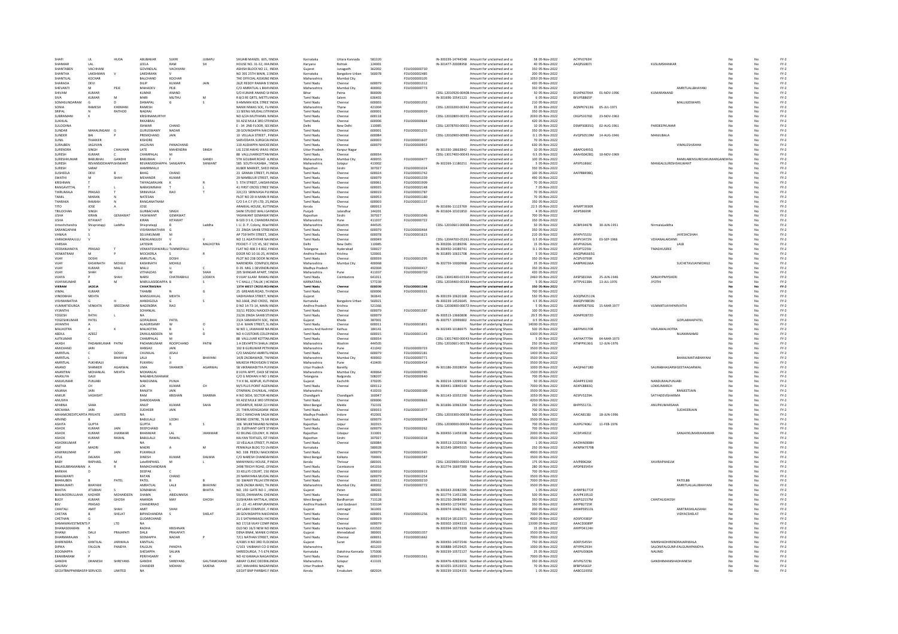| First Name | Middle Name | Last Name | Father/Husband First Name | Father/Husband Middle Name | Father/Husband Last Name | Address | Country | State | District | Pin Code | Folio Number | DP Id-Client Id | Investment Type | Amount | Proposed Date of Transfer | PAN | Date of Birth | Joint Holder Name | | | Financial Year |
|---|---|---|---|---|---|---|---|---|---|---|---|---|---|---|---|---|---|---|---|---|---|
| SHAFI | UL | HUDA | ABUBAKAR | SUKRI | JUBAPU | SHUAIB MANZIL 605, S | INDIA | Karnataka | Uttara Kannada | 581120 | | IN-300239-14744548 | Amount for unclaimed and u | 58 | 05-Nov-2022 | ACYPJ0763H | | | No | No | FY-2 |
| SHANKAR | LAL | | LEELA | RAM | SH | HOUSE NO. 31-32, JHA | INDIA | Haryana | Rohtak | 124001 | | IN-301477-20008958 | Amount for unclaimed and u | 40 | 05-Nov-2022 | AAQPL6807J | | KUSUMSHANKAR | No | No | FY-2 |
| SHANTABEN | VACHHANI | | GOVINDLAL | VACHHANI | | ASHISH BLOCK NO 11, | INDIA | Gujarat | Junagadh | 362002 | FOLIO00000730 | | Amount for unclaimed and u | 350 | 05-Nov-2022 | | | | No | No | FY-2 |
| SHANTHA | LAKSHMAN | V | LAKSHMAN | V | | NO 391 25TH MAIN, 11 | INDIA | Karnataka | Bangalore Urban | 560078 | FOLIO00002485 | | Amount for unclaimed and u | 200 | 05-Nov-2022 | | | | No | No | FY-2 |
| SHANTILAL | KOCHAR | | BALCHAND | KOCHAR | | THE OFFICIAL ASSIGNE | INDIA | Maharashtra | Mumbai City | | FOLIO00000105 | | Amount for unclaimed and u | 1050 | 05-Nov-2022 | | | | No | No | FY-2 |
| SHARADA | DEVI | | DILIP | KUMAR | JAIN | 26/C REDDY RAMAN ST | INDIA | Tamil Nadu | Chennai | 600079 | FOLIO00001312 | | Amount for unclaimed and u | 420 | 05-Nov-2022 | | | | No | No | FY-2 |
| SHEVANTI | M | PEJE | MAHADEV | PEJE | | C/O AMRATLAL L BHA | INDIA | Maharashtra | Mumbai City | 400002 | FOLIO00000773 | | Amount for unclaimed and u | 350 | 05-Nov-2022 | | | AMRITLALLBHAYANI | No | No | FY-2 |
| SHIVAM | KUMAR | | KUMAR | ANAND | | S/O KUMAR ANAND SH | INDIA | Bihar | Patna | 800009 | | CDSL-12010926-00408 | Amount for unclaimed and u | 50 | 05-Nov-2022 | DUAPK6704A | 01-NOV-1996 | KUMARANAND | No | No | FY-2 |
| SIVA | KUMAR | M | MARI | MUTHU | M | R 8/2 RE QRTS, METTUR | INDIA | Tamil Nadu | Salem | 636401 | | IN-301696-10541123 | Amount for unclaimed and u | 6 | 05-Nov-2022 | BFUPS8865P | | | No | No | FY-2 |
| SOMASUNDARAM | G | D | DANAPAL | G | S | 9 AMMAN KOIL STREE | INDIA | Tamil Nadu | Chennai | 600003 | FOLIO00001352 | | Amount for unclaimed and u | 210 | 05-Nov-2022 | | | MALLIGESWARS | No | No | FY-2 |
| SONIA | RAMESH | KHEMANI | RAMESH | | | NANIK NIWAS SOC, FL | INDIA | Maharashtra | Thane | 421004 | | CDSL-12033200-00342 | Amount for unclaimed and u | 35 | 05-Nov-2022 | AQNPK7613G | 05-JUL-1971 | | No | No | FY-2 |
| SRIPAL | N | RATHOD | NAGRAJ | | | 11 SEENU MUDALI STR | INDIA | Tamil Nadu | Chennai | 600001 | FOLIO00000029 | | Amount for unclaimed and u | 350 | 05-Nov-2022 | | | | No | No | FY-2 |
| SUBRAMANI | K | | KRISHNAMURTHY | | | NO 6/2A MUTHAMIL N | INDIA | Tamil Nadu | Chennai | 600118 | | CDSL-12032800-00255 | Amount for unclaimed and u | 2030 | 05-Nov-2022 | CKGPS3376D | 23-NOV-1963 | | No | No | FY-2 |
| SUKHLAL | | | RIKKABRAI | | | 93 AZIZ MULK 3RD STR | INDIA | Tamil Nadu | Chennai | 600006 | FOLIO00000664 | | Amount for unclaimed and u | 420 | 05-Nov-2022 | | | | No | No | FY-2 |
| SULOCHNA | | | ISHWAR | CHAND | | E - 34 2ND FLOOR, SE | INDIA | Delhi | New Delhi | 110085 | | CDSL-12078700-00001 | Amount for unclaimed and u | 10 | 05-Nov-2022 | DSMPS0835Q | 02-AUG-1961 | PARDEEPKUMAR | No | No | FY-2 |
| SUNDAR | MAHALINGAM | G | GURUSWAMY | NADAR | | 28 GOVINDAPPA NAIC | INDIA | Tamil Nadu | Chennai | 600001 | FOLIO00001255 | | Amount for unclaimed and u | 350 | 05-Nov-2022 | | | | No | No | FY-2 |
| SUNDER | BAI | P | PREMCHAND | JAIN | | 10 VELLALA STREET , P | INDIA | Tamil Nadu | Chennai | 600084 | | CDSL-12010900-00985 | Amount for unclaimed and u | 0.1 | 05-Nov-2022 | AVQPS0519M | 14-AUG-1946 | MANJUBALA | No | No | FY-2 |
| SUNIL | THAKKER | | KISHORE | | | SARVODAYA SURGICAL | INDIA | Tamil Nadu | Chennai | 600003 | FOLIO00001607 | | Amount for unclaimed and u | 70 | 05-Nov-2022 | | | | No | No | FY-2 |
| SURAJBEN | JAGJIVAN | | JAGJIVAN | PANACHAND | | 110 ALDIAPPA NAICKE | INDIA | Tamil Nadu | Chennai | 600079 | FOLIO00000953 | | Amount for unclaimed and u | 630 | 05-Nov-2022 | | | VIMALESHJSHAH | No | No | FY-2 |
| SURENDRA | SINGH | CHAUHAN | LATE | MAHENDRA | SINGH | LIG 2230 AWAS VIKAS | INDIA | Uttar Pradesh | Kanpur Nagar | | | IN-301330-18663842 | Amount for unclaimed and u | 10 | 05-Nov-2022 | ABAPC6495Q | | | No | No | FY-2 |
| SURESH | KUMAR | C | CHAMPALAL | M | | 88 VALLUVARKOTTAM | INDIA | Tamil Nadu | Chennai | 600034 | | CDSL-13017400-00043 | Amount for unclaimed and u | 0.5 | 05-Nov-2022 | AAAHS0428Q | 10-NOV-1969 | | No | No | FY-2 |
| SURESHKUMAR | BABUBHAI | GANDHI | BABUBHAI | F | GANDI | 5TH GOLIBAR ROAD A | INDIA | Maharashtra | Mumbai City | 400055 | FOLIO00000477 | | Amount for unclaimed and u | 100 | 05-Nov-2022 | | | RAMILABENSURESHKUMARGANDHI | No | No | FY-2 |
| SURESH | REVANSIDDHAPPA | SHIWANT | REVANSIDDHAPPA | SANGAPPA | SHIWANT | 585 SOUTH KASABA , | INDIA | Maharashtra | Solapur | 413002 | | IN-302269-11180251 | Amount for unclaimed and u | 5 | 05-Nov-2022 | APXPS1866C | | MANGALSURESHSHILWANT | No | No | FY-2 |
| SURESH | SARAF | | HAMIRMALJI | | | KUBER MARKET, SHEO | INDIA | Rajasthan | Sirohi | 307027 | FOLIO00001024 | | Amount for unclaimed and u | 350 | 05-Nov-2022 | | | | No | No | FY-2 |
| SUSHEELA | DEVI | B | BHAG | CHAND | | 23 GRAMA STREET, P | INDIA | Tamil Nadu | Chennai | 600024 | FOLIO00001742 | | Amount for unclaimed and u | 100 | 05-Nov-2022 | AAFPB8498Q | | | No | No | FY-2 |
| SWATHI | M | SHAH | MEHANDR | KUMAR | | 29 NAMBULIR STREET, | INDIA | Tamil Nadu | Chennai | 600079 | FOLIO00001339 | | Amount for unclaimed and u | 490 | 05-Nov-2022 | | | | No | No | FY-2 |
| KRISHNAN | T | | THIYAGARAJAN | K | R | 5 5TH STREET, LAKSHM | INDIA | Tamil Nadu | Chennai | 600061 | FOLIO00001909 | | Amount for unclaimed and u | 70 | 05-Nov-2022 | | | | No | No | FY-2 |
| RANGAVITTAL | T | L | NARASIMHAN | T | L | 41 FIRST CROSS STREE | INDIA | Tamil Nadu | Chennai | 600035 | FOLIO00002148 | | Amount for unclaimed and u | 7 | 05-Nov-2022 | | | | No | No | FY-2 |
| THIRUMALA | PRASAD | T | SRINIVASA | RAO | T | 22C/23 SRINIVASA PILL | INDIA | Tamil Nadu | Chennai | 600019 | FOLIO00001787 | | Amount for unclaimed and u | 70 | 05-Nov-2022 | | | | No | No | FY-2 |
| TAMIL | MARAN | N | NATESAN | | | PLOT NO 29 III MAIN R | INDIA | Tamil Nadu | Chennai | 600053 | FOLIO00001180 | | Amount for unclaimed and u | 70 | 05-Nov-2022 | | | | No | No | FY-2 |
| THARAKA | RAMIAH | N | RANGANATHAM | | | C/O S A C F (P) LTD, 25 | INDIA | Tamil Nadu | Chennai | 600003 | FOLIO00001137 | | Amount for unclaimed and u | 350 | 05-Nov-2022 | | | | No | No | FY-2 |
| TITO | JOSE | A | JOSE | | | ARAKKAL HOUSE, KUTTI | INDIA | Kerala | Thrissur | 680013 | | IN-301696-11123769 | Amount for unclaimed and u | 22.5 | 05-Nov-2022 | AFMPT3930R | | | No | No | FY-2 |
| TRILOCHAN | SINGH | | GURBACHAN | SINGH | | SAINI STUDIO WALI GA | INDIA | Punjab | Jalandhar | 144201 | | IN-301604-10101850 | Amount for unclaimed and u | 4 | 05-Nov-2022 | AEIPS9693R | | | No | No | FY-2 |
| USHA | KIRAN | GEMAWAT | YASHWANT | GEMAWAT | | YASHWANT GEMAWAT | INDIA | Rajasthan | Sirohi | 307027 | FOLIO00001046 | | Amount for unclaimed and u | 700 | 05-Nov-2022 | | | | No | No | FY-2 |
| USHA | KITAWAT | | KIRAN | KITAWAT | | B-503 D S K, CHANDRA | INDIA | Maharashtra | Pune | 411037 | FOLIO00000722 | | Amount for unclaimed and u | 350 | 05-Nov-2022 | | | | No | No | FY-2 |
| Umeshchandra | Shivpratapji | Laddha | Shivpratapji | B | Laddha | I. U. D. P. Colony, Wa | INDIA | Maharashtra | Washim | 444505 | | CDSL-12010601-00068 | Amount for unclaimed and u | 50 | 05-Nov-2022 | ACBPL9467B | 30-JUN-1951 | NirmalaLaddha | No | No | FY-2 |
| SARANGAPANI | V | | VISHWANATHAN | G | | 23 ZINDA SAHIB STREE | INDIA | Tamil Nadu | Chennai | 600079 | FOLIO00000464 | | Amount for unclaimed and u | 350 | 05-Nov-2022 | | | | No | No | FY-2 |
| VANAJA | S | | SELVAKUMAR | M | | AP 759 94TH STREET, 1 | INDIA | Tamil Nadu | Chennai | 600078 | FOLIO00001623 | | Amount for unclaimed and u | 210 | 05-Nov-2022 | AFAPV5533J | | JAYESHCSHAH | No | No | FY-2 |
| VARADHARAJULU | V | | KADALANGUDI | V | V | NO 11 AGATHIYAR NA | INDIA | Tamil Nadu | Chennai | 600049 | | CDSL-12044700-05261 | Amount for unclaimed and u | 0.5 | 05-Nov-2022 | AFIPV3472N | 03-SEP-1966 | VDHANALAKSHMI | No | No | FY-2 |
| VARSHA | | | LATESHR | | MALHOTRA | POCKET- F 17/ 45, SEC | INDIA | Delhi | New Delhi | 110085 | | IN-300206-10189296 | Amount for unclaimed and u | 15 | 05-Nov-2022 | AEVPV6264L | | LALB | No | No | FY-2 |
| VEERANJANEYA | PRASAD | T | VENKATESHWARLU | TUMMEPALLI | | FLAT NO 408 3 4 802, P | INDIA | Telangana | Hyderabad | 500027 | | IN-300450-14389741 | Amount for unclaimed and u | 0.1 | 05-Nov-2022 | AFDPT2259J | | TMADHUSREE | No | No | FY-2 |
| VENKATRAM | M | P | MOCHERLA | S | R | DOOR NO 10-16-25, A | INDIA | Andhra Pradesh | Krishna | 520001 | | IN-301895-10631708 | Amount for unclaimed and u | 5 | 05-Nov-2022 | ANQPM6665G | | | No | No | FY-2 |
| VIJAY | DOSHI | | AMRUTLAL | DOSHI | | PLOT NO 238 DOOR N | INDIA | Tamil Nadu | Chennai | 600039 | FOLIO00001295 | | Amount for unclaimed and u | 350 | 05-Nov-2022 | ACSPV0793R | | | No | No | FY-2 |
| VIJAY | KASHINATH | MOHILE | KASHINATH | MOHILE | | NARENDRA COMPLEX, | INDIA | Maharashtra | Mumbai City | 400068 | | IN-302759-10000968 | Amount for unclaimed and u | 35 | 05-Nov-2022 | AABPM6166A | | SUCHETAVIJAYMOHILE | No | No | FY-2 |
| VIJAY | KUMAR | MALU | MALU | U | C | D-35 MIG 1 DEVENDR | INDIA | Madhya Pradesh | | 492004 | FOLIO00000417 | | Amount for unclaimed and u | 350 | 05-Nov-2022 | | | | No | No | FY-2 |
| VIJAY | SHAH | | VITHALDAS | W | SHAH | 205 SHINGAR APART, 1 | INDIA | Maharashtra | Pune | 411037 | FOLIO00000720 | | Amount for unclaimed and u | 420 | 05-Nov-2022 | | | | No | No | FY-2 |
| VIJAYA | P | SHAH | NARSI | CHATRABHUJ | LODAYA | 9 VIJAY ILLAM RAMALI | INDIA | Tamil Nadu | Coimbatore | 641011 | | CDSL-13041400-01539 | Amount for unclaimed and u | 2460 | 05-Nov-2022 | AKSPS8334A | 25-JUN-1946 | SANJAYPMYSHERI | No | No | FY-2 |
| VIJAYAKUMAR | B | M | MARULASIDDAPPA | B | S | Y C HALLI, ( TALUK ) H | INDIA | KARNATAKA | | 577239 | | CDSL-12034400-00183 | Amount for unclaimed and u | 5 | 05-Nov-2022 | AFTPV6138A | 13-JUL-1976 | JYOTHI | No | No | FY-2 |
| **VIKRAM** | **JADEJA** | | **CHHATRASINH** | | | **13TH WEST CROSS RO** | **INDIA** | **Tamil Nadu** | **Chennai** | **600039** | **FOLIO00001348** | | **Amount for unclaimed and u** | **350** | **05-Nov-2022** | | | | **No** | **No** | **FY-2** |
| VIMAL | KUMAR | | THAKMJI | N | G | 25 GREAMS ROAD, TH | INDIA | Tamil Nadu | Chennai | 600006 | FOLIO00000331 | | Amount for unclaimed and u | 700 | 05-Nov-2022 | | | | No | No | FY-2 |
| VINODBHAI | MEHTA | | MANSUKHLAL | MEHTA | | VADHVANIA STREET, N | INDIA | Gujarat | | 363641 | | IN-300159-10620168 | Amount for unclaimed and u | 550 | 05-Nov-2022 | AOQPM2511N | | | No | No | FY-2 |
| VISHWANATHA | G | H | HANDIGOLA | G | S | NO.1668, 2ND CROSS, | INDIA | Karnataka | Bangalore Urban | 560021 | | IN-300239-14526645 | Amount for unclaimed and u | 4.5 | 05-Nov-2022 | AMQPV9803N | | | No | No | FY-2 |
| VUMMITIDURGA | VENKATA | SREEDHAR | NAGENDRA | RAO | | D NO 14-73-14, MAIN | INDIA | Andhra Pradesh | Krishna | 521166 | | CDSL-12036900-00072 | Amount for unclaimed and u | 5 | 05-Nov-2022 | AKWPD8750G | 15-MAR-1977 | VUMMITIJAYAPARVATHI | No | No | FY-2 |
| VYJANTHI | S | | SOHANLAL | | | 33/11 PEDDU NAICKEN | INDIA | Tamil Nadu | Chennai | 600079 | FOLIO00001587 | | Amount for unclaimed and u | 100 | 05-Nov-2022 | | | | No | No | FY-2 |
| YOGESH | RATHI | L | NA | | | 23/26 ZINDA SAHIB ST | INDIA | Tamil Nadu | Chennai | 600079 | | IN-300513-13660808 | Amount for unclaimed and u | 29.5 | 05-Nov-2022 | ADNPR2872D | | | No | No | FY-2 |
| YOGESHKUMAR | PATEL | | GOPALBHAI | PATEL | | 23/A SAMARATH SOC, | INDIA | Gujarat | Kheda | 387001 | | IN-300757-10999802 | Amount for unclaimed and u | 0.5 | 05-Nov-2022 | | | GOPLABHAIPATEL | No | No | FY-2 |
| JAYANTHI | A | | ALAGIRISAMY | W | D | 12-A MAIN STREET, SL | INDIA | Tamil Nadu | Chennai | 600011 | FOLIO00001851 | | Number of underlying Shares | 14000 | 05-Nov-2022 | | | | No | No | FY-2 |
| MALHOTRA | A | K | MALHOTRA | B | L | W NO 1, JAWAHAR NA | INDIA | Jammu And Kashmir | Kathua | 184141 | | IN-302349-10186975 | Number of underlying Shares | 500 | 05-Nov-2022 | ABFPM9170R | | VIMLAMALHOTRA | No | No | FY-2 |
| ABDUL | AZEEZ | | ZAINULABDEEN | M | D | NO 4 CUSTOMS COLON | INDIA | Tamil Nadu | Chennai | 600015 | FOLIO00001143 | | Number of underlying Shares | 6300 | 05-Nov-2022 | | | NIJAMANAMD | No | No | FY-2 |
| AJITKUMAR | C | | CHAMPALAL | M | | 88 VALLUVAR KOTTAM | INDIA | Tamil Nadu | Chennai | 600034 | | CDSL-13017400-00043 | Number of underlying Shares | 5 | 05-Nov-2022 | AAFHA7779H | 04-MAR-1973 | | No | No | FY-2 |
| AKASH | PADAMKUMAR | PATNI | PADAMKUMAR | ROOPCHAND | PATNI | 1 A DEVAPETH SHALA | INDIA | Maharashtra | Washim | 444505 | | CDSL-12010601-00178 | Number of underlying Shares | 250 | 05-Nov-2022 | ATMPP9136G | 12-JUN-1976 | | No | No | FY-2 |
| AMICHAND | JAIN | | HANSAJI | JAIN | | 192 B GURUWAR PETH | INDIA | Maharashtra | Pune | 411042 | FOLIO00000723 | | Number of underlying Shares | 3500 | 05-Nov-2022 | | | | No | No | FY-2 |
| AMRITLAL | C | DOSHI | CHUNILAL | JESAJI | | C/O SANGHVI AMRITLA | INDIA | Tamil Nadu | Chennai | 600079 | FOLIO00002181 | | Number of underlying Shares | 1400 | 05-Nov-2022 | | | | No | No | FY-2 |
| AMRITLAL | L | BHAYANI | LALJI | S | BHAYANI | 14/B ZAOBAWADI, TH | INDIA | Maharashtra | Mumbai City | 400002 | FOLIO00000771 | | Number of underlying Shares | 3500 | 05-Nov-2022 | | | BHANUMATIABHAYANI | No | No | FY-2 |
| AMRITLAL | PUKHRAJJI | | PUKHRAJ | JI | | MUKESH PROVISION S | INDIA | Maharashtra | Pune | 410405 | FOLIO00000414 | | Number of underlying Shares | 3500 | 05-Nov-2022 | | | | No | No | FY-2 |
| ANAND | SHANKER | AGARWAL | UMA | SHANKER | AGARWAL | 58 VIKRAMADITYA PUR | INDIA | Uttar Pradesh | Bareilly | | | IN-301186-20028054 | Number of underlying Shares | 1000 | 05-Nov-2022 | AAQPA6718D | | SAURABHAGARWGEETAAGARWAL | No | No | FY-2 |
| ANANTRAI | MOHANLAL | MEHTA | MOHANLAL | | | B VIJYA APPT, DADI SET | INDIA | Maharashtra | Mumbai City | 400064 | FOLIO00000785 | | Number of underlying Shares | 1500 | 05-Nov-2022 | | | | No | No | FY-2 |
| ANASUYA | GAJJI | | NAGABHUSHANAM | | | C/O G MOHAN H NO 1 | INDIA | Telangana | Nalgonda | 508207 | FOLIO00000640 | | Number of underlying Shares | 700 | 05-Nov-2022 | | | | No | No | FY-2 |
| ANILKUMAR | PUNJABI | | NANDLIMAL | PUNJA | | T H X 96, ADIPUR, KUT | INDIA | Gujarat | Kachchh | 370205 | | IN-300214-12099318 | Number of underlying Shares | 50 | 05-Nov-2022 | ADAPP3124D | | NANDLIMALPUNJABI | No | No | FY-2 |
| ANITHA | CH | | LOK | KUMAR | CH | M/S PLUS POINT AGEN | INDIA | Tamil Nadu | Chennai | 600112 | | IN-300441-10840140 | Number of underlying Shares | 7000 | 05-Nov-2022 | AEXPC8883Q | | LOKKUMARCH | No | No | FY-2 |
| ANJANA | JAIN | | RANJITH | JAIN | | CITARMAL CHUNILAL, | INDIA | Maharashtra | | 410203 | FOLIO00000309 | | Number of underlying Shares | 3500 | 05-Nov-2022 | | | RANJEETJAIN | No | No | FY-2 |
| ANKUR | VASHISHT | | RAM | KRISHAN | SHARMA | H NO 3654, SECTOR-46 | INDIA | Chandigarh | Chandigarh | 160047 | | IN-301143-10352190 | Number of underlying Shares | 1050 | 05-Nov-2022 | AESPV5229A | | SATYADEVISHARMA | No | No | FY-2 |
| ANUSIYA | | | DAMODARAN | | | 93 AZIZ MULK 3RD STR | INDIA | Tamil Nadu | Chennai | 600006 | FOLIO00000663 | | Number of underlying Shares | 4200 | 05-Nov-2022 | | | | No | No | FY-2 |
| APARNA | SAHA | | ANUP | KUMAR | SAHA | HYDARPUR, NEAR 22 H | INDIA | West Bengal | Malda | 732101 | | IN-301696-10963204 | Number of underlying Shares | 250 | 05-Nov-2022 | BHPPS5172L | | ANUPKUMARSAHA | No | No | FY-2 |
| ARCHANA | JAIN | | SUDHEER | JAIN | | 25 THIRUVENGADAM S | INDIA | Tamil Nadu | Chennai | 600033 | FOLIO00001977 | | Number of underlying Shares | 700 | 05-Nov-2022 | | | SUDHEERJAIN | No | No | FY-2 |
| ARHAMCREDITCAPITA | PRIVATE | LIMITED | NA | | | 202 C KANCHAN SAGA | INDIA | Madhya Pradesh | Indore | 452001 | | CDSL-12033300-00658 | Number of underlying Shares | 500 | 05-Nov-2022 | AAICA8138J | 18-JUN-1996 | | No | No | FY-2 |
| ARVIND | B | | BABULALJI | LODHI | | REXINE CENTRE, 76 MI | INDIA | Tamil Nadu | Chennai | 600079 | FOLIO00000294 | | Number of underlying Shares | 3500 | 05-Nov-2022 | | | | No | No | FY-2 |
| ASHITA | GUPTA | | GUPTA | R | S | 106 MUKETANAND NA | INDIA | Rajasthan | Jaipur | 302015 | | CDSL-12030000-00004 | Number of underlying Shares | 700 | 05-Nov-2022 | ALKPG7406J | 11-FEB-1976 | | No | No | FY-2 |
| ASHOK | KUMAR | JAIN | DEEPCHAND | | | 15 ELEPHANT GATE ST | INDIA | Tamil Nadu | Chennai | 600079 | FOLIO00000262 | | Number of underlying Shares | 700 | 05-Nov-2022 | | | | No | No | FY-2 |
| ASHOK | KUMAR | JHANWAR | BHANWAR | LAL | JHANWAR | 42 EKLING COLONY, N | INDIA | Rajasthan | Udaipur | 313001 | | IN-300450-13459108 | Number of underlying Shares | 2000 | 05-Nov-2022 | ACDPJ4921E | | SANJAYKUMARJHANWAR | No | No | FY-2 |
| ASHOK | KUMAR | RAWAL | BABULALJI | RAWAL | | KALYAN TEXTILES, IST | INDIA | Rajasthan | Sirohi | 307027 | FOLIO00001018 | | Number of underlying Shares | 3500 | 05-Nov-2022 | | | | No | No | FY-2 |
| ASHOKKUMAR | P | | NA | | | 10 VELLALA STREET, P | INDIA | Tamil Nadu | Chennai | 600084 | | IN-300513-22329336 | Number of underlying Shares | 1 | 05-Nov-2022 | AADHA6908H | | | No | No | FY-2 |
| ASIF | MADRI | | MADRI | A | M | PENWALA BLDG TO U | INDIA | Karnataka | | 580028 | | IN-301549-18945015 | Number of underlying Shares | 250 | 05-Nov-2022 | AKNPM7579B | | | No | No | FY-2 |
| ASWINKUMAR | P | JAIN | PUKHRAJJI | | | NO. 338 PEEDU NAICK | INDIA | Tamil Nadu | Chennai | 600079 | FOLIO00001345 | | Number of underlying Shares | 4900 | 05-Nov-2022 | | | | No | No | FY-2 |
| ATUL | DALMIA | | DINESH | KUMAR | DALMIA | C/O NARESH CHANDA | INDIA | West Bengal | Kolkata | 700001 | FOLIO00000587 | | Number of underlying Shares | 3500 | 05-Nov-2022 | | | | No | No | FY-2 |
| BABY | RAPHAEL | M | LateRAPHAEL | M | L | MANIYAKKU HOUSE, P | INDIA | Kerala | Thrissur | 680301 | | CDSL-12023900-00003 | Number of underlying Shares | 175 | 05-Nov-2022 | AJVPB9626K | | XAVIRAPHAELM | No | No | FY-2 |
| BALASUBRAMANIAN | A | R | RAMACHANDRAN | | | 2498 TRICHY ROAD, OF | INDIA | Tamil Nadu | Coimbatore | 641016 | | IN-301774-16697389 | Number of underlying Shares | 280 | 05-Nov-2022 | APDPB3545H | | | No | No | FY-2 |
| BARKHA | D | | DEEPAK | C | | 33 KELLYS COURT, 150 | INDIA | Tamil Nadu | Chennai | 600010 | FOLIO00000913 | | Number of underlying Shares | 700 | 05-Nov-2022 | | | | No | No | FY-2 |
| BHAGWANTI | | | RATAN | CHAND | | 29 NARAYANA MUDALI | INDIA | Tamil Nadu | Chennai | 600079 | FOLIO00001254 | | Number of underlying Shares | 3500 | 05-Nov-2022 | | | | No | No | FY-2 |
| BHANUBEN | B | PATEL | PATEL | B | B | 30 SWAMY PILLAI STR | INDIA | Tamil Nadu | Chennai | 600112 | FOLIO00000210 | | Number of underlying Shares | 7000 | 05-Nov-2022 | | | PATELBB | No | No | FY-2 |
| BHANUMATI | BHAYANI | | AMRATLAL | LALJI | BHAYANI | 14/B ZAOBA WADI, TH | INDIA | Maharashtra | Mumbai City | 400002 | FOLIO00000772 | | Number of underlying Shares | 3500 | 05-Nov-2022 | | | AMRITLALLALJIBHAYANI | No | No | FY-2 |
| BHATIA | JITUBHAI | S | SOMABHAI | L | BHATIA | NO. 150 GATE NO-1 , | INDIA | Gujarat | Patan | 384265 | | IN-300343-20082095 | Number of underlying Shares | 1 | 05-Nov-2022 | AHWPB1772F | | | No | No | FY-2 |
| BUILINDORULLAHA | KADHER | MOHAIDEEN | SHAMA | ABIDUNNISA | | 59/20, DHANAPAL CHE | INDIA | Tamil Nadu | Chennai | 600003 | | IN-301774-11451186 | Number of underlying Shares | 500 | 05-Nov-2022 | AUVPK1951D | | | No | No | FY-2 |
| BIJOY | KUMAR | GHOSH | ANANDA | MAY | GHOSH | GUSHKARA HATTALA, | INDIA | West Bengal | Bardhaman | 713128 | | IN-301250-28484492 | Number of underlying Shares | 350 | 05-Nov-2022 | AJKPG2157M | | CHAITALIGHOSH | No | No | FY-2 |
| BSV | PRASAD | | CHANDRAIAH | | | 12 -22 -41 ARYAPURA | INDIA | Andhra Pradesh | East Godavari | 533104 | | IN-300450-12724387 | Number of underlying Shares | 350 | 05-Nov-2022 | AKYPB2725R | | | No | No | FY-2 |
| CHAITALI | AMIT | SHAH | AMIT | SHAH | | JAY LABH COMPLEX , F | INDIA | Gujarat | Jamnagar | 361001 | | IN-300974-10462761 | Number of underlying Shares | 200 | 05-Nov-2022 | ANWPS9310L | | AMITRASIKLALSHAH | No | No | FY-2 |
| CHETAN | B | SHELAT | BIPINCHANDRA | S | SHELAT | 28 GOVINDAPPA NAIC | INDIA | Tamil Nadu | Chennai | 600001 | FOLIO00001256 | | Number of underlying Shares | 7000 | 05-Nov-2022 | | | VIDYACSHELAT | No | No | FY-2 |
| CHETHAN | G | | GUDARCHAND | | | 21 E SATHANKADU HIG | INDIA | Tamil Nadu | Chennai | 600019 | | IN-300214-18122671 | Number of underlying Shares | 4000 | 05-Nov-2022 | ADSPC4381P | | | No | No | FY-2 |
| DAMANINVESTMENTS | P | LTD | NA | | | NO 17/18 VIJAY COMPL | INDIA | Tamil Nadu | Chennai | 600079 | | IN-300302-10043173 | Number of underlying Shares | 13300 | 05-Nov-2022 | AAACD3089P | | | No | No | FY-2 |
| DHANASEKARAN | R | | RADHA | KRISHNAN | | OLD NO 16/3 NEW NO | INDIA | Tamil Nadu | Kanchipuram | 631502 | | IN-300394-16573399 | Number of underlying Shares | 15 | 05-Nov-2022 | ANYPD4124H | | | No | No | FY-2 |
| DHANJI | DALJI | PRAJAPATI | DALJI | PRAJAPATI | | DENA BNAK, MANEK C | INDIA | Gujarat | Ahmedabad | 380001 | FOLIO00001357 | | Number of underlying Shares | 3500 | 05-Nov-2022 | | | | No | No | FY-2 |
| DHARMARAJAN | S | | SEENIAPPA | NADAR | P | 7/C1 NATHAN STREET, | INDIA | Tamil Nadu | Chennai | 600031 | FOLIO00001662 | | Number of underlying Shares | 7000 | 05-Nov-2022 | | | | No | No | FY-2 |
| DHIRENDRA | KANTILAL | JARIWALA | KANTILAL | | | 4/4385 H NO 3RD FLO | INDIA | Gujarat | Surat | 395003 | | IN-300450-14073546 | Number of underlying Shares | 750 | 05-Nov-2022 | ADEPJ5455H | | NIMESHADHIRENDRAJARIWALA | No | No | FY-2 |
| DIPIKA | FALGUN | PANDYA | FALGUN | PANDYA | | C/103 VAIBHAVI CO O | INDIA | Maharashtra | | 401203 | | IN-300888-14529425 | Number of underlying Shares | 1000 | 05-Nov-2022 | AFYPP6293H | | SALONIFALGUNFALGUNPANDYA | No | No | FY-2 |
| DOOMAPPA | U | | SHESAPPA | SALIAN | | SHREEDURGA, 7-5 674 | INDIA | Karnataka | Dakshina Kannada | 575006 | | IN-300239-10572127 | Number of underlying Shares | 25 | 05-Nov-2022 | AAEPU0060A | | NALINID | No | No | FY-2 |
| EKAMBARAM | P | | PERIYASAMY | K | | NO 42 KAMALA NAGA | INDIA | Tamil Nadu | Chennai | 600019 | FOLIO00001561 | | Number of underlying Shares | 7000 | 05-Nov-2022 | | | | No | No | FY-2 |
| GANDHI | DHANESH | SHREYANS | GANDHI | SHREYANS | GAUTAMCHAND | ABHAY CLINIC DEODH | INDIA | Maharashtra | Solapur | 413101 | | IN-300476-42823656 | Number of underlying Shares | 350 | 05-Nov-2022 | AFVPG7278J | | GANDHIMANISHADHANESH | No | No | FY-2 |
| GAURAV | | | CHANDER | MOHAN | SAXENA | 167, MAHARAJ NAGAR | INDIA | Uttar Pradesh | Agra | | | IN-301055-10519353 | Number of underlying Shares | 70 | 05-Nov-2022 | BFBPS4161P | | | No | No | FY-2 |
| GEOJITBNPPARIBASFIN | SERVICES | LIMITED | NA | | | GEOJIT BNP PARIBAS F | INDIA | Kerala | Ernakulam | 682024 | | IN-300239-10324155 | Number of underlying Shares | 1 | 05-Nov-2022 | AABCG1935E | | | No | No | FY-2 |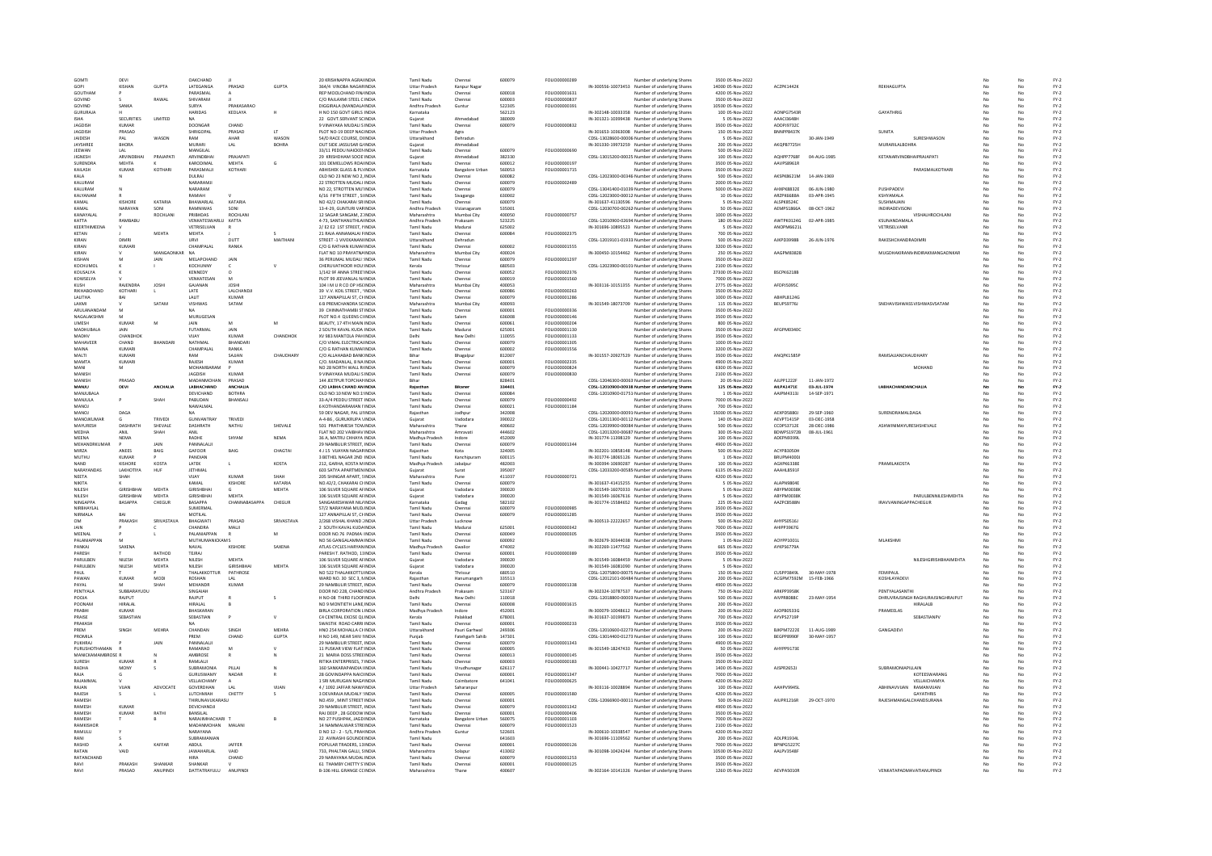| Investor First Name | Investor Middle Name | Investor Last Name | Father/Husband First Name | Father/Husband Middle Name | Father/Husband Last Name | Address | State | District | Pin Code | Folio Number | DP Id-Client Id-Account Number | Investment Type | Amount Transferred | Proposed Date of Transfer | PAN | Date of Birth | Nominee Name | Joint Holder Name | Is the Investment (amount / shares) under any litigation | Is the shares transfer from unpaid suspense account | Financial Year |
|---|---|---|---|---|---|---|---|---|---|---|---|---|---|---|---|---|---|---|---|---|---|
| GOMTI | DEVI | | DAKCHAND | JI | | 20 KRISHNAPPA AGRAINDIA | Tamil Nadu | Chennai | 600079 | FOLIO00000289 | | Number of underlying Shares | 3500 | 05-Nov-2022 | | | | | No | No | FY-2 |
| GOPI | KISHAN | GUPTA | LATEGANGA | PRASAD | GUPTA | 364/4 VINOBA NAGARINDIA | Uttar Pradesh | Kanpur Nagar | | | IN-300556-10073453 | Number of underlying Shares | 14000 | 05-Nov-2022 | ACZPK1442K | | REKHAGUPTA | | No | No | FY-2 |
| GOUTHAM | P | | PARASMAL | A | | REP MOOLCHAND FININDIA | Tamil Nadu | Chennai | 600018 | FOLIO00001631 | | Number of underlying Shares | 4200 | 05-Nov-2022 | | | | | No | No | FY-2 |
| GOVIND | S | RAWAL | SHIVARAM | JI | | C/O RAJLAXMI STEEL CINDIA | Tamil Nadu | Chennai | 600003 | FOLIO00000837 | | Number of underlying Shares | 3500 | 05-Nov-2022 | | | | | No | No | FY-2 |
| GOVIND | SANKA | | SURYA | PRAKASARAO | | DIGGIRALA (MANDALAINDIA | Andhra Pradesh | Guntur | 522305 | FOLIO00000391 | | Number of underlying Shares | 10500 | 05-Nov-2022 | | | | | No | No | FY-2 |
| GURURAJA | H | | HARIDAS | KEDLAYA | H | H NO 150 GOVT GIRLS INDIA | Karnataka | | 562123 | | IN-302148-10033358 | Number of underlying Shares | 100 | 05-Nov-2022 | AONPG7543R | | GAYATHRIG | | No | No | FY-2 |
| ISHA | SECURITIES | LIMITED | NA | | | 22 GOVT.SERVANT SCINDIA | Gujarat | Ahmedabad | 380009 | | IN-301321-10399438 | Number of underlying Shares | 5 | 05-Nov-2022 | AAACI3648H | | | | No | No | FY-2 |
| JAGDISH | KUMAR | | DOONGAR | CHAND | | 9 VINAYAKA MUDALI SINDIA | Tamil Nadu | Chennai | 600079 | FOLIO00000832 | | Number of underlying Shares | 3500 | 05-Nov-2022 | AODPJ9732C | | | | No | No | FY-2 |
| JAGDISH | PRASAD | | SHRIGOPAL | PRASAD | LT | PLOT NO-19 DEEP NAGINDIA | Uttar Pradesh | Agra | | | IN-301653-10363008 | Number of underlying Shares | 150 | 05-Nov-2022 | BNMPP9437K | | SUNITA | | No | No | FY-2 |
| JAIDESH | PAL | WASON | RAM | AHAR | WASON | 54/D RACE COURSE, DINDIA | Uttarakhand | Dehradun | | | CDSL-13028600-00006 | Number of underlying Shares | 5 | 05-Nov-2022 | | 30-JAN-1949 | SURESHWASON | | No | No | FY-2 |
| JAYSHREE | BHORA | | MURARI | LAL | BOHRA | OUT SIDE JASSUSAR GAINDIA | Gujarat | Ahmedabad | | | IN-301330-19973259 | Number of underlying Shares | 200 | 05-Nov-2022 | AKQPB7725H | | MURARILALBOHRA | | No | No | FY-2 |
| JEEWAN | LAL | | MANGILAL | | | 33/11 PEDDU NAICKEN INDIA | Tamil Nadu | Chennai | 600079 | FOLIO00000690 | | Number of underlying Shares | 500 | 05-Nov-2022 | | | | | No | No | FY-2 |
| JIGNESH | ARVINDBHAI | PRAJAPATI | ARVINDBHAI | PRAJAPATI | | 29 KRISHDHANI SOCIE INDIA | Gujarat | Ahmedabad | 382330 | | CDSL-13015200-00025 | Number of underlying Shares | 100 | 05-Nov-2022 | AQHPP7768F | 04-AUG-1985 | KETANARVINDBHAIPRAJAPATI | | No | No | FY-2 |
| SURENDRA | MEHTA | K | KARODIMAL | MEHTA | G | 101 DEMELLOWS ROAINDIA | Tamil Nadu | Chennai | 600012 | FOLIO00000197 | | Number of underlying Shares | 3500 | 05-Nov-2022 | AAVPS8961R | | | | No | No | FY-2 |
| KAILASH | KUMAR | KOTHARI | PARASMALJI | KOTHARI | | ABHISHEK GLASS & PLINDIA | Karnataka | Bangalore Urban | 560053 | FOLIO00001715 | | Number of underlying Shares | 3500 | 05-Nov-2022 | | | PARASMALKOTHARI | | No | No | FY-2 |
| KALA | N | | DULRAJ | | | OLD NO 23 NEW NO 2 INDIA | Tamil Nadu | Chennai | 600082 | | CDSL-12023000-00346 | Number of underlying Shares | 500 | 05-Nov-2022 | AKSPK8621M | 14-JAN-1969 | | | No | No | FY-2 |
| KALURAM | | | NARARAMJI | | | 22 STROTTEN MUDALI INDIA | Tamil Nadu | Chennai | 600079 | FOLIO00002489 | | Number of underlying Shares | 2000 | 05-Nov-2022 | | | | | No | No | FY-2 |
| KALURAM | N | | NARARAM | | | NO 22, STROTTEN MUINDIA | Tamil Nadu | Chennai | 600079 | | CDSL-13041400-01039 | Number of underlying Shares | 5000 | 05-Nov-2022 | AHAPK8832E | 06-JUN-1980 | PUSHPADEVI | | No | No | FY-2 |
| KALYANAM | R | | RAMIAH | V | | 6/16 FIFTH STREET , SINDIA | Tamil Nadu | Sivaganga | 630002 | | CDSL-12023000-00012 | Number of underlying Shares | 10 | 05-Nov-2022 | ARZPR6688A | 03-APR-1945 | KSHYAMALA | | No | No | FY-2 |
| KAMAL | KISHORE | KATARIA | BHAWARLAL | KATARIA | | NO 42/2 CHAKARAI SRINDIA | Tamil Nadu | Chennai | 600079 | | IN-301637-41130596 | Number of underlying Shares | 5 | 05-Nov-2022 | ALSPK8524C | | SUSHMAJAIN | | No | No | FY-2 |
| KAMAL | NARAYAN | SONI | RAMNIWAS | SONI | | 13-4-29, GUNTURI VARINDIA | Andhra Pradesh | Vizianagaram | 535001 | | CDSL-12030700-00262 | Number of underlying Shares | 50 | 05-Nov-2022 | AEMPS1866A | 08-OCT-1962 | INDIRADEVISONI | | No | No | FY-2 |
| KANAYALAL | P | ROCHLANI | PRIBHDAS | ROCHLANI | | 12 SAGAR SANGAM, 2 INDIA | Maharashtra | Mumbai City | 400050 | FOLIO00000757 | | Number of underlying Shares | 1000 | 05-Nov-2022 | | | VISHALHROCHLANI | | No | No | FY-2 |
| KATTA | RAMBABU | | VENKATESWARLU | KATTA | | 4-73, SANTHANUTHLAINDIA | Andhra Pradesh | Prakasam | 523225 | | CDSL-12010900-02694 | Number of underlying Shares | 180 | 05-Nov-2022 | AWTPK0124G | 02-APR-1985 | KSUNANDAMALA | | No | No | FY-2 |
| KEERTHIMEENA | V | | VETRISELVAN | R | | 2/ E2 E2 1ST STREET, TINDIA | Tamil Nadu | Madurai | 625002 | | IN-301696-10893523 | Number of underlying Shares | 5 | 05-Nov-2022 | ANOPM6621L | | VETRISELVANR | | No | No | FY-2 |
| KETAN | J | MEHTA | MEHTA | J | S | 21 RAJA ANNAMALAI FINDIA | Tamil Nadu | Chennai | 600084 | FOLIO00002375 | | Number of underlying Shares | 700 | 05-Nov-2022 | | | | | No | No | FY-2 |
| KIRAN | DIMRI | | URVI | DUTT | MAITHANI | STREET -1 VIVEKANANINDIA | Uttarakhand | Dehradun | | | CDSL-12019101-01933 | Number of underlying Shares | 500 | 05-Nov-2022 | AJKPD3998B | 26-JUN-1976 | RAKESHCHANDRADIMRI | | No | No | FY-2 |
| KIRAN | KUMARI | | CHAMPALAL | RANKA | | C/O G RATHAN KUMAR INDIA | Tamil Nadu | Chennai | 600002 | FOLIO00001555 | | Number of underlying Shares | 3200 | 05-Nov-2022 | | | | | No | No | FY-2 |
| KIRAN | V | MANGAONKAR | NA | | | FLAT NO 10 PRAYATNAINDIA | Maharashtra | Mumbai City | 400024 | | IN-300450-10154462 | Number of underlying Shares | 250 | 05-Nov-2022 | AAGPM8382B | | MUGDHAKIRANMANGAONKAR | | No | No | FY-2 |
| KISHAN | M | JAIN | MELAPCHAND | JAIN | | 36 PERUMAL MUDALI SINDIA | Tamil Nadu | Chennai | 600079 | FOLIO00001297 | | Number of underlying Shares | 3500 | 05-Nov-2022 | | | | | No | No | FY-2 |
| KOCHUMOL | K | | KOCHUNNY | C | V | CHERUVATHOOR HOUINDIA | Kerala | Thrissur | 680503 | | CDSL-12023900-00103 | Number of underlying Shares | 2100 | 05-Nov-2022 | | | | | No | No | FY-2 |
| KOUSALYA | K | | KENNEDY | O | | 1/142 9F ANNA STREETINDIA | Tamil Nadu | Chennai | 600052 | FOLIO00002376 | | Number of underlying Shares | 27300 | 05-Nov-2022 | BSCPK6218B | | | | No | No | FY-2 |
| KOWSELYA | V | | VENKATESAN | M | | PLOT 98 JEEVANLAL NINDIA | Tamil Nadu | Chennai | 600019 | FOLIO00001560 | | Number of underlying Shares | 7000 | 05-Nov-2022 | | | | | No | No | FY-2 |
| KUSH | RAJENDRA | JOSHI | GAJANAN | JOSHI | | 104 I M U R CO OP HSINDIA | Maharashtra | Mumbai City | 400053 | | IN-300116-10151355 | Number of underlying Shares | 2775 | 05-Nov-2022 | AFDPJ5095C | | | | No | No | FY-2 |
| RIKHABCHAND | KOTHARI | L | LATE | LALCHANDJI | | 39 V.V. KOIL STREET, YINDIA | Tamil Nadu | Chennai | 600086 | FOLIO00000263 | | Number of underlying Shares | 3500 | 05-Nov-2022 | | | | | No | No | FY-2 |
| LALITHA | BAI | | LALIT | KUMAR | | 127 ANNAPILLAI ST, CHINDIA | Tamil Nadu | Chennai | 600079 | FOLIO00001286 | | Number of underlying Shares | 1000 | 05-Nov-2022 | ABHPL8124G | | | | No | No | FY-2 |
| LAXMI | V | SATAM | VISHWAS | SATAM | | 6 B PREMCHANDRA SCINDIA | Maharashtra | Mumbai City | 400093 | | IN-301549-18073709 | Number of underlying Shares | 115 | 05-Nov-2022 | BELPS9776J | | SNEHAVISHWASVISHWASVSATAM | | No | No | FY-2 |
| ARULANANDAM | M | | NA | | | 39 CHINNATHAMBI STINDIA | Tamil Nadu | Chennai | 600001 | FOLIO00000336 | | Number of underlying Shares | 3500 | 05-Nov-2022 | | | | | No | No | FY-2 |
| NAGALAKSHMI | M | | MURUGESAN | | | PLOT NO.4 QUEENS CINDIA | Tamil Nadu | Salem | 636008 | FOLIO00000146 | | Number of underlying Shares | 3500 | 05-Nov-2022 | | | | | No | No | FY-2 |
| UMESH | KUMAR | M | JAIN | M | M | BEAUTY, 17 4TH MAIN INDIA | Tamil Nadu | Chennai | 600061 | FOLIO00000204 | | Number of underlying Shares | 800 | 05-Nov-2022 | | | | | No | No | FY-2 |
| MADHUBALA | JAIN | | FUTARMAL | JAIN | | 2 SOUTH KAVAL KUDA INDIA | Tamil Nadu | Madurai | 625001 | FOLIO00001130 | | Number of underlying Shares | 3500 | 05-Nov-2022 | AFGPM0340C | | | | No | No | FY-2 |
| MADHV | CHANDHOK | | VIJAY | KUMAR | CHANDHOK | XV 983 KANTOLA PAHINDIA | Delhi | New Delhi | 110055 | FOLIO00001133 | | Number of underlying Shares | 3500 | 05-Nov-2022 | | | | | No | No | FY-2 |
| MAHAVEER | CHAND | BHANDARI | NATHMAL | BHANDARI | | C/O VIMAL ELECTRICAINDIA | Tamil Nadu | Chennai | 600079 | FOLIO00003305 | | Number of underlying Shares | 1000 | 05-Nov-2022 | | | | | No | No | FY-2 |
| MAINA | KUMARI | | CHAMPALAL | RANKA | | C/O G RATHAN KUMARINDIA | Tamil Nadu | Chennai | 600002 | FOLIO00001556 | | Number of underlying Shares | 3200 | 05-Nov-2022 | | | | | No | No | FY-2 |
| MALTI | KUMARI | | RAM | SAJAN | CHAUDHARY | C/O ALLAHABAD BANKINDIA | Bihar | Bhagalpur | 812007 | | IN-301557-20927529 | Number of underlying Shares | 3500 | 05-Nov-2022 | ANQPK1585P | | RAMSAJANCHAUDHARY | | No | No | FY-2 |
| MAMTA | KUMARI | | RAJESH | KUMAR | | C/O. MADANLAL, 8 NAINDIA | Tamil Nadu | Chennai | 600001 | FOLIO00002335 | | Number of underlying Shares | 4900 | 05-Nov-2022 | | | | | No | No | FY-2 |
| MANI | M | | MOHANBARAM | P | | NO 28 NORTH WALL RINDIA | Tamil Nadu | Chennai | 600079 | FOLIO00000824 | | Number of underlying Shares | 6300 | 05-Nov-2022 | | | MOHAND | | No | No | FY-2 |
| MANISH | | | JAGDISH | KUMAR | | 9 VINAYAKA MUDALI SINDIA | Tamil Nadu | Chennai | 600079 | FOLIO00000830 | | Number of underlying Shares | 2100 | 05-Nov-2022 | | | | | No | No | FY-2 |
| MANISH | PRASAD | | MADANMOHAN | PRASAD | | 144 JEETPUR TOPCHANINDIA | Bihar | | 828401 | | CDSL-12046300-00063 | Number of underlying Shares | 20 | 05-Nov-2022 | AJLPP1222F | 11-JAN-1972 | | | No | No | FY-2 |
| **MANJU** | **DEVI** | **ANCHALIA** | **LABHACHAND** | **ANCHALIA** | | **C/O LABHA CHAND ANINDIA** | **Rajasthan** | **Bikaner** | **334401** | | **CDSL-12010900-00938** | **Number of underlying Shares** | **125** | **05-Nov-2022** | **AILPA1471E** | **03-JUL-1974** | **LABHACHANDANCHALIA** | | **No** | **No** | **FY-2** |
| MANJUBALA | | | DEVICHAND | BOTHRA | | OLD NO 10 NEW NO 1 INDIA | Tamil Nadu | Chennai | 600084 | | CDSL-12010900-01753 | Number of underlying Shares | 1 | 05-Nov-2022 | AAIPM4311J | 14-SEP-1971 | | | No | No | FY-2 |
| MANJULA | P | SHAH | PABUDAN | BHANSALI | | 33-A/4 PEDDU STREET INDIA | Tamil Nadu | Chennai | 600079 | FOLIO00000492 | | Number of underlying Shares | 7000 | 05-Nov-2022 | | | | | No | No | FY-2 |
| MANOJ | | | NAWALMAL | | | 6 KOTHANDARAMAN FINDIA | Tamil Nadu | Chennai | 600021 | FOLIO00001184 | | Number of underlying Shares | 700 | 05-Nov-2022 | | | | | No | No | FY-2 |
| MANOJ | DAGA | | NA | | | 59 DEV NAGAR, PAL UIINDIA | Rajasthan | Jodhpur | 342008 | | CDSL-12020000-00093 | Number of underlying Shares | 15000 | 05-Nov-2022 | AEXPD5880J | 29-SEP-1960 | SURENDRAMALDAGA | | No | No | FY-2 |
| MANOJKUMAR | G | TRIVEDI | GUNVANTRAY | TRIVEDI | | A-4-86 , GURUKRUPA VINDIA | Gujarat | Vadodara | 390022 | | CDSL-12011300-00112 | Number of underlying Shares | 140 | 05-Nov-2022 | AEVPT1415P | 03-DEC-1958 | | | No | No | FY-2 |
| MAYURESH | DASHRATH | SHEVALE | DASHRATH | NATHU | SHEVALE | 501 PRATHMESH TOWINDIA | Maharashtra | Thane | 400602 | | CDSL-12039900-00084 | Number of underlying Shares | 500 | 05-Nov-2022 | CCOPS3712E | 28-DEC-1986 | ASHWINIMAYURESHSHEVALE | | No | No | FY-2 |
| MEDHA | ANIL | SHAH | ANIL | | | FLAT NO 202 VAIBHAV INDIA | Maharashtra | Amravati | 444602 | | CDSL-12013200-00687 | Number of underlying Shares | 300 | 05-Nov-2022 | BDWPS1972B | 08-JUL-1961 | | | No | No | FY-2 |
| MEENA | NEMA | | RADHE | SHYAM | NEMA | 36 A, MATRU CHHAYA INDIA | Madhya Pradesh | Indore | 452009 | | IN-301774-11398129 | Number of underlying Shares | 100 | 05-Nov-2022 | ADEPN6599L | | | | No | No | FY-2 |
| MEHANDRKUMAR | P | JAIN | PANNALALJI | | | 29 NAMBULIR STREET, INDIA | Tamil Nadu | Chennai | 600079 | FOLIO00001344 | | Number of underlying Shares | 4900 | 05-Nov-2022 | | | | | No | No | FY-2 |
| MIRZA | ANEES | BAIG | GAFOOR | BAIG | CHAGTAI | 4 / 15 VIJAYAN NAGARINDIA | Rajasthan | Kota | 324005 | | IN-302201-10858148 | Number of underlying Shares | 500 | 05-Nov-2022 | ACYPB3050H | | | | No | No | FY-2 |
| MUTHU | KUMAR | P | PANDIAN | | | 3 BETHEL NAGAR 2ND INDIA | Tamil Nadu | Kanchipuram | 600115 | | IN-301774-18065126 | Number of underlying Shares | 1 | 05-Nov-2022 | BRUPM4000J | | | | No | No | FY-2 |
| NAND | KISHORE | KOSTA | LATEK | L | KOSTA | 212, GARHA, KOSTA MINDIA | Madhya Pradesh | Jabalpur | 482003 | | IN-300394-10690287 | Number of underlying Shares | 100 | 05-Nov-2022 | AGXPK6138E | | PRAMILAKOSTA | | No | No | FY-2 |
| NARAYANDAS | LAKHOTIYA | HUF | JETHMAL | | | 603 SATYA APARTMENINDIA | Gujarat | Surat | 395007 | | CDSL-12033200-00585 | Number of underlying Shares | 6135 | 05-Nov-2022 | AAAHL8591F | | | | No | No | FY-2 |
| NEETA | SHAH | | VIJAY | KUMAR | SHAH | 205 SHINGAR APART, SINDIA | Maharashtra | Pune | 411037 | FOLIO00000721 | | Number of underlying Shares | 4200 | 05-Nov-2022 | | | | | No | No | FY-2 |
| NIKITA | K | | KAMAL | KISHORE | KATARIA | NO.42/2, CHAKARAI CHINDIA | Tamil Nadu | Chennai | 600079 | | IN-301637-41415255 | Number of underlying Shares | 5 | 05-Nov-2022 | ALAPN9804E | | | | No | No | FY-2 |
| NILESH | GIRISHBHAI | MEHTA | GIRISHBHAI | G | MEHTA | 106 SILVER SQUARE AFINDIA | Gujarat | Vadodara | 390020 | | IN-301549-16070333 | Number of underlying Shares | 5 | 05-Nov-2022 | ABYPM0038K | | | | No | No | FY-2 |
| NILESH | GIRISHBHAI | MEHTA | GIRISHBHAI | MEHTA | | 106 SILVER SQUARE AFINDIA | Gujarat | Vadodara | 390020 | | IN-301549-16067616 | Number of underlying Shares | 5 | 05-Nov-2022 | ABYPM0038K | | PARULBENNILESHMEHTA | | No | No | FY-2 |
| NINGAPPA | BASAPPA | CHEGUR | BASAPPA | CHANNABASAPPA | CHEGUR | SANGAMESHWAR NILINDIA | Karnataka | Gadag | 582102 | | IN-301774-15584652 | Number of underlying Shares | 225 | 05-Nov-2022 | AAZPC8588N | | IRAVVANINGAPPACHEGUR | | No | No | FY-2 |
| NIRBHAYLAL | | | SUMERMAL | | | 57/2 NARAYANA MUDLINDIA | Tamil Nadu | Chennai | 600079 | FOLIO00000985 | | Number of underlying Shares | 3500 | 05-Nov-2022 | | | | | No | No | FY-2 |
| NIRMALA | BAI | | MOTILAL | | | 127 ANNAPILLAI ST, CHINDIA | Tamil Nadu | Chennai | 600079 | FOLIO00001285 | | Number of underlying Shares | 3500 | 05-Nov-2022 | | | | | No | No | FY-2 |
| OM | PRAKASH | SRIVASTAVA | BHAGWATI | PRASAD | SRIVASTAVA | 2/368 VISHAL KHAND INDIA | Uttar Pradesh | Lucknow | | | IN-300513-22222657 | Number of underlying Shares | 500 | 05-Nov-2022 | AHYPS0516J | | | | No | No | FY-2 |
| JAIN | P | C | CHANDRA | MALJI | | 2 SOUTH KAVAL KUDAINDIA | Tamil Nadu | Madurai | 625001 | FOLIO00000342 | | Number of underlying Shares | 7000 | 05-Nov-2022 | AHXPP1967G | | | | No | No | FY-2 |
| MEENAL | P | L | PALANIAPPAN | R | M | DOOR NO.76 PADMA INDIA | Tamil Nadu | Chennai | 600049 | FOLIO00000305 | | Number of underlying Shares | 3500 | 05-Nov-2022 | | | | | No | No | FY-2 |
| PALANIAPPAN | M | | MUTHUMANICKAM S | | | NO 56 GANGALAMMAINDIA | Tamil Nadu | Chennai | 600092 | | IN-302679-30344038 | Number of underlying Shares | 1 | 05-Nov-2022 | AOYPP1001L | | MLAKSHMI | | No | No | FY-2 |
| PANKAJ | SAXENA | | NAVAL | KISHORE | SAXENA | ATLAS CYCLES HARYANINDIA | Madhya Pradesh | Gwalior | 474002 | | IN-302269-11477562 | Number of underlying Shares | 665 | 05-Nov-2022 | AYKPS6779A | | | | No | No | FY-2 |
| PARESH | T | RATHOD | TEJRAJ | | | PARESH T. RATHOD, 1 INDIA | Tamil Nadu | Chennai | 600001 | FOLIO00000389 | | Number of underlying Shares | 3500 | 05-Nov-2022 | | | | | No | No | FY-2 |
| PARULBEN | NILESH | MEHTA | NILESH | MEHTA | | 106 SILVER SQUARE AFINDIA | Gujarat | Vadodara | 390020 | | IN-301549-16084459 | Number of underlying Shares | 5 | 05-Nov-2022 | | | NILESHGIRISHBHAIMEHTA | | No | No | FY-2 |
| PARULBEN | NILESH | MEHTA | NILESH | GIRISHBHAI | MEHTA | 106 SILVER SQUARE AFINDIA | Gujarat | Vadodara | 390020 | | IN-301549-16081090 | Number of underlying Shares | 5 | 05-Nov-2022 | | | | | No | No | FY-2 |
| PAUL | T | T | THALAKKOTTUR | PATHROSE | | NO 522 THALAKKOTTUINDIA | Kerala | Thrissur | 680510 | | CDSL-12075800-00075 | Number of underlying Shares | 150 | 05-Nov-2022 | CUSPP3849L | 30-MAY-1978 | FEMIPAUL | | No | No | FY-2 |
| PAWAN | KUMAR | MODI | ROSHAN | LAL | | WARD NO. 30 SEC 3, SINDIA | Rajasthan | Hanumangarh | 335513 | | CDSL-12012101-00484 | Number of underlying Shares | 200 | 05-Nov-2022 | ACGPM7592M | 15-FEB-1966 | KOSHLAYADEVI | | No | No | FY-2 |
| PAYAL | M | SHAH | MEHANDR | KUMAR | | 29 NAMBULIR STREET, INDIA | Tamil Nadu | Chennai | 600079 | FOLIO00001338 | | Number of underlying Shares | 4900 | 05-Nov-2022 | | | | | No | No | FY-2 |
| PENTYALA | SUBBARAYUDU | | SINGAIAH | | | DOOR NO 228, CHANDINDIA | Andhra Pradesh | Prakasam | 523167 | | IN-302324-10787537 | Number of underlying Shares | 750 | 05-Nov-2022 | ARKPP3958K | | PENTYALASANTHI | | No | No | FY-2 |
| POOJA | RAJPUT | | RAJPUT | R | S | H NO-08 THIRD FLOORINDIA | Delhi | New Delhi | 110018 | | CDSL-12018800-00003 | Number of underlying Shares | 500 | 05-Nov-2022 | AIYPR8088C | 23-MAY-1954 | DHRUVRAJSINGH RAGHURAJSINGHRAJPUT | | No | No | FY-2 |
| POONAM | HIRALAL | | HIRALAL | B | | NO 9 MONTIETH LANE,INDIA | Tamil Nadu | Chennai | 600008 | FOLIO00001615 | | Number of underlying Shares | 2100 | 05-Nov-2022 | | | HIRALALB | | No | No | FY-2 |
| PRABHI | KUMAR | | BHASKARAN | | | BIRLA CORPORATION LINDIA | Madhya Pradesh | Indore | 452001 | | IN-300079-10048632 | Number of underlying Shares | 200 | 05-Nov-2022 | AJOPB0533G | | PRAMEELAS | | No | No | FY-2 |
| PRAISE | SEBASTIAN | | SEBASTIAN | P | V | C4 CENTRAL EXCISE QUINDIA | Kerala | Palakkad | 678001 | | IN-301637-10199873 | Number of underlying Shares | 700 | 05-Nov-2022 | AFVPS2719P | | SEBASTIANPV | | No | No | FY-2 |
| PRAKASH | | | NA | | | SWASTIK ROAD CARRI INDIA | Tamil Nadu | Chennai | 600001 | FOLIO00000233 | | Number of underlying Shares | 3500 | 05-Nov-2022 | | | | | No | No | FY-2 |
| PREM | SINGH | MEHRA | CHANDAN | SINGH | MEHRA | HNO 254 MOHALLA CHINDIA | Uttarakhand | Pauri Garhwal | 249306 | | CDSL-12010600-02273 | Number of underlying Shares | 200 | 05-Nov-2022 | BJKPM7222E | 11-AUG-1989 | GANGADEVI | | No | No | FY-2 |
| PROMILA | | | PREM | CHAND | GUPTA | H NO 149, NEAR SHIV INDIA | Punjab | Fatehgarh Sahib | 147301 | | CDSL-13014400-01273 | Number of underlying Shares | 100 | 05-Nov-2022 | BEGPP8990F | 30-MAY-1957 | | | No | No | FY-2 |
| PUKHRAJ | P | JAIN | PANNALALJI | | | 29 NAMBULIR STREET, INDIA | Tamil Nadu | Chennai | 600079 | FOLIO00001343 | | Number of underlying Shares | 4900 | 05-Nov-2022 | | | | | No | No | FY-2 |
| PURUSHOTHAMAN | R | | RAMARAO | M | V | 11 PUSKAR VIEW FLATINDIA | Tamil Nadu | Chennai | 600005 | | IN-301549-18247433 | Number of underlying Shares | 50 | 05-Nov-2022 | AHYPP9173E | | | | No | No | FY-2 |
| MANICKAMAMBROSE | R | N | AMBROSE | R | N | 21 MARIA DOSS STREEINDIA | Tamil Nadu | Chennai | 600013 | FOLIO00000145 | | Number of underlying Shares | 3500 | 05-Nov-2022 | | | | | No | No | FY-2 |
| SURESH | KUMAR | R | RAMLALJI | | | RITIKA ENTERPRISES, 7INDIA | Tamil Nadu | Chennai | 600003 | FOLIO00000183 | | Number of underlying Shares | 3500 | 05-Nov-2022 | | | | | No | No | FY-2 |
| RADHA | MONY | S | SUBRAMONIA | PILLAI | N | 160 SANKARAPANDIA INDIA | Tamil Nadu | Virudhunagar | 626117 | | IN-300441-10427717 | Number of underlying Shares | 1400 | 05-Nov-2022 | AISPR2652J | | SUBRAMONIAPILLAIN | | No | No | FY-2 |
| RAJA | G | | GURUSWAMY | NADAR | R | 28 GOVINDAPPA NAICINDIA | Tamil Nadu | Chennai | 600001 | FOLIO00001347 | | Number of underlying Shares | 7000 | 05-Nov-2022 | | | KOTEESWARANG | | No | No | FY-2 |
| RAJAMMAL | V | | VELLAICHAMY | A | | 1 SRI MURUGAN NAGAINDIA | Tamil Nadu | Coimbatore | 641041 | FOLIO00000625 | | Number of underlying Shares | 4200 | 05-Nov-2022 | | | VELLAICHAMYA | | No | No | FY-2 |
| RAJAN | VIJAN | ADVOCATE | GOVERDHAN | LAL | VIJAN | 4 / 1092 JAFFAR NAWAINDIA | Uttar Pradesh | Saharanpur | | | IN-303116-10028894 | Number of underlying Shares | 100 | 05-Nov-2022 | AAHPV9945L | | ABHINAVVIJAN RAMANVIJAN | | No | No | FY-2 |
| RAJESH | S | L | LUTCHMIAH | CHETTY | S | 3 DEVARAJA MUDALY SINDIA | Tamil Nadu | Chennai | 600005 | FOLIO00001580 | | Number of underlying Shares | 4200 | 05-Nov-2022 | | | GAYATHRIS | | No | No | FY-2 |
| RAMESH | | | THIRUNAVUKARASU | | | NO.459 , MINT STREETINDIA | Tamil Nadu | Chennai | 600001 | | CDSL-12066900-00011 | Number of underlying Shares | 500 | 05-Nov-2022 | AIUPR1216R | 29-OCT-1970 | RAJESHMANGALCHANDSURANA | | No | No | FY-2 |
| RAMESH | KUMAR | | DEVICHANDJI | | | 29 NAMBULIR STREET, INDIA | Tamil Nadu | Chennai | 600079 | FOLIO00001342 | | Number of underlying Shares | 4900 | 05-Nov-2022 | | | | | No | No | FY-2 |
| RAMESH | KUMAR | RATHI | BANSILAL | | | RAJ DEEP , 28 GODOWINDIA | Tamil Nadu | Chennai | 600001 | FOLIO00000406 | | Number of underlying Shares | 3500 | 05-Nov-2022 | | | | | No | No | FY-2 |
| RAMESH | T | B | NARASIMHACHARI | T | B | NO 27 PUSHPAK, JAGEINDIA | Karnataka | Bangalore Urban | 560075 | FOLIO00001103 | | Number of underlying Shares | 7000 | 05-Nov-2022 | | | | | No | No | FY-2 |
| RAMKISHOR | | | MADANMOHAN | MALANI | | 14 NAMMALWAR STREINDIA | Tamil Nadu | Chennai | 600079 | FOLIO00001523 | | Number of underlying Shares | 2100 | 05-Nov-2022 | | | | | No | No | FY-2 |
| RAMULU | Y | | NARAYANA | | | D NO 12 - 2 - 5/1, PRAINDIA | Andhra Pradesh | Guntur | 522601 | | IN-300610-10038547 | Number of underlying Shares | 4200 | 05-Nov-2022 | | | | | No | No | FY-2 |
| RANI | S | | SUBRAMANIAN | | | 22 AVINASHI GOUNDEINDIA | Tamil Nadu | | 641603 | | IN-301696-11109562 | Number of underlying Shares | 200 | 05-Nov-2022 | ADLPR1934L | | | | No | No | FY-2 |
| RASHID | A | KAFFAR | ABDUL | JAFFER | | POPULAR TRADERS, 13INDIA | Tamil Nadu | Chennai | 600001 | FOLIO00000126 | | Number of underlying Shares | 7000 | 05-Nov-2022 | BPNPG5227C | | | | No | No | FY-2 |
| RATAN | VAID | | JAWAHARLAL | VAID | | 733, PHALTAN GALLI, SINDIA | Maharashtra | Solapur | 413002 | | IN-301098-10424244 | Number of underlying Shares | 10500 | 05-Nov-2022 | AALPV3548F | | | | No | No | FY-2 |
| RATANCHAND | | | HIRA | CHAND | | 29 NARAYANA MUDALINDIA | Tamil Nadu | Chennai | 600079 | FOLIO00001253 | | Number of underlying Shares | 3500 | 05-Nov-2022 | | | | | No | No | FY-2 |
| RAVI | PRAKASH | SHANKAR | SHANKAR | V | | 61 THAMBY CHETTY STINDIA | Tamil Nadu | Chennai | 600001 | FOLIO00000125 | | Number of underlying Shares | 3500 | 05-Nov-2022 | | | | | No | No | FY-2 |
| RAVI | PRASAD | ANUPINDI | DATTATRAYULU | ANUPINDI | | B-106 HILL GRANGE COINDIA | Maharashtra | Thane | 400607 | | IN-302164-10141526 | Number of underlying Shares | 1260 | 05-Nov-2022 | AEVPA5010R | | VENKATAPADMAVATIANUPINDI | | No | No | FY-2 |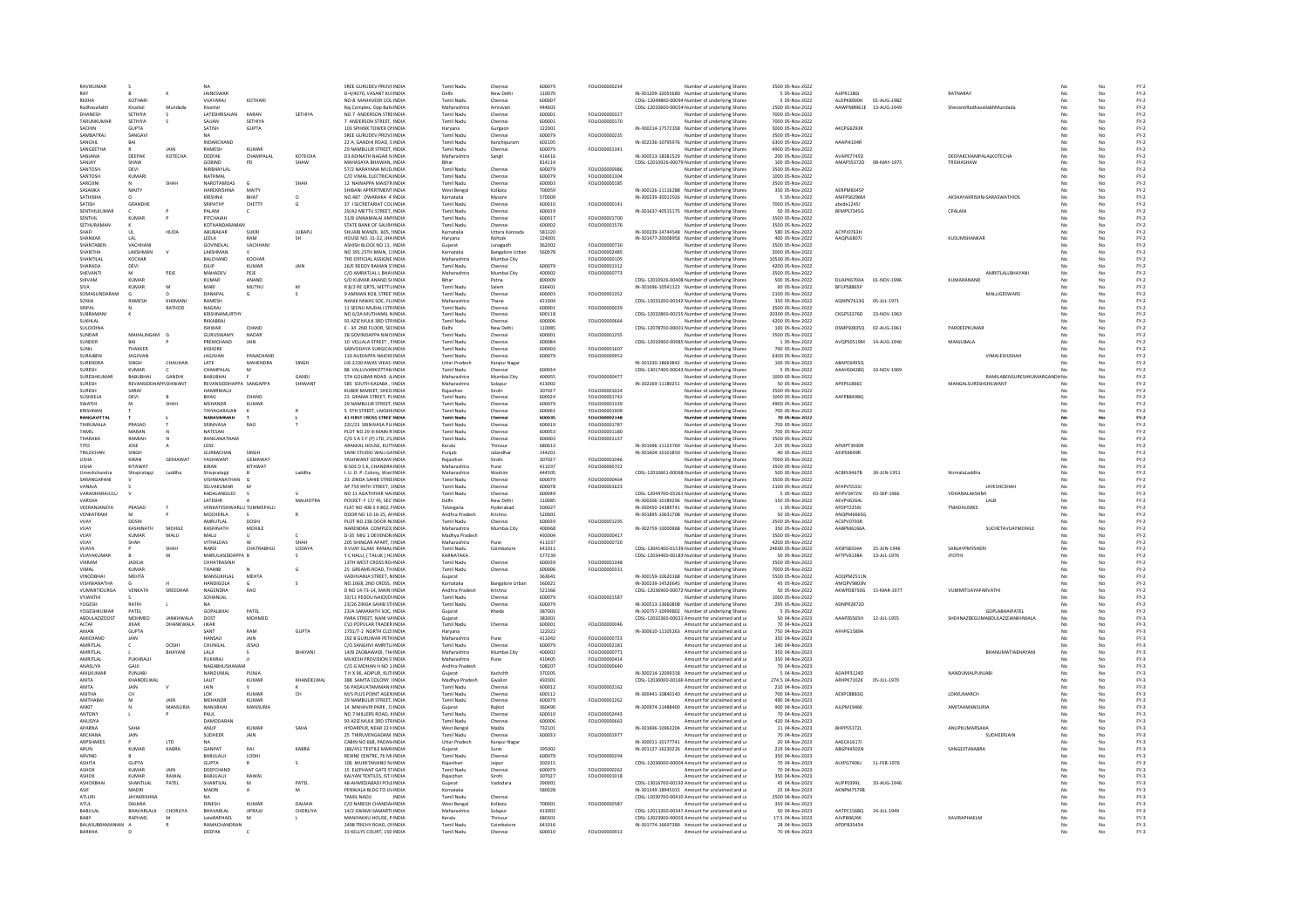| | | | | | | | | | | | | | | | | | | | | |
|---|---|---|---|---|---|---|---|---|---|---|---|---|---|---|---|---|---|---|---|---|
| RAVIKUMAR | S | | NA | | | SREE GURUDEV PROVI INDIA | Tamil Nadu | Chennai | 600079 | FOLIO00000234 | | Number of underlying Shares | 3500 | 05-Nov-2022 | | | | No | No | FY-2 |
| RAY | B | K | JAINESWAR | | | D-4/4070, VASANT KU INDIA | Delhi | New Delhi | 110070 | | IN-301209-10055680 | Number of underlying Shares | 5 | 05-Nov-2022 | AIJPR1180J | | RATNARAY | No | No | FY-2 |
| REKHA | KOTHARI | | VIJAYARAJ | KOTHARI | | NO-8 MAHAVEER COL INDIA | Tamil Nadu | Chennai | 600007 | | CDSL-12049800-00094 | Number of underlying Shares | 5 | 05-Nov-2022 | ALDPK8900H | 01-AUG-1982 | | No | No | FY-2 |
| Radhavallabh | Kisanlal | Mundada | Kisanlal | | | Raj Complex, Opp Bahi INDIA | Maharashtra | Amravati | 444601 | | CDSL-12010600-00054 | Number of underlying Shares | 2500 | 05-Nov-2022 | AAWPM8961E | 13-AUG-1949 | ShevantiRadhavallabhMundada | No | No | FY-2 |
| DHANESH | SETHIYA | S | LATESHRISAJAN | KARAN | SETHIYA | NO.7 ANDERSON STRE INDIA | Tamil Nadu | Chennai | 600001 | FOLIO00000327 | | Number of underlying Shares | 7000 | 05-Nov-2022 | | | | No | No | FY-2 |
| TARUNKUMAR | SETHIYA | S | SAJJAN | SETHIYA | | 7 ANDERSON STREET, INDIA | Tamil Nadu | Chennai | 600001 | FOLIO00000170 | | Number of underlying Shares | 7000 | 05-Nov-2022 | | | | No | No | FY-2 |
| SACHIN | GUPTA | | SATISH | GUPTA | | 103 SPHINX TOWER DI INDIA | Haryana | Gurgaon | 122001 | | IN-300214-17572358 | Number of underlying Shares | 5000 | 05-Nov-2022 | AKCPG6293R | | | No | No | FY-2 |
| SAMBATRAJ | SANGAVI | | NA | | | SREE GURUDEV PROVI INDIA | Tamil Nadu | Chennai | 600079 | FOLIO00000235 | | Number of underlying Shares | 3500 | 05-Nov-2022 | | | | No | No | FY-2 |
| SANCHIL | BAI | | INDARCHAND | | | 22 A, GANDHI ROAD, INDIA | Tamil Nadu | Kanchipuram | 602105 | | IN-302236-10795976 | Number of underlying Shares | 6300 | 05-Nov-2022 | AAAPI4104R | | | No | No | FY-2 |
| SANGEETHA | R | JAIN | RAMESH | KUMAR | | 29 NAMBULIR STREET, INDIA | Tamil Nadu | Chennai | 600079 | FOLIO00001341 | | Number of underlying Shares | 4900 | 05-Nov-2022 | | | | No | No | FY-2 |
| SANJANA | DEEPAK | KOTECHA | DEEPAK | CHAMPALAL | KOTECHA | D3 ADINATH NAGAR N INDIA | Maharashtra | Sangli | 416416 | | IN-300513-18381529 | Number of underlying Shares | 200 | 05-Nov-2022 | AVAPK7745D | | DEEPAKCHAMPALALKOTECHA | No | No | FY-2 |
| SANJAY | SHAW | | GOBIND | PD | SHAW | MAHASAYA BHAWAN, INDIA | Bihar | | 814114 | | CDSL-12010926-00079 | Number of underlying Shares | 100 | 05-Nov-2022 | AMAPS5372D | 08-MAY-1975 | TRISHASHAW | No | No | FY-2 |
| SANTOSH | DEVI | | NIRBHAYLAL | | | 57/2 NARAYANA MUD INDIA | Tamil Nadu | Chennai | 600079 | FOLIO00009986 | | Number of underlying Shares | 3500 | 05-Nov-2022 | | | | No | No | FY-2 |
| SANTOSH | KUMARI | | NATHMAL | | | C/O VIMAL ELECTRICAL INDIA | Tamil Nadu | Chennai | 600079 | FOLIO00001304 | | Number of underlying Shares | 1000 | 05-Nov-2022 | | | | No | No | FY-2 |
| SAROJINI | N | SHAH | NAROTAMDAS | G | SHAH | 12 NAINAPPA MAISTR INDIA | Tamil Nadu | Chennai | 600003 | FOLIO00000185 | | Number of underlying Shares | 3500 | 05-Nov-2022 | | | | No | No | FY-2 |
| SASANKA | MAITY | | HAREKRISHNA | MAITY | | SHIBANI APPERTMENT INDIA | West Bengal | Kolkata | 700059 | | IN-300126-11116288 | Number of underlying Shares | 350 | 05-Nov-2022 | AERPM8345P | | | No | No | FY-2 |
| SATHISHA | O | | KRISHNA | BHAT | O | NO.487 DWARAKA 4' INDIA | Karnataka | Mysore | 570009 | | IN-300239-30012926 | Number of underlying Shares | 5 | 05-Nov-2022 | AMFPS6296M | | AKSHAYAKRISHNSARASWATHIOS | No | No | FY-2 |
| SATISH | GRANDHE | | SRIPATHY | CHETTY | G | 37 I SECRETARIAT COL INDIA | Tamil Nadu | Chennai | 600010 | FOLIO00000141 | | Number of underlying Shares | 7000 | 05-Nov-2022 | abcde1245l | | | No | No | FY-2 |
| SENTHILKUMAR | C | P | PALANI | C | | 29/A2 METTU STREET, INDIA | Tamil Nadu | Chennai | 600019 | | IN-301637-40515175 | Number of underlying Shares | 50 | 05-Nov-2022 | BFMPS7345G | | CPALANI | No | No | FY-2 |
| SENTHIL | KUMAR | P | PITCHAIAH | | | 31/8 UNNAMALAI AMI INDIA | Tamil Nadu | Chennai | 600017 | FOLIO00001700 | | Number of underlying Shares | 3500 | 05-Nov-2022 | | | | No | No | FY-2 |
| SETHURAMAN | K | | KOTHANDARAMAN | | | STATE BANK OF SAURA INDIA | Tamil Nadu | Chennai | 600002 | FOLIO00001576 | | Number of underlying Shares | 3500 | 05-Nov-2022 | | | | No | No | FY-2 |
| SHAFI | UL | HUDA | ABUBAKAR | SUKRI | JUBAPU | SHUAIB MANZIL 605, 1 INDIA | Karnataka | Uttara Kannada | 581320 | | IN-300239-14744548 | Number of underlying Shares | 580 | 05-Nov-2022 | ACFPJ0763H | | | No | No | FY-2 |
| SHANKAR | LAL | | LEELA | RAM | SH | HOUSE NO. 31-32, JHA INDIA | Haryana | Rohtak | 124001 | | IN-301477-20008958 | Number of underlying Shares | 400 | 05-Nov-2022 | AAQPL6807J | | KUSUMSHANKAR | No | No | FY-2 |
| SHANTABEN | VACHHANI | | GOVINDLAL | VACHHANI | | ASHISH BLOCK NO 11, INDIA | Gujarat | Junagadh | 362002 | FOLIO00000730 | | Number of underlying Shares | 3500 | 05-Nov-2022 | | | | No | No | FY-2 |
| SHANTHA | LAKSHMAN | V | LAKSHMAN | V | | NO 391 25TH MAIN, 1 INDIA | Karnataka | Bangalore Urban | 560078 | FOLIO00002485 | | Number of underlying Shares | 2000 | 05-Nov-2022 | | | | No | No | FY-2 |
| SHANTILAL | KOCHAR | | BALCHAND | KOCHAR | | THE OFFICIAL ASSIGNE INDIA | Maharashtra | Mumbai City | | FOLIO00000105 | | Number of underlying Shares | 10500 | 05-Nov-2022 | | | | No | No | FY-2 |
| SHARADA | DEVI | | DILIP | KUMAR | JAIN | 26/E REDDY RAMAN ST INDIA | Tamil Nadu | Chennai | 600079 | FOLIO00001312 | | Number of underlying Shares | 4200 | 05-Nov-2022 | | | | No | No | FY-2 |
| SHEVANTI | M | PEJE | MAHADEV | PEJE | | C/O AMRATLAL L BHAV INDIA | Maharashtra | Mumbai City | 400002 | FOLIO00000773 | | Number of underlying Shares | 3500 | 05-Nov-2022 | | | AMRITLALLBHAYANI | No | No | FY-2 |
| SHIVAM | KUMAR | | KUMAR | ANAND | | S/O KUMAR ANAND SI INDIA | Bihar | Patna | 800009 | | CDSL-12010926-00408 | Number of underlying Shares | 500 | 05-Nov-2022 | DUAPK0704A | 01-NOV-1996 | KUMARANAND | No | No | FY-2 |
| SIVA | KUMAR | M | MARI | MUTHU | M | R 8/2 RE QRTS, METTU INDIA | Tamil Nadu | Salem | 636401 | | IN-301696-10541123 | Number of underlying Shares | 60 | 05-Nov-2022 | BFUPS8865P | | | No | No | FY-2 |
| SOMASUNDARAM | G | D | DANAPAL | G | S | 9 AMMAN KOIL STREE INDIA | Tamil Nadu | Chennai | 600003 | FOLIO00001352 | | Number of underlying Shares | 2100 | 05-Nov-2022 | | | | No | No | FY-2 |
| SONIA | RAMESH | KHEMANI | RAMESH | | | NANIK NIWAS SOC, FL INDIA | Maharashtra | Thane | 421004 | | CDSL-12033200-00342 | Number of underlying Shares | 350 | 05-Nov-2022 | AQNPK7613G | 05-JUL-1971 | | No | No | FY-2 |
| SRIPAL | N | RATHOD | NAGRAJ | | | 11 SEENU MUDALI STR INDIA | Tamil Nadu | Chennai | 600001 | FOLIO00000029 | | Number of underlying Shares | 3500 | 05-Nov-2022 | | | | No | No | FY-2 |
| SUBRAMANI | K | | KRISHNAMURTHY | | | NO 6/2A MUTHAMIL N INDIA | Tamil Nadu | Chennai | 600118 | | CDSL-12032800-00255 | Number of underlying Shares | 20300 | 05-Nov-2022 | CKGPS3376D | 23-NOV-1963 | | No | No | FY-2 |
| SUKHLAL | | | RIKHABRAJ | | | 93 AZIZ MULK 3RD STR INDIA | Tamil Nadu | Chennai | 600006 | FOLIO00000664 | | Number of underlying Shares | 4200 | 05-Nov-2022 | | | | No | No | FY-2 |
| SULOCHNA | | | ISHWAR | CHAND | | E - 34 2ND FLOOR, SEC INDIA | Delhi | New Delhi | 110085 | | CDSL-12078700-00001 | Number of underlying Shares | 100 | 05-Nov-2022 | DSMPS0835Q | 02-AUG-1961 | PARDEEPKUMAR | No | No | FY-2 |
| SUNDAR | MAHALINGAM | G | GURUSWAMY | NADAR | | 28 GOVINDAPPA NAICI INDIA | Tamil Nadu | Chennai | 600001 | FOLIO00001255 | | Number of underlying Shares | 3500 | 05-Nov-2022 | | | | No | No | FY-2 |
| SUNDER | BAI | P | PREMCHAND | JAIN | | 10 VELLALA STREET , F INDIA | Tamil Nadu | Chennai | 600084 | | CDSL-12010900-00985 | Number of underlying Shares | 1 | 05-Nov-2022 | AVQPS0519M | 14-AUG-1946 | MANJUBALA | No | No | FY-2 |
| SUNIL | | | KISHORE | | | SARVODAYA SURGICA INDIA | Tamil Nadu | Chennai | 600003 | FOLIO00001607 | | Number of underlying Shares | 700 | 05-Nov-2022 | | | | No | No | FY-2 |
| SURAJBEN | JAGJIVAN | | JAGJIVAN | PANACHAND | | 110 AUDIAPPA NAICKE INDIA | Tamil Nadu | Chennai | 600079 | FOLIO00000953 | | Number of underlying Shares | 6300 | 05-Nov-2022 | | | VIMALESHJSHAH | No | No | FY-2 |
| SURENDRA | SINGH | CHAUHAN | LATE | MAHENDRA | SINGH | LIG 2230 AWAS VIKAS INDIA | Uttar Pradesh | Kanpur Nagar | | | IN-301330-18663842 | Number of underlying Shares | 100 | 05-Nov-2022 | ABAPC6495Q | | | No | No | FY-2 |
| SURESH | KUMAR | C | CHAMPALAL | M | | 88 VALLUVARKOTTAM INDIA | Tamil Nadu | Chennai | 600034 | | CDSL-13017400-00043 | Number of underlying Shares | 5 | 05-Nov-2022 | AAAHS0428Q | 10-NOV-1969 | | No | No | FY-2 |
| SURESHKUMAR | BABUBHAI | GANDHI | BABUBHAI | F | GANDI | 5TH GOLIBAR ROAD A INDIA | Maharashtra | Mumbai City | 400055 | FOLIO00000477 | | Number of underlying Shares | 1000 | 05-Nov-2022 | | | RAMILABENSURESHKUMARGANDHI | No | No | FY-2 |
| SURESH | REVANSIDDHAPPA | SHIWANT | REVANSIDDHAPPA | SANGAPPA | SHIWANT | 585 SOUTH KASABA , S INDIA | Maharashtra | Solapur | 413002 | | IN-302269-11180251 | Number of underlying Shares | 50 | 05-Nov-2022 | APXPS1866C | | MANGALSURESHSHILWANT | No | No | FY-2 |
| SURESH | SARAF | | HARIMMALJI | | | KUBER MARKET, SHEO INDIA | Rajasthan | Sirohi | 307027 | FOLIO00010024 | | Number of underlying Shares | 3500 | 05-Nov-2022 | | | | No | No | FY-2 |
| SUSHEELA | DEVI | B | BHAG | CHAND | | 23 GRAMA STREET, PL INDIA | Tamil Nadu | Chennai | 600024 | FOLIO00001742 | | Number of underlying Shares | 1000 | 05-Nov-2022 | | | | No | No | FY-2 |
| SWATHI | M | SHAH | MEHANDIR | KUMAR | | 29 NAMBULIR STREET, INDIA | Tamil Nadu | Chennai | 600079 | FOLIO00001339 | | Number of underlying Shares | 4900 | 05-Nov-2022 | | | | No | No | FY-2 |
| KRISHNAN | T | | THIYAGARAJAN | K | R | 5 5TH STREET, LAKSHM INDIA | Tamil Nadu | Chennai | 600061 | FOLIO00001909 | | Number of underlying Shares | 700 | 05-Nov-2022 | | | | No | No | FY-2 |
| **RANGAVITTAL** | **T** | **L** | **NARASIMMAH** | **T** | **L** | **41 FIRST CROSS STREE INDIA** | **Tamil Nadu** | **Chennai** | **600035** | **FOLIO00002148** | | **Number of underlying Shares** | **70** | **05-Nov-2022** | | | | **No** | **No** | **FY-2** |
| THIRUMALA | PRASAD | T | SRINIVASA | RAO | T | 22C/23 SRINIVASA PU INDIA | Tamil Nadu | Chennai | 600019 | FOLIO00001787 | | Number of underlying Shares | 700 | 05-Nov-2022 | | | | No | No | FY-2 |
| TAMIL | MARAN | N | NATESAN | | | PLOT NO 29 III MAIN R INDIA | Tamil Nadu | Chennai | 600053 | FOLIO00001180 | | Number of underlying Shares | 700 | 05-Nov-2022 | | | | No | No | FY-2 |
| THARAKA | RAMIAH | N | RANGANATHAM | | | C/O S A C F (P) LTD, 25 INDIA | Tamil Nadu | Chennai | 600001 | FOLIO00001137 | | Number of underlying Shares | 3500 | 05-Nov-2022 | | | | No | No | FY-2 |
| TITO | JOSE | A | JOSE | | | ARAKKAL HOUSE, KUTTI INDIA | Kerala | Thrissur | 680013 | | IN-301696-11123769 | Number of underlying Shares | 225 | 05-Nov-2022 | AFMPT3930R | | | No | No | FY-2 |
| TRILOCHAN | SINGH | | GURBACHAN | SINGH | | SAINI STUDIO WALI GA INDIA | Punjab | Jalandhar | 144201 | | IN-301604-10101850 | Number of underlying Shares | 40 | 05-Nov-2022 | AEIPS9699R | | | No | No | FY-2 |
| USHA | KIRAN | GEMAWAT | YASHWANT | GEMAWAT | | YASHWANT GEMAWAT INDIA | Rajasthan | Sirohi | 307027 | FOLIO00010046 | | Number of underlying Shares | 7000 | 05-Nov-2022 | | | | No | No | FY-2 |
| USHA | KITAWAT | | KIRAN | KITAWAT | | B-503 D S K, CHANDRA INDIA | Maharashtra | Pune | 411037 | FOLIO00000722 | | Number of underlying Shares | 3500 | 05-Nov-2022 | | | | No | No | FY-2 |
| Umeshchandra | Shivpratapji | Laddha | Shivpratapji | B | Laddha | I. U. D. P. Colony, Wasi INDIA | Maharashtra | Washim | 444505 | | CDSL-12010601-00068 | Number of underlying Shares | 500 | 05-Nov-2022 | ACBPL9467B | 30-JUN-1951 | NirmalaLaddha | No | No | FY-2 |
| SARANGAPANI | V | | VISHWANATHAN | G | | 23 ZINDA SAHIB STREE INDIA | Tamil Nadu | Chennai | 600079 | FOLIO00000464 | | Number of underlying Shares | 3500 | 05-Nov-2022 | | | | No | No | FY-2 |
| VANAJA | S | | SELVAKUMAR | M | | AP 759 94TH STREET, 1 INDIA | Tamil Nadu | Chennai | 600078 | FOLIO00001623 | | Number of underlying Shares | 2100 | 05-Nov-2022 | AFAPV5533J | | JAYESHCSHAH | No | No | FY-2 |
| VARADHARAJULU | V | | KADALANGUDI | V | V | NO 11 AGATHIYAR NA INDIA | Tamil Nadu | Chennai | 600049 | | CDSL-12044700-05261 | Number of underlying Shares | 5 | 05-Nov-2022 | AFIPV3472N | 03-SEP-1966 | VDHANALAKSHMI | No | No | FY-2 |
| VARSHA | | | LATESHR | A | MALHOTRA | POCKET- F 17/ 45, SEC INDIA | Delhi | New Delhi | 110085 | | IN-300206-10189296 | Number of underlying Shares | 150 | 05-Nov-2022 | AEVPV6264L | | LALB | No | No | FY-2 |
| VEERANJANEYA | PRASAD | T | VENKATESHWARLU | TUMMEPALLI | | FLAT NO 408 3 4 802, F INDIA | Telangana | Hyderabad | 500027 | | IN-300450-14389741 | Number of underlying Shares | 1 | 05-Nov-2022 | AFDPT2255I | | TMADHUSREE | No | No | FY-2 |
| VENKATRAMI | M | P | MOCHERLA | S | R | DOOR NO 10-16-25, AI INDIA | Andhra Pradesh | Krishna | 520001 | | IN-301895-10631708 | Number of underlying Shares | 50 | 05-Nov-2022 | ANQPM6665G | | | No | No | FY-2 |
| VIJAY | DOSHI | | AMRUTLAL | DOSHI | | PLOT NO 238 DOOR N INDIA | Tamil Nadu | Chennai | 600059 | FOLIO00001295 | | Number of underlying Shares | 3500 | 05-Nov-2022 | ACSPV0793R | | | No | No | FY-2 |
| VIJAY | KASHINATH | MOHILE | KASHINATH | MOHILE | | NARENDRA COMPLEX INDIA | Maharashtra | Mumbai City | 400068 | | IN-302759-10000968 | Number of underlying Shares | 350 | 05-Nov-2022 | AABPM6166A | | SUCHETAVIJAYMOHILE | No | No | FY-2 |
| VIJAY | KUMAR | MALU | MALU | U | C | D-35 MIG 1 DEVENDRA INDIA | Madhya Pradesh | | 492004 | FOLIO00000417 | | Number of underlying Shares | 3500 | 05-Nov-2022 | | | | No | No | FY-2 |
| VIJAY | SHAH | | VITHALDAS | W | SHAH | 205 SHINGAR APART, S INDIA | Maharashtra | Pune | 411037 | FOLIO00000720 | | Number of underlying Shares | 4200 | 05-Nov-2022 | | | | No | No | FY-2 |
| VIJAYA | P | SHAH | NARSI | CHATRABHUJ | LODAYA | 9 VIJAY ILLAM RAMALI INDIA | Tamil Nadu | Coimbatore | 641011 | | CDSL-13041400-01539 | Number of underlying Shares | 24600 | 05-Nov-2022 | AKSPS8334A | 25-JUN-1946 | SANJAYPNIYSHERI | No | No | FY-2 |
| VIJAYAKUMAR | B | M | MARULASIDDAPPA | B | S | Y C HALLI, ( TALUK ) H INDIA | KARNATAKA | | 577239 | | CDSL-12034400-00183 | Number of underlying Shares | 50 | 05-Nov-2022 | AFTPV6138A | 13-JUL-1976 | JYOTHI | No | No | FY-2 |
| VIKRAM | JADEJA | | CHHATRASINH | | | 13TH WEST CROSS RO INDIA | Tamil Nadu | Chennai | 600039 | FOLIO00001348 | | Number of underlying Shares | 3500 | 05-Nov-2022 | | | | No | No | FY-2 |
| VIMAL | KUMAR | | THANBI | N | G | 25 GREAMS ROAD, TH INDIA | Tamil Nadu | Chennai | 600006 | FOLIO00000331 | | Number of underlying Shares | 7000 | 05-Nov-2022 | | | | No | No | FY-2 |
| VINODBHAI | MEHTA | | MANSUKHLAL | MEHTA | | VADHVANIA STREET, N INDIA | Gujarat | | 363641 | | IN-300159-10620168 | Number of underlying Shares | 5500 | 05-Nov-2022 | AOQPM2511N | | | No | No | FY-2 |
| VISHWANATHA | G | H | HANDIGOLA | G | S | NO.1668, 2ND CROSS, INDIA | Karnataka | Bangalore Urban | 560021 | | IN-300239-14526645 | Number of underlying Shares | 45 | 05-Nov-2022 | AMQPV9803N | | | No | No | FY-2 |
| VUMMITIDURGA | VENKATA | SREEDHAR | NAGENDRA | RAO | | D NO 14-73-14, MAIN INDIA | Andhra Pradesh | Krishna | 521366 | | CDSL-12036900-00072 | Number of underlying Shares | 50 | 05-Nov-2022 | AKWPD8750G | 15-MAR-1977 | VUMMITIJAYAPARVATHI | No | No | FY-2 |
| VYJANTHI | S | | SOHANLAL | | | 33/11 PEDDU NAICKEN INDIA | Tamil Nadu | Chennai | 600079 | FOLIO00001587 | | Number of underlying Shares | 1000 | 05-Nov-2022 | | | | No | No | FY-2 |
| YOGESH | RATHI | L | NA | | | 23/26 ZINDA SAHIB STI INDIA | Tamil Nadu | Chennai | 600079 | | IN-300513-13660808 | Number of underlying Shares | 295 | 05-Nov-2022 | ADNPR2872D | | | No | No | FY-2 |
| YOGESHKUMAR | PATEL | | GOPALBHAI | PATEL | | 23/A SAMARATH SOC, INDIA | Gujarat | Kheda | 387001 | | IN-300757-10999802 | Number of underlying Shares | 5 | 05-Nov-2022 | | | GOPALBHAIPATEL | No | No | FY-2 |
| ABDULAZIZDOST | MOHMED | JANKHWALA | DOST | MOHMED | | PARA STREET, NANI VA INDIA | Gujarat | | 383001 | | CDSL-12032300-00023 | Amount for unclaimed and u | 50 | 04-Nov-2023 | AAAPZ6565H | 12-JUL-1955 | SHEHNAZBEGUMABDULAZIZJANKHWALA | No | No | FY-3 |
| ALTAF | JIKAR | DHANKWALA | JIKAR | | | C\O.POPULAR TRADER INDIA | Tamil Nadu | Chennai | 600001 | FOLIO00000046 | | Amount for unclaimed and u | 70 | 04-Nov-2023 | | | | No | No | FY-3 |
| AMAN | GUPTA | | SANT | RAM | GUPTA | 1701/T-2 NORTH CLOS INDIA | Haryana | | 122022 | | IN-300610-11105263 | Amount for unclaimed and u | 150 | 04-Nov-2023 | AFHPG1589A | | | No | No | FY-3 |
| AMICHAND | JAIN | | HANSAJI | JAIN | | 192 B GURUWAR PETH INDIA | Maharashtra | Pune | 411042 | FOLIO00000723 | | Amount for unclaimed and u | 350 | 04-Nov-2023 | | | | No | No | FY-3 |
| AMRITLAL | C | DOSHI | CHUNILAL | JESAJI | | C/O SANGHVI AMRITL INDIA | Tamil Nadu | Chennai | 600079 | FOLIO00002181 | | Amount for unclaimed and u | 140 | 04-Nov-2023 | | | | No | No | FY-3 |
| AMRITLAL | L | BHAYANI | LALJI | S | BHAYANI | 14/B ZAOBAWADI, THI INDIA | Maharashtra | Mumbai City | 400002 | FOLIO00000771 | | Amount for unclaimed and u | 350 | 04-Nov-2023 | | | BHANUMATIABHAYANI | No | No | FY-3 |
| AMRITLAL | PUKHRAJJI | | PUKHRAJ | JI | | MUKESH PROVISION S INDIA | Maharashtra | Pune | 410405 | FOLIO00000414 | | Amount for unclaimed and u | 350 | 04-Nov-2023 | | | | No | No | FY-3 |
| ANASUYA | GAJJI | | NAGABHUSHANAM | | | C/O G MOHAN H NO 1 INDIA | Andhra Pradesh | | 508207 | FOLIO00000640 | | Amount for unclaimed and u | 70 | 04-Nov-2023 | | | | No | No | FY-3 |
| ANILKUMAR | PUNJABI | | NANDUMAL | PUNJA | | T H X 96, ADIPUR, KUTI INDIA | Gujarat | Kachchh | 370205 | | IN-300214-12099318 | Amount for unclaimed and u | 5 | 04-Nov-2023 | ADAPP3124D | | NANDUMALPUNJABI | No | No | FY-3 |
| ANITA | KHANDELWAL | | LALIT | KUMAR | KHANDELWAL | 388 SAMTA COLONY INDIA | Madhya Pradesh | Gwalior | 492001 | | CDSL-12030000-00166 | Amount for unclaimed and u | 274.5 | 04-Nov-2023 | ARHPK7102K | 05-JUL-1970 | | No | No | FY-3 |
| ANITA | JAIN | V | JAIN | V | K | 56 PADAVATAMMAN INDIA | Tamil Nadu | Chennai | 600012 | FOLIO00002162 | | Amount for unclaimed and u | 210 | 04-Nov-2023 | | | | No | No | FY-3 |
| ANITHA | CH | | LOK | KUMAR | CH | M/S PLUS POINT AGEN INDIA | Tamil Nadu | Chennai | 600112 | | IN-300441-10840140 | Amount for unclaimed and u | 700 | 04-Nov-2023 | AEKPC8883Q | | LOKKUMARCH | No | No | FY-3 |
| AMITHABAI | M | JAIN | MEHANDR | KUMAR | | 29 NAMBULIR STREET, INDIA | Tamil Nadu | Chennai | 600079 | FOLIO00001262 | | Amount for unclaimed and u | 490 | 04-Nov-2023 | | | | No | No | FY-3 |
| ANKIT | N | MANSURIA | NANJIBHAI | MANSURIA | | 14 MAHAVIR PARK , D INDIA | Gujarat | Rajkot | 360490 | | IN-300974-11488400 | Amount for unclaimed and u | 900 | 04-Nov-2023 | AXLPM1946K | | AMITAAMANSURIA | No | No | FY-3 |
| ANTONY | L | P | PAUL | | | NO 7 MILLERS ROAD, INDIA | Tamil Nadu | Chennai | 600010 | FOLIO00002443 | | Amount for unclaimed and u | 70 | 04-Nov-2023 | | | | No | No | FY-3 |
| ANUSIYA | | | DAMODARAN | | | 93 AZIZ MULK 3RD STR INDIA | Tamil Nadu | Chennai | 600006 | FOLIO00000663 | | Amount for unclaimed and u | 420 | 04-Nov-2023 | | | | No | No | FY-3 |
| APARNA | SAHA | | ANUP | KUMAR | SAHA | HYDARPUR, NEAR 22 H INDIA | West Bengal | Malda | 732101 | | IN-301696-10963204 | Amount for unclaimed and u | 11 | 04-Nov-2023 | BHPPS5172L | | ANUPKUMARSAHA | No | No | FY-3 |
| ARCHANA | JAIN | | SUDHEER | JAIN | | 25 THIRUVENGADAM INDIA | Tamil Nadu | Chennai | 600033 | FOLIO00001977 | | Amount for unclaimed and u | 70 | 04-Nov-2023 | | | SUDHEERJAIN | No | No | FY-3 |
| ARPSHARES | P | LTD | NA | | | CABIN NO 668, PADAM INDIA | Uttar Pradesh | Kanpur Nagar | | | IN-300011-10177741 | Amount for unclaimed and u | 20 | 04-Nov-2023 | AAECA1617J | | | No | No | FY-3 |
| ARUN | KUMAR | KABRA | GANPAT | RAI | KABRA | 186/451 TEXTILE MARK INDIA | Gujarat | Surat | 395002 | | IN-301127-16230226 | Amount for unclaimed and u | 219 | 04-Nov-2023 | ABGPK4502N | | SANGEETAKABRA | No | No | FY-3 |
| ARVIND | B | | BABULALJI | LODHI | | REXINE CENTRE, 76 NR INDIA | Tamil Nadu | Chennai | 600079 | FOLIO00000294 | | Amount for unclaimed and u | 350 | 04-Nov-2023 | | | | No | No | FY-3 |
| ASHITA | GUPTA | | GUPTA | R | S | 106 MUKETANAND NI INDIA | Rajasthan | Jaipur | 302015 | | CDSL-12030000-00004 | Amount for unclaimed and u | 70 | 04-Nov-2023 | ALXPG7406J | 11-FEB-1976 | | No | No | FY-3 |
| ASHOK | KUMAR | JAIN | DEEPCHAND | | | 15 ELEPHANT GATE STR INDIA | Tamil Nadu | Chennai | 600079 | FOLIO00000262 | | Amount for unclaimed and u | 70 | 04-Nov-2023 | | | | No | No | FY-3 |
| ASHOK | KUMAR | RAWAL | BABULALJI | RAWAL | | KALYAN TEXTILES, IST INDIA | Rajasthan | Sirohi | 307027 | FOLIO00010018 | | Amount for unclaimed and u | 350 | 04-Nov-2023 | | | | No | No | FY-3 |
| ASHOKBHAI | SHANTILAL | PATEL | SHANTILAL | M | PATEL | 48-AHMEDABADI POL INDIA | Gujarat | Vadodara | 390001 | | CDSL-13016700-00192 | Amount for unclaimed and u | 45 | 04-Nov-2023 | ALIPP0399L | 20-AUG-1946 | | No | No | FY-3 |
| ASIF | MADRI | | MADRI | A | M | PENWALA BLDG TO VN INDIA | Karnataka | | 580028 | | IN-301549-18945015 | Amount for unclaimed and u | 25 | 04-Nov-2023 | AKNPM7579B | | | No | No | FY-3 |
| ATLURI | JAYAKRISHNA | | NA | | | TAMIL NADU INDIA | Tamil Nadu | Chennai | | | CDSL-12030700-00410 | Amount for unclaimed and u | 2500 | 04-Nov-2023 | | | | No | No | FY-3 |
| ATUL | DALMIA | | DINESH | KUMAR | DALMIA | C/O NARESH CHAND INDIA | West Bengal | Kolkata | 700001 | FOLIO00000587 | | Amount for unclaimed and u | 350 | 04-Nov-2023 | | | | No | No | FY-3 |
| BABULAL | BHAVARLALJI | CHORLIYA | BHAVARLAL | JIPRAJI | CHORLIYA | 14/2 SWAMI SAMARTI INDIA | Maharashtra | Solapur | 413002 | | CDSL-12013200-00347 | Amount for unclaimed and u | 50 | 04-Nov-2023 | AATPC1568Q | 24-JUL-1949 | | No | No | FY-3 |
| BABY | RAPHAEL | M | LateRAPHAEL | M | | MANIYAKKU HOUSE, P INDIA | Kerala | Thrissur | 680301 | | CDSL-12023900-00003 | Amount for unclaimed and u | 17.5 | 04-Nov-2023 | AJVPB9926K | | XAVIRAPHAELM | No | No | FY-3 |
| BALASUBRAMANIAN | A | R | RAMACHANDRAN | | | 2498 TRICHY ROAD, OF INDIA | Tamil Nadu | Coimbatore | 641016 | | IN-301774-16607389 | Amount for unclaimed and u | 28 | 04-Nov-2023 | APDPB3545H | | | No | No | FY-3 |
| BARKHA | D | | DEEPAK | C | | 33 KELLYS COURT, 150 INDIA | Tamil Nadu | Chennai | 600010 | FOLIO00000913 | | Amount for unclaimed and u | 70 | 04-Nov-2023 | | | | No | No | FY-3 |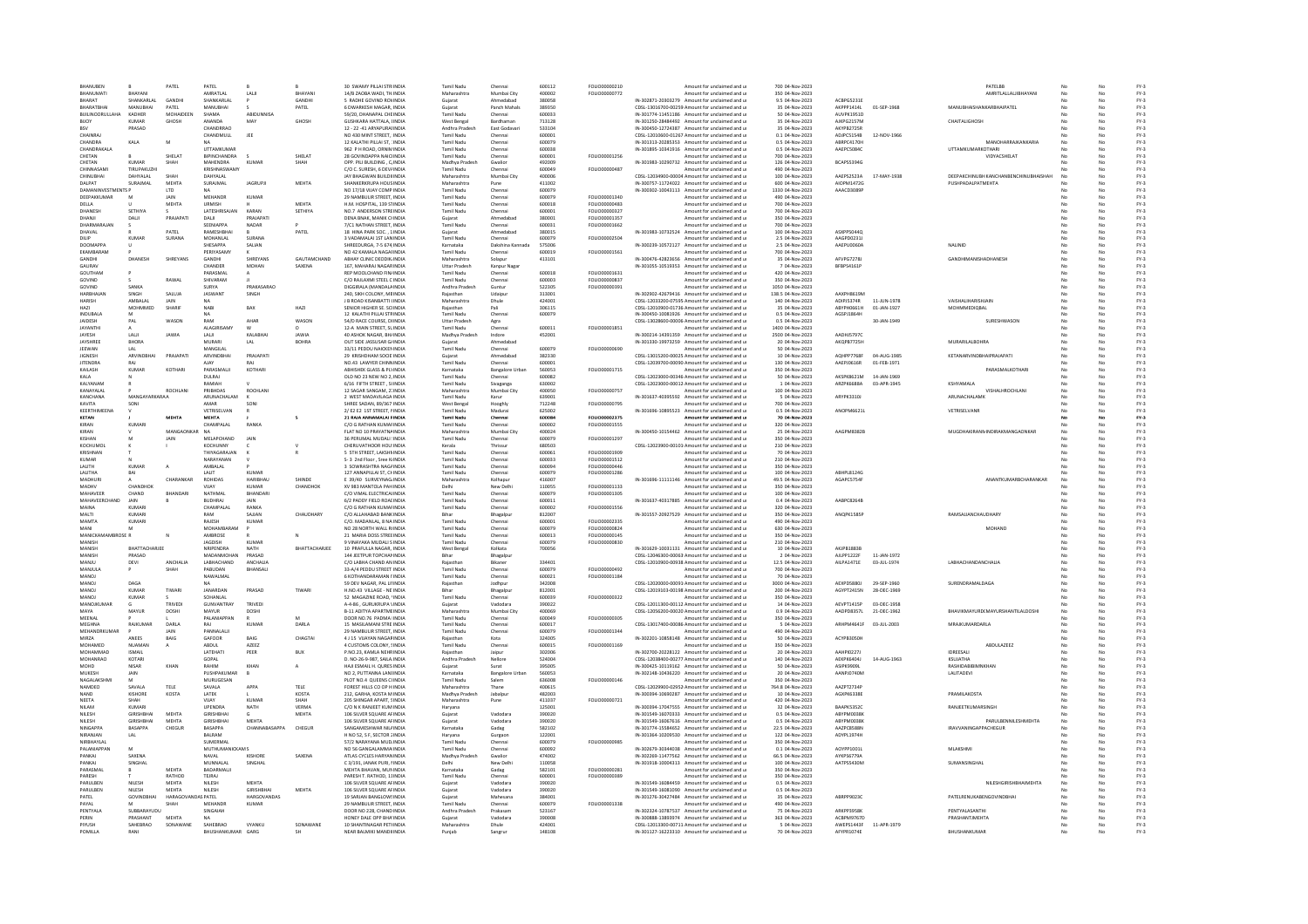| BHANUBEN | B | PATEL | PATEL | B | B | 30 SWAMY PILLAI STR INDIA | Tamil Nadu | Chennai | 600112 | FOLIO00000210 | | Amount for unclaimed and u | 700 | 04-Nov-2023 | | | PATELBB | No | No | FY-3 |
|---|---|---|---|---|---|---|---|---|---|---|---|---|---|---|---|---|---|---|---|---|
| BHANUMATI | BHAYANI | | AMRATLAL | LALJI | BHAYANI | 14/8 ZAOBA WADI, TH INDIA | Maharashtra | Mumbai City | 400002 | FOLIO00000772 | | Amount for unclaimed and u | 350 | 04-Nov-2023 | | | AMRITLALLALJIBHAYANI | No | No | FY-3 |
| BHARAT | SHANKARLAL | GANDHI | SHANKARLAL | P | GANDHI | 5 RADHE GOVIND ROW INDIA | Gujarat | Ahmedabad | 380058 | | IN-302871-20303279 | Amount for unclaimed and u | 9.5 | 04-Nov-2023 | ACBPG5231E | | | No | No | FY-3 |
| BHARATBHAI | MANUBHAI | PATEL | MANUBHAI | S | PATEL | 6 DWARKESH NAGAR, INDIA | Gujarat | Panch Mahals | 389350 | | CDSL-13016700-00259 | Amount for unclaimed and u | 35 | 04-Nov-2023 | AKPPP1414L | 01-SEP-1968 | MANUBHAISHANKARBHAIPATEL | No | No | FY-3 |
| BUILNOORULLAHA | KADHER | MOHAIDEEN | SHAMA | ABIDUNNISA | | 59/20, DHANAPAL CHE INDIA | Tamil Nadu | Chennai | 600003 | | IN-301774-13451186 | Amount for unclaimed and u | 50 | 04-Nov-2023 | AUVPK1951D | | | No | No | FY-3 |
| BIJOY | KUMAR | GHOSH | ANANDA | MAY | GHOSH | GUSHKARA HATTALA, INDIA | West Bengal | Bardhaman | 713128 | | IN-301250-28484492 | Amount for unclaimed and u | 35 | 04-Nov-2023 | AJKPG2157M | | CHAITALIGHOSH | No | No | FY-3 |
| BSV | PRASAD | | CHANDRRAO | | | 12 -22 -41 ARYAPURA INDIA | Andhra Pradesh | East Godavari | 533104 | | IN-300450-12724387 | Amount for unclaimed and u | 35 | 04-Nov-2023 | AKYPB2725R | | | No | No | FY-3 |
| CHAINRAJ | | | CHANDMULL | JEE | | NO 430 MINT STREET, INDIA | Tamil Nadu | Chennai | 600001 | | CDSL-12010600-01267 | Amount for unclaimed and u | 0.1 | 04-Nov-2023 | AGJPC5154B | 12-NOV-1966 | | No | No | FY-3 |
| CHANDRA | KALA | M | NA | | | 12 KALATHI PILLAI ST, INDIA | Tamil Nadu | Chennai | 600079 | | IN-301313-20285353 | Amount for unclaimed and u | 0.5 | 04-Nov-2023 | ABRPC4170H | | MANOHARRAJKANKARIA | No | No | FY-3 |
| CHANDRAKALA | | | UTTAMKUMAR | | | 962 P H ROAD, ORNAINDIA | Tamil Nadu | Chennai | 600038 | | IN-301895-10341916 | Amount for unclaimed and u | 0.5 | 04-Nov-2023 | AAEPC5084C | | UTTAMKUMARKOTHARI | No | No | FY-3 |
| CHETAN | B | SHELAT | BIPINCHANDRA | S | SHELAT | 28 GOVINDAPPA NAICKINDIA | Tamil Nadu | Chennai | 600001 | FOLIO00001256 | | Amount for unclaimed and u | 700 | 04-Nov-2023 | | | VIDYACSHELAT | No | No | FY-3 |
| CHETAN | KUMAR | SHAH | MAHENDRA | KUMAR | SHAH | OPP: PILI BUILDING , C INDIA | Madhya Pradesh | Gwalior | 492009 | | IN-301983-10290732 | Amount for unclaimed and u | 126 | 04-Nov-2023 | BCAPS5394G | | | No | No | FY-3 |
| CHINNASAMI | TIRUVENKUZHI | | KRISHNASWAMY | | | C/O C. SURESH, 6 DEVINDIA | Tamil Nadu | Chennai | 600049 | FOLIO00000487 | | Amount for unclaimed and u | 490 | 04-Nov-2023 | | | | No | No | FY-3 |
| CHINUBHAI | DAHYALAL | SHAH | DAHYALAL | | | JAY BHAGWAN BUILDINDIA | Maharashtra | Mumbai City | 400006 | | CDSL-12034900-00004 | Amount for unclaimed and u | 100 | 04-Nov-2023 | AAEPS2523A | 17-MAY-1938 | DEEPAKCHINUBH KANCHANBENCHINUBHAISHAH | No | No | FY-3 |
| DALPAT | SURAJMAL | MEHTA | SURAJMAL | JAGRUPJI | MEHTA | SHANKERKRUPA HOUS INDIA | Maharashtra | Pune | 411002 | | IN-300757-11724022 | Amount for unclaimed and u | 600 | 04-Nov-2023 | AIDPM1472G | | PUSHPADALPATMEHTA | No | No | FY-3 |
| DAMANINVESTMENTS P | | LTD | NA | | | NO 17/18 VIJAY COMP INDIA | Tamil Nadu | Chennai | 600079 | | IN-300302-10043113 | Amount for unclaimed and u | 1330 | 04-Nov-2023 | AAACD3089P | | | No | No | FY-3 |
| DEEPAKKUMAR | M | JAIN | MEHANDR | KUMAR | | 29 NAMBULUR STREET, INDIA | Tamil Nadu | Chennai | 600079 | FOLIO00001340 | | Amount for unclaimed and u | 490 | 04-Nov-2023 | | | | No | No | FY-3 |
| DELLA | U | MEHTA | URMISH | H | MEHTA | H.M. HOSPITAL, 139 STINDIA | Tamil Nadu | Chennai | 600018 | FOLIO00000483 | | Amount for unclaimed and u | 700 | 04-Nov-2023 | | | | No | No | FY-3 |
| DHANESH | SETHIYA | S | LATESHRISAJAN | KARAN | SETHIYA | NO.7 ANDERSON STREINDIA | Tamil Nadu | Chennai | 600001 | FOLIO00000327 | | Amount for unclaimed and u | 700 | 04-Nov-2023 | | | | No | No | FY-3 |
| DHANJI | DALJI | PRAJAPATI | DALJI | PRAJAPATI | | DENA BNAK, MANEK CHINDIA | Gujarat | Ahmedabad | 380001 | FOLIO00001357 | | Amount for unclaimed and u | 350 | 04-Nov-2023 | | | | No | No | FY-3 |
| DHARMARAJAN | S | | SEENIAPPA | NADAR | P | 7/C1 NATHAN STREET, INDIA | Tamil Nadu | Chennai | 600031 | FOLIO00001662 | | Amount for unclaimed and u | 700 | 04-Nov-2023 | | | | No | No | FY-3 |
| DHAVAL | R | PATEL | RAMESHBHAI | B | PATEL | 18 HINA PARK SOC , I INDIA | Gujarat | Ahmedabad | 380015 | | IN-301983-10732524 | Amount for unclaimed and u | 100 | 04-Nov-2023 | ASKPP5044Q | | | No | No | FY-3 |
| DILIP | KUMAR | SURANA | MOHANLAL | SURANA | | 3 VADAMALAI 1ST LAN INDIA | Tamil Nadu | Chennai | 600079 | FOLIO00002504 | | Amount for unclaimed and u | 2.5 | 04-Nov-2023 | AAGPD0231J | | | No | No | FY-3 |
| DOOMAPPA | U | | SHESAPPA | SALIAN | | SHREEDURGA, 7-5 674 INDIA | Karnataka | Dakshina Kannada | 575006 | | IN-300239-10572127 | Amount for unclaimed and u | 2.5 | 04-Nov-2023 | AAEPU0060A | | NALINID | No | No | FY-3 |
| EKAMBARAM | P | | PERIYASAMY | K | | NO 42 KAMALA NAGARINDIA | Tamil Nadu | Chennai | 600019 | FOLIO00001561 | | Amount for unclaimed and u | 700 | 04-Nov-2023 | | | | No | No | FY-3 |
| GANDHI | DHANESH | SHREYANS | GANDHI | SHREYANS | GAUTAMCHAND | ABHAY CLINIC DEEDBAINDIA | Maharashtra | Solapur | 413101 | | IN-300476-42823656 | Amount for unclaimed and u | 35 | 04-Nov-2023 | AFVPG7278J | | GANDHIMANISHADHANESH | No | No | FY-3 |
| GAURAV | | | CHANDER | MOHAN | SAXENA | 167, MAHARAJ NAGAR INDIA | Uttar Pradesh | Kanpur Nagar | | | IN-301055-10539353 | Amount for unclaimed and u | 7 | 04-Nov-2023 | BFBPS4161P | | | No | No | FY-3 |
| GOUTHAM | P | | PARASMAL | A | | REP MOOLCHAND FINAINDIA | Tamil Nadu | Chennai | 600018 | FOLIO00001631 | | Amount for unclaimed and u | 420 | 04-Nov-2023 | | | | No | No | FY-3 |
| GOVIND | S | RAWAL | SHIVARAM | JI | | C/O RAJLAXMI STEEL C INDIA | Tamil Nadu | Chennai | 600003 | FOLIO00000837 | | Amount for unclaimed and u | 350 | 04-Nov-2023 | | | | No | No | FY-3 |
| GOVIND | SANKA | | SURYA | PRAKASARAO | | DIGGIRALA (MANDAL) INDIA | Andhra Pradesh | Guntur | 522305 | FOLIO00000391 | | Amount for unclaimed and u | 1050 | 04-Nov-2023 | | | | No | No | FY-3 |
| HARBHAJAN | SINGH | SALUJA | JASWANT | SINGH | | 240, SIKH COLONY, MEINDIA | Rajasthan | Udaipur | 313001 | | IN-302902-42679416 | Amount for unclaimed and u | 138.5 | 04-Nov-2023 | AAXPH8619M | | | No | No | FY-3 |
| HARISH | AMBALAL | JAIN | NA | | | J B ROAD KISANBATTI INDIA | Maharashtra | Dhule | 424001 | | CDSL-12033200-07595 | Amount for unclaimed and u | 140 | 04-Nov-2023 | ADIPJ5374B | 11-JUN-1978 | VAISHALIHARISHJAIN | No | No | FY-3 |
| HAZI | MOHMMED | SHARIF | NABI | BAX | HAZI | SENIOR HIGHER SE. SC INDIA | Rajasthan | Pali | 306115 | | CDSL-12010900-01736 | Amount for unclaimed and u | 35 | 04-Nov-2023 | ABYPH0661H | 01-JAN-1927 | MOHMMEDIQBAL | No | No | FY-3 |
| INDUBALA | M | | NA | | | 12 KALATHI PILLAI STRINDIA | Tamil Nadu | Chennai | 600079 | | IN-300450-10081926 | Amount for unclaimed and u | 0.5 | 04-Nov-2023 | AGSPJ1864H | | | No | No | FY-3 |
| JAIDESH | PAL | WASON | RAM | AHAR | WASON | 54/D RACE COURSE, D INDIA | Uttar Pradesh | Agra | | | CDSL-13028600-00006 | Amount for unclaimed and u | 0.5 | 04-Nov-2023 | | 30-JAN-1949 | SURESHWASON | No | No | FY-3 |
| JAYANTHI | A | | ALAGIRISAMY | W | | 12-A MAIN STREET, SLINDIA | Tamil Nadu | Chennai | 600011 | FOLIO00001851 | | Amount for unclaimed and u | 1400 | 04-Nov-2023 | | | | No | No | FY-3 |
| JAYESH | LALJI | JAIWA | LALJI | KALABHAI | JAIWA | 40 ASHOK NAGAR, BHINDIA | Madhya Pradesh | Indore | 452001 | | IN-300214-14391359 | Amount for unclaimed and u | 2500 | 04-Nov-2023 | AADHJ5797C | | | No | No | FY-3 |
| JAYSHREE | BHORA | | MURARI | LAL | BOHRA | OUT SIDE JASSUSAR G INDIA | Gujarat | Ahmedabad | | | IN-301330-19973259 | Amount for unclaimed and u | 20 | 04-Nov-2023 | AKQPB7725H | | MURARILALBOHRA | No | No | FY-3 |
| JEEWAN | LAL | | MANGILAL | | | 33/11 PEDDU NAICKEN INDIA | Tamil Nadu | Chennai | 600079 | FOLIO00000690 | | Amount for unclaimed and u | 50 | 04-Nov-2023 | | | | No | No | FY-3 |
| JIGNESH | ARVINDBHAI | PRAJAPATI | ARVINDBHAI | PRAJAPATI | | 29 KRISHDHAM SOCIE INDIA | Gujarat | Ahmedabad | 382330 | | CDSL-13015200-00025 | Amount for unclaimed and u | 10 | 04-Nov-2023 | AQHPP7768F | 04-AUG-1985 | KETANARVINDBHAIPRAJAPATI | No | No | FY-3 |
| JITENDRA | RAJ | | AJAY | RAJ | | NO.43 LAWYER CHINN INDIA | Tamil Nadu | Chennai | 600001 | | CDSL-12039700-00090 | Amount for unclaimed and u | 130 | 04-Nov-2023 | AAEPJ0616R | 01-FEB-1971 | | No | No | FY-3 |
| KAILASH | KUMAR | KOTHARI | PARASMALJI | KOTHARI | | ABHISHEK GLASS & PLY INDIA | Karnataka | Bangalore Urban | 560053 | FOLIO00001715 | | Amount for unclaimed and u | 350 | 04-Nov-2023 | | | PARASMALKOTHARI | No | No | FY-3 |
| KALA | N | | DULRAJ | | | OLD NO 23 NEW NO 2 INDIA | Tamil Nadu | Chennai | 600082 | | CDSL-12023000-00346 | Amount for unclaimed and u | 50 | 04-Nov-2023 | AKSPK8621M | 14-JAN-1969 | | No | No | FY-3 |
| KALYANAM | R | | RAMIAH | V | | 6/16 FIFTH STREET , S INDIA | Tamil Nadu | Sivaganga | 630002 | | CDSL-12023000-00012 | Amount for unclaimed and u | 1 | 04-Nov-2023 | ARZPK6688A | 03-APR-1945 | KSHYAMALA | No | No | FY-3 |
| KANAYALAL | P | ROCHLANI | PRIBHDAS | ROCHLANI | | 12 SAGAR SANGAM, 2 INDIA | Maharashtra | Mumbai City | 400050 | FOLIO00000757 | | Amount for unclaimed and u | 100 | 04-Nov-2023 | | | | No | No | FY-3 |
| KANCHANA | MANGAIYARKARASA | | ARUNACHALAM | K | | 2 WEST MADAVILAGA INDIA | Tamil Nadu | Karur | 639001 | | IN-301637-40395592 | Amount for unclaimed and u | 1 | 04-Nov-2023 | ARYPK3310J | | ARUNACHALAMK | No | No | FY-3 |
| KAVITA | SONI | | AMAR | SONI | | SHREE SADAN, 89/367 INDIA | West Bengal | Hooghly | 712248 | FOLIO00000795 | | Amount for unclaimed and u | 700 | 04-Nov-2023 | | | | No | No | FY-3 |
| KEERTHIMEENA | V | | VETRISELVAN | R | | 2/ E2 E2 1ST STREET, PINDIA | Tamil Nadu | Madurai | 625002 | | IN-301696-10895523 | Amount for unclaimed and u | 0.5 | 04-Nov-2023 | ANOPM6621L | | VETRISELVANR | No | No | FY-3 |
| **KETAN** | **J** | **MEHTA** | **MEHTA** | **J** | **S** | **21 RAJA ANNAMALAI FINDIA** | **Tamil Nadu** | **Chennai** | **600084** | **FOLIO00002375** | | **Amount for unclaimed and u** | **70** | **04-Nov-2023** | | | | **No** | **No** | **FY-3** |
| KIRAN | KUMARI | | CHAMPALAL | RANKA | | C/O G RATHAN KUMAINDIA | Tamil Nadu | Chennai | 600002 | FOLIO00001555 | | Amount for unclaimed and u | 320 | 04-Nov-2023 | | | | No | No | FY-3 |
| KIRAN | V | MANGAONKAR | NA | | | FLAT NO 10 PRAVATNAINDIA | Maharashtra | Mumbai City | 400024 | | IN-300450-10154462 | Amount for unclaimed and u | 25 | 04-Nov-2023 | AAGPM8382B | | MUGDHAKIRANVINODRAIKMANGAONKAR | No | No | FY-3 |
| KISHAN | M | JAIN | MELAPCHAND | JAIN | | 36 PERUMAL MUDALI INDIA | Tamil Nadu | Chennai | 600079 | FOLIO00001297 | | Amount for unclaimed and u | 350 | 04-Nov-2023 | | | | No | No | FY-3 |
| KOCHUMOL | K | I | KOCHUNNY | C | V | CHERUVATHOOR HOU INDIA | Kerala | Thrissur | 680503 | | CDSL-12023900-00103 | Amount for unclaimed and u | 210 | 04-Nov-2023 | | | | No | No | FY-3 |
| KRISHNAN | T | | THIYAGARAJAN | K | R | 5 5TH STREET, LAKSHMINDIA | Tamil Nadu | Chennai | 600061 | FOLIO00001009 | | Amount for unclaimed and u | 70 | 04-Nov-2023 | | | | No | No | FY-3 |
| KUMAR | N | | NARAYANAN | V | | S -3 2nd Floor , Sree KINDIA | Tamil Nadu | Chennai | 600033 | FOLIO00001512 | | Amount for unclaimed and u | 210 | 04-Nov-2023 | | | | No | No | FY-3 |
| LALITH | KUMAR | A | AMBALAL | P | | 3 SOWRASHTRA NAGAINDIA | Tamil Nadu | Chennai | 600094 | FOLIO00000446 | | Amount for unclaimed and u | 350 | 04-Nov-2023 | | | | No | No | FY-3 |
| LALITHA | BAI | | LALIT | KUMAR | | 127 ANNAPILLAI ST, CHINDIA | Tamil Nadu | Chennai | 600079 | FOLIO00001286 | | Amount for unclaimed and u | 100 | 04-Nov-2023 | ABHPL8124G | | | No | No | FY-3 |
| MADHURI | A | CHARANKAR | ROHIDAS | HARIBHAU | SHINDE | E 39/40 SURVEYNAGAINDIA | Maharashtra | Kolhapur | 416007 | | IN-301696-11111146 | Amount for unclaimed and u | 49.5 | 04-Nov-2023 | AGAPC5754F | | ANANTKUMARBCHARANKAR | No | No | FY-3 |
| MADHU | CHANDHOK | | VIJAY | KUMAR | CHANDHOK | XV-983 MANTOLA PAHINDIA | Delhi | New Delhi | 110055 | FOLIO00001133 | | Amount for unclaimed and u | 350 | 04-Nov-2023 | | | | No | No | FY-3 |
| MAHAVEER | CHAND | BHANDARI | NATHMAL | BHANDARI | | C/O VIMAL ELECTRICALINDIA | Tamil Nadu | Chennai | 600079 | FOLIO00001305 | | Amount for unclaimed and u | 100 | 04-Nov-2023 | | | | No | No | FY-3 |
| MAHAVEERCHAND | JAIN | B | BUDHRAJ | JAIN | | 6/2 PADDY FIELD ROADINDIA | Tamil Nadu | Chennai | 600011 | | IN-301637-40117885 | Amount for unclaimed and u | 0.4 | 04-Nov-2023 | AABPC8264B | | | No | No | FY-3 |
| MAINA | KUMARI | | CHAMPALAL | RANKA | | C/O G RATHAN KUMAINDIA | Tamil Nadu | Chennai | 600002 | FOLIO00001556 | | Amount for unclaimed and u | 320 | 04-Nov-2023 | | | | No | No | FY-3 |
| MALTI | KUMARI | | RAM | SAJJAN | CHAUDHARY | C/O ALLAHABAD BANKINDIA | Bihar | Bhagalpur | 812007 | | IN-301557-20927529 | Amount for unclaimed and u | 350 | 04-Nov-2023 | ANQPK1585P | | RAMSAJJANCHAUDHARY | No | No | FY-3 |
| MAMTA | KUMARI | | RAJESH | KUMAR | | C/O. MADANLAL, 8 NAINDIA | Tamil Nadu | Chennai | 600001 | FOLIO00002335 | | Amount for unclaimed and u | 490 | 04-Nov-2023 | | | | No | No | FY-3 |
| MANI | M | | MOHAMBARAM | P | | NO 28 NORTH WALL R INDIA | Tamil Nadu | Chennai | 600079 | FOLIO00000824 | | Amount for unclaimed and u | 630 | 04-Nov-2023 | | | MOHAND | No | No | FY-3 |
| MANICKAMAMBROSE | R | N | AMBROSE | R | N | 21 MARIA DOSS STREEINDIA | Tamil Nadu | Chennai | 600013 | FOLIO00000145 | | Amount for unclaimed and u | 350 | 04-Nov-2023 | | | | No | No | FY-3 |
| MANISH | | | JAGDISH | KUMAR | | 9 VINAYAKA MUDALI SINDIA | Tamil Nadu | Chennai | 600079 | FOLIO00000830 | | Amount for unclaimed and u | 210 | 04-Nov-2023 | | | | No | No | FY-3 |
| MANISH | BHATTACHARJEE | | NRIPENDRA | NATH | BHATTACHARJEE | 10 PRAFULLA NAGAR, INDIA | West Bengal | Kolkata | 700056 | | IN-301629-10031131 | Amount for unclaimed and u | 10 | 04-Nov-2023 | AKJPB3883B | | | No | No | FY-3 |
| MANISH | PRASAD | | MADANMOHAN | PRASAD | | 144 JEETPUR TOPCHAINDIA | Bihar | Bhagalpur | | | CDSL-12046300-00063 | Amount for unclaimed and u | 2 | 04-Nov-2023 | AJLPP1222F | 11-JAN-1972 | | No | No | FY-3 |
| MANJU | DEVI | ANCHALIA | LABHACHAND | ANCHALIA | | C/O LABHA CHAND ANINDIA | Rajasthan | Bikaner | 334401 | | CDSL-12010900-00938 | Amount for unclaimed and u | 12.5 | 04-Nov-2023 | AILPA1471E | 03-JUL-1974 | LABHACHANDANCHALIA | No | No | FY-3 |
| MANJULA | P | SHAH | PABUDAN | BHANSALI | | 33-A/4 PEDDU STREET INDIA | Tamil Nadu | Chennai | 600079 | FOLIO00000492 | | Amount for unclaimed and u | 700 | 04-Nov-2023 | | | | No | No | FY-3 |
| MANOJ | | | NAWALMAL | | | 6 KOTHANDARAMAN SINDIA | Tamil Nadu | Chennai | 600021 | FOLIO00001184 | | Amount for unclaimed and u | 70 | 04-Nov-2023 | | | | No | No | FY-3 |
| MANOJ | DAGA | | NA | | | 59 DEV NAGAR, PAL LIIINDIA | Rajasthan | Jodhpur | 342008 | | CDSL-12020000-00093 | Amount for unclaimed and u | 3000 | 04-Nov-2023 | AEXPD5880J | 29-SEP-1960 | SURENDRAMALDAGA | No | No | FY-3 |
| MANOJ | KUMAR | TIWARI | JANARDAN | PRASAD | TIWARI | H.NO.43 VILLAGE - NE INDIA | Bihar | Bhagalpur | 812001 | | CDSL-12019103-00198 | Amount for unclaimed and u | 200 | 04-Nov-2023 | AGYPT2415N | 28-DEC-1969 | | No | No | FY-3 |
| MANOJ | KUMAR | S | SOHANLAL | | | 52 MAGAZINE ROAD, SINDIA | Tamil Nadu | Chennai | 600003 | FOLIO00000322 | | Amount for unclaimed and u | 350 | 04-Nov-2023 | | | | No | No | FY-3 |
| MANOJKUMAR | G | TRIVEDI | GUNVANTRAY | TRIVEDI | | A-4-86 , GURUKRUPA SINDIA | Gujarat | Vadodara | 390022 | | CDSL-12011300-00112 | Amount for unclaimed and u | 14 | 04-Nov-2023 | AEVPT1415P | 03-DEC-1958 | | No | No | FY-3 |
| MAYA | MAYUR | DOSHI | MAYUR | DOSHI | | B-11 ADITYA APARTMEINDIA | Maharashtra | Mumbai City | 400069 | | CDSL-12056200-00020 | Amount for unclaimed and u | 0.9 | 04-Nov-2023 | AADPD8357L | 21-DEC-1962 | BHAVIKMAYURDKMAYURSHANTILALDOSHI | No | No | FY-3 |
| MEENAL | P | | PALANIAPPAN | R | M | DOOR NO.76 PADMA NINDIA | Tamil Nadu | Chennai | 600049 | FOLIO00000305 | | Amount for unclaimed and u | 350 | 04-Nov-2023 | | | | No | No | FY-3 |
| MEGHNA | RAJKUMAR | DABLA | RAJ | KUMAR | DABLA | 15 MASILAMANI STRE INDIA | Tamil Nadu | Chennai | 600017 | | CDSL-13017400-00086 | Amount for unclaimed and u | 5 | 04-Nov-2023 | ARHPM4641F | 03-JUL-2003 | MRAJKUMARDABLA | No | No | FY-3 |
| MEHANDRKUMAR | P | | PANNALALJI | JAIN | | 29 NAMBULIR STREET, INDIA | Tamil Nadu | Chennai | 600079 | FOLIO00001344 | | Amount for unclaimed and u | 490 | 04-Nov-2023 | | | | No | No | FY-3 |
| MIRZA | ANEES | BAIG | GAFOOR | BAIG | CHAGTAI | 4 / 15 VIJAYAN NAGAINDIA | Rajasthan | Kota | 324005 | | IN-302201-10858148 | Amount for unclaimed and u | 50 | 04-Nov-2023 | ACYPB3050H | | | No | No | FY-3 |
| MOHAMED | NUMAAN | A | ABDUL | AZEEZ | | 4 CUSTOMS COLONY, I INDIA | Tamil Nadu | Chennai | 600015 | FOLIO00001169 | | Amount for unclaimed and u | 350 | 04-Nov-2023 | | | ABDULAZEEZ | No | No | FY-3 |
| MOHAMMAD | ISMAIL | | LATEHATI | PEER | BUX | P.NO.23, KAMLA NEHRINDIA | Rajasthan | Jaipur | 302006 | | IN-302700-20228122 | Amount for unclaimed and u | 20 | 04-Nov-2023 | AAHPI0227J | | IDREESALI | No | No | FY-3 |
| MOHANRAO | KOTARI | | GOPAL | | | D. NO 26-9-987, SAILA INDIA | Andhra Pradesh | Nellore | 524004 | | CDSL-13018400-00277 | Amount for unclaimed and u | 140 | 04-Nov-2023 | ADKPK6404J | 14-AUG-1963 | KSUJATHA | No | No | FY-3 |
| MOHD | NISAR | KHAN | RAHIM | KHAN | A | HAJI ESMAIL H. QURES INDIA | Gujarat | Surat | 395005 | | IN-300425-10119162 | Amount for unclaimed and u | 50 | 04-Nov-2023 | AGIPK9069L | | RASHIDABIBIMNKHAN | No | No | FY-3 |
| MUKESH | JAIN | | PUSHPAKUMAR | B | | NO 2, PUTTANNA LANINDIA | Karnataka | Bangalore Urban | 560053 | | IN-302148-10436220 | Amount for unclaimed and u | 20 | 04-Nov-2023 | AANPJ0740M | | LALITADEVI | No | No | FY-3 |
| NAGALAKSHMI | M | | MURUGESAN | | | PLOT NO 4 QUEENS CINDIA | Tamil Nadu | Salem | 636008 | FOLIO00000146 | | Amount for unclaimed and u | 350 | 04-Nov-2023 | | | | No | No | FY-3 |
| NAMDEO | SAVALA | TELE | SAVALA | APPA | TELE | FOREST HILLS CO OP H INDIA | Maharashtra | Thane | 400615 | | CDSL-12029900-02952 | Amount for unclaimed and u | 764.8 | 04-Nov-2023 | AAZPT2734P | | | No | No | FY-3 |
| NAND | KISHORE | KOSTA | LATEK | L | KOSTA | 212, GARHA, KOSTA MINDIA | Madhya Pradesh | Jabalpur | 482003 | | IN-300394-10690287 | Amount for unclaimed and u | 10 | 04-Nov-2023 | AGXPK6338E | | PRAMILAKOSTA | No | No | FY-3 |
| NEETA | SHAH | | VIJAY | KUMAR | SHAH | 205 SHINGAR APARTI, SINDIA | Maharashtra | Pune | 411037 | FOLIO00000721 | | Amount for unclaimed and u | 420 | 04-Nov-2023 | | | | No | No | FY-3 |
| NILAM | KUMARI | | UPENDRA | NATH | VERMA | C/O N K RANJEET KUMINDIA | Haryana | | 125001 | | IN-300394-17047555 | Amount for unclaimed and u | 32 | 04-Nov-2023 | BAAPK5352C | | RANJEETKUMARSINGH | No | No | FY-3 |
| NILESH | GIRISHBHAI | MEHTA | GIRISHBHAI | G | MEHTA | 106 SILVER SQUARE APINDIA | Gujarat | Vadodara | 390020 | | IN-301549-16070333 | Amount for unclaimed and u | 0.5 | 04-Nov-2023 | ABYPM0038K | | | No | No | FY-3 |
| NILESH | GIRISHBHAI | MEHTA | GIRISHBHAI | MEHTA | | 106 SILVER SQUARE AFINDIA | Gujarat | Vadodara | 390020 | | IN-301549-16067616 | Amount for unclaimed and u | 10 | 04-Nov-2023 | ABYPM0038K | | PARULBENNILESHMEHTA | No | No | FY-3 |
| NINGAPPA | BASAPPA | CHEGUR | BASAPPA | CHANNABASAPPA | CHEGUR | SANGAMESHWAR NILINDIA | Karnataka | Gadag | 582102 | | IN-301774-15584652 | Amount for unclaimed and u | 22.5 | 04-Nov-2023 | AAZPC8588N | | IRAVVANINGAPPACHEGUR | No | No | FY-3 |
| NIRANJAN | LAL | | BALRAM | | | H NO 52, S F, SECTOR INDIA | Haryana | Gurgaon | 122001 | | IN-301364-10209530 | Amount for unclaimed and u | 122 | 04-Nov-2023 | ADYPL1974H | | | No | No | FY-3 |
| NIRBHAYLAL | | | SUMERMAL | | | 57/2 NARAYANA MUDLINDIA | Tamil Nadu | Chennai | 600079 | FOLIO00000985 | | Amount for unclaimed and u | 350 | 04-Nov-2023 | | | | No | No | FY-3 |
| PALANIAPPAN | M | | MUTHUMANICKAM | S | | NO 56 GANGALAMMAINDIA | Tamil Nadu | Chennai | 600092 | | IN-302679-30344038 | Amount for unclaimed and u | 0.1 | 04-Nov-2023 | AOYPP1001L | | MLAKSHMI | No | No | FY-3 |
| PANKAJ | SAXENA | | NAVAL | KISHORE | SAXENA | ATLAS CYCLES HARYA INDIA | Madhya Pradesh | Gwalior | 474002 | | IN-302269-11477562 | Amount for unclaimed and u | 66.5 | 04-Nov-2023 | AYKPS6779A | | | No | No | FY-3 |
| PANKAJ | SINGHAL | | MUNNALAL | SINGHAL | | C 3/191, JANAK PURI, NINDIA | Delhi | New Delhi | 110058 | | IN-301918-10004313 | Amount for unclaimed and u | 100 | 04-Nov-2023 | AATPS5430M | | SUMANSINGHAL | No | No | FY-3 |
| PARASMAL | B | MEHTA | BADARMALJI | | | MEHTA BHAVAN, MUNINDIA | Karnataka | Gadag | 582101 | FOLIO00000281 | | Amount for unclaimed and u | 350 | 04-Nov-2023 | | | | No | No | FY-3 |
| PARESH | T | RATHOD | TEJRAJ | | | PARESH T. RATHOD, 1 INDIA | Tamil Nadu | Chennai | 600001 | FOLIO00000389 | | Amount for unclaimed and u | 350 | 04-Nov-2023 | | | | No | No | FY-3 |
| PARULBEN | NILESH | MEHTA | NILESH | MEHTA | | 106 SILVER SQUARE APINDIA | Gujarat | Vadodara | 390020 | | IN-301549-16084459 | Amount for unclaimed and u | 0.5 | 04-Nov-2023 | | | NILESHGIRISHBHAIMEHTA | No | No | FY-3 |
| PARULBEN | NILESH | MEHTA | NILESH | GIRISHBHAI | MEHTA | 106 SILVER SQUARE AFINDIA | Gujarat | Vadodara | 390020 | | IN-301549-16081090 | Amount for unclaimed and u | 0.5 | 04-Nov-2023 | | | | No | No | FY-3 |
| PATEL | GOVINDBHAI | HARAGOVANDAS | PATEL | HARGOVANDAS | | 19 SARJAN BANGLOWINDIA | Gujarat | Mahesana | 384001 | | IN-301276-30427484 | Amount for unclaimed and u | 490 | 04-Nov-2023 | ABRPP9023C | | PATELRENUKABENGOVINDBHAI | No | No | FY-3 |
| PAYAL | M | SHAH | MEHANDR | KUMAR | | 29 NAMBULIR STREET, INDIA | Tamil Nadu | Chennai | 600079 | FOLIO00001338 | | Amount for unclaimed and u | 490 | 04-Nov-2023 | | | | No | No | FY-3 |
| PENTYALA | SUBBARAYUDU | | SINGAIAH | | | DOOR NO 228, CHANDINDIA | Andhra Pradesh | Prakasam | 523167 | | IN-302324-10787537 | Amount for unclaimed and u | 75 | 04-Nov-2023 | ARKPP3958K | | PENTYALASANTHI | No | No | FY-3 |
| PERIN | PRASHANT | MEHTA | NA | | | HONEY DALE OPP BHAINDIA | Gujarat | Vadodara | 390008 | | IN-300888-13803974 | Amount for unclaimed and u | 363 | 04-Nov-2023 | ACBPM9767D | | PRASHANTJMEHTA | No | No | FY-3 |
| PIYUSH | SAHEBRAO | SONAWANE | SAHEBRAO | VYANKU | SONAWANE | 10 SHANTINAGAR PET INDIA | Maharashtra | Dhule | 424001 | | CDSL-12013300-00711 | Amount for unclaimed and u | 5 | 04-Nov-2023 | AWEPS1443F | 11-APR-1979 | | No | No | FY-3 |
| POMILLA | RANI | | BHUSHANKUMAR | GARG | SH | NEAR BALMIKI MANDIINDIA | Punjab | Sangrur | 148108 | | IN-301127-16223310 | Amount for unclaimed and u | 70 | 04-Nov-2023 | AFYPR1074E | | BHUSHANKUMAR | No | No | FY-3 |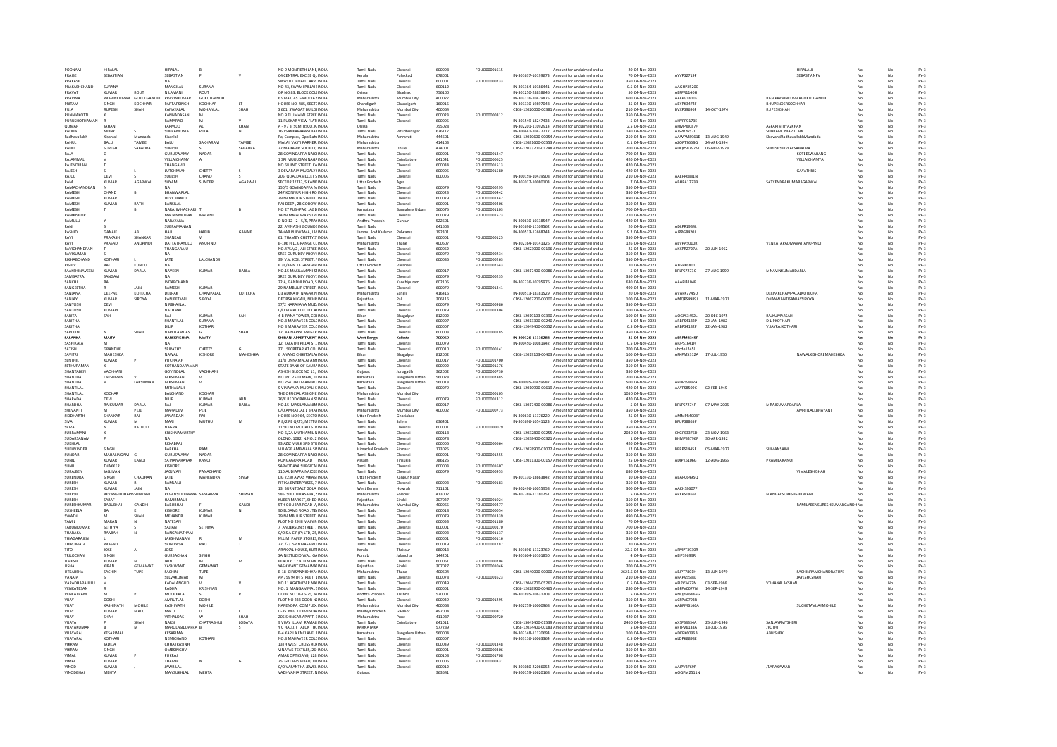| First Name | Middle Name | Last Name | Father/Husband First Name | Father/Husband Middle Name | Father/Husband Last Name | Address | Country | State | District | Pin Code | Folio Number | DP Id-Client Id | Investment Type | Amount | Proposed Date of Transfer | PAN | Date of Birth | Nominee / Joint Holder | Litigation | Unclaimed Suspense | Financial Year |
|---|---|---|---|---|---|---|---|---|---|---|---|---|---|---|---|---|---|---|---|---|---|
| POONAM | | HIRALAL | HIRALAL | B | | NO 9 MONTIETH LANE, | INDIA | Tamil Nadu | Chennai | 600008 | FOLIO00001615 | | Amount for unclaimed and u | 20 | 04-Nov-2023 | | | HIRALALB | No | No | FY-3 |
| PRAISE | SEBASTIAN | | SEBASTIAN | P | V | CA CENTRAL EXCISE QU | INDIA | Kerala | Palakkad | 678001 | | IN-301637-10199873 | Amount for unclaimed and u | 70 | 04-Nov-2023 | AYVPS2719P | | SEBASTIANPV | No | No | FY-3 |
| PRAKASH | | | NA | | | SWASTIK ROAD CARRI | INDIA | Tamil Nadu | Chennai | 600001 | FOLIO00000233 | | Amount for unclaimed and u | 350 | 04-Nov-2023 | | | | No | No | FY-3 |
| PRAKASHCHAND | SURANA | | MANGILAL | SURANA | | NO 43, SWAMI PILLAI | INDIA | Tamil Nadu | Chennai | 600112 | | IN-301364-10186441 | Amount for unclaimed and u | 0.5 | 04-Nov-2023 | AAGHP3520G | | | No | No | FY-3 |
| PRAVAT | KUMAR | ROUT | NILAMANI | ROUT | | QR NO 83, BLOCK COL | INDIA | Orissa | Bhadrak | 756100 | | IN-301250-28838846 | Amount for unclaimed and u | 50 | 04-Nov-2023 | AEPPR1140H | | | No | No | FY-3 |
| PRAVINA | PRAVINKUMAR | GOKULGANDHI | PRAVINKUMAR | GOKULGANDHI | | 6 VIRAT, 45 GARODIA | INDIA | Maharashtra | Mumbai City | 400077 | | IN-301116-10479875 | Amount for unclaimed and u | 600 | 04-Nov-2023 | AAFPG1610F | | RAJAPRAVINKUMARGOKULGANDHI | No | No | FY-3 |
| PRITAM | SINGH | KOCHHAR | PARTAPSINGH | KOCHHAR | LT | HOUSE NO. 485, SECTO | INDIA | Chandigarh | Chandigarh | 160015 | | IN-301330-19897048 | Amount for unclaimed and u | 35 | 04-Nov-2023 | ABYPK3474F | | BHUPENDERKOCHHAR | No | No | FY-3 |
| PUJA | RUPESH | SHAH | KANAYALAL | MOHANLAL | SHAH | S 601 SWAGAT BUILDIN | INDIA | Maharashtra | Mumbai City | 400064 | | CDSL-12020000-00381 | Amount for unclaimed and u | 210 | 04-Nov-2023 | BVXPS9696F | 14-OCT-1974 | RUPESHSHAH | No | No | FY-3 |
| PUNNIAKOTTI | K | | KANNADASAN | M | | NO 9 ELLUMALAI STREE | INDIA | Tamil Nadu | Chennai | 600023 | FOLIO00000812 | | Amount for unclaimed and u | 350 | 04-Nov-2023 | | | | No | No | FY-3 |
| PURUSHOTHAMAN | R | | RAMARAO | M | V | 11 PUSKAR VIEW FLAT | INDIA | Tamil Nadu | Chennai | 600005 | | IN-301549-18247433 | Amount for unclaimed and u | 5 | 04-Nov-2023 | AHYPP9173E | | | No | No | FY-3 |
| QUMAR | JAHAN | | FARMUD | ALI | KHAN | A - 9 / 3 SCM TISCO, K | INDIA | Orissa | | 755028 | | IN-302201-11092914 | Amount for unclaimed and u | 2.5 | 04-Nov-2023 | AHMPJ8087H | | ASFARMTIYAZKHAN | No | No | FY-3 |
| RADHA | MONY | S | SUBRAMONIA | PILLAI | N | 160 SANKARAPANDIA | INDIA | Tamil Nadu | Virudhunagar | 626117 | | IN-300441-10427717 | Amount for unclaimed and u | 140 | 04-Nov-2023 | AJSPR2652J | | SUBRAMONIAPILLAIN | No | No | FY-3 |
| Radhavallabh | Kisanlal | Mundada | Kisanlal | | | Raj Complex, Opp Bah | INDIA | Maharashtra | Amravati | 444601 | | CDSL-12010600-00554 | Amount for unclaimed and u | 250 | 04-Nov-2023 | AAWPM8961E | 13-AUG-1949 | ShevantiRadhavallabhMundada | No | No | FY-3 |
| RAHUL | BALU | TAMBE | BALU | SAKHARAM | TAMBE | MALAI VASTI PARNER | INDIA | Maharashtra | | 414103 | | CDSL-12081600-00553 | Amount for unclaimed and u | 0.1 | 04-Nov-2023 | AZOPT7668Q | 24-APR-1994 | | No | No | FY-3 |
| RAHUL | SURESH | SABADRA | SURESH | S | SABADRA | 22 MAHAVIR SOCIETY, | INDIA | Maharashtra | Dhule | 424001 | | CDSL-12033200-01748 | Amount for unclaimed and u | 200 | 04-Nov-2023 | ADQPS8797M | 06-NOV-1978 | SURESHSHIVLALSABADRA | No | No | FY-3 |
| RAJA | G | | GURUSWAMY | NADAR | R | 28 GOVINDAPPA NAICK | INDIA | Tamil Nadu | Chennai | 600001 | FOLIO00001347 | | Amount for unclaimed and u | 700 | 04-Nov-2023 | | | KOTEESWARANG | No | No | FY-3 |
| RAJAMMAL | V | | VELLAICHAMY | A | | 1 SRI MURUGAN NAGA | INDIA | Tamil Nadu | Coimbatore | 641041 | FOLIO00000625 | | Amount for unclaimed and u | 420 | 04-Nov-2023 | | | VELLAICHAMYA | No | No | FY-3 |
| RAJENDRAN | T | | THANGAVEL | | | NO 68 IIND STREET, KA | INDIA | Tamil Nadu | Chennai | 600034 | FOLIO00001513 | | Amount for unclaimed and u | 420 | 04-Nov-2023 | | | | No | No | FY-3 |
| RAJESH | S | L | LUTCHMAN | CHETTY | S | 3 DEVARAJA MUDALY | INDIA | Tamil Nadu | Chennai | 600005 | FOLIO00001580 | | Amount for unclaimed and u | 420 | 04-Nov-2023 | | | GAYATHRIS | No | No | FY-3 |
| RAJUL | DEVI | S | SUBESH | CHAND | S | 205 QUALDAMULLET S | INDIA | Tamil Nadu | Chennai | 600005 | | IN-300159-10439508 | Amount for unclaimed and u | 210 | 04-Nov-2023 | AAEPR6881N | | | No | No | FY-3 |
| RAM | KUMAR | AGARWAL | SHYAM | SUNDER | AGARWAL | SECTOR 1/732, SIKAND | INDIA | Uttar Pradesh | Agra | | | IN-302017-10080103 | Amount for unclaimed and u | 7 | 04-Nov-2023 | ABHPA1223B | | SATYENDRAKUMARAGARWAL | No | No | FY-3 |
| RAMACHANDRAN | N | | NA | | | 150/5 GOVINDAPPA N | INDIA | Tamil Nadu | Chennai | 600079 | FOLIO00000295 | | Amount for unclaimed and u | 350 | 04-Nov-2023 | | | | No | No | FY-3 |
| RAMESH | CHAND | B | BHANWARLAL | | | 247 KONNUR HIGH RD | INDIA | Tamil Nadu | Chennai | 600023 | FOLIO00000442 | | Amount for unclaimed and u | 350 | 04-Nov-2023 | | | | No | No | FY-3 |
| RAMESH | KUMAR | | DEVICHANDJI | | | 29 NAMBULIR STREET, | INDIA | Tamil Nadu | Chennai | 600079 | FOLIO00001342 | | Amount for unclaimed and u | 490 | 04-Nov-2023 | | | | No | No | FY-3 |
| RAMESH | KUMAR | RATHI | BANSILAL | | | RAJ DEEP , 28 GODOW | INDIA | Tamil Nadu | Chennai | 600001 | FOLIO00000406 | | Amount for unclaimed and u | 350 | 04-Nov-2023 | | | | No | No | FY-3 |
| RAMESH | T | B | NARAJIMHACHARI | T | B | NO 27 PUSHPAK, JAGD | INDIA | Karnataka | Bangalore Urban | 560075 | FOLIO00001103 | | Amount for unclaimed and u | 700 | 04-Nov-2023 | | | | No | No | FY-3 |
| RAMKISHOR | | | MADANMOHAN | MALANI | | 14 NAMMALWAR STRE | INDIA | Tamil Nadu | Chennai | 600079 | FOLIO00001523 | | Amount for unclaimed and u | 210 | 04-Nov-2023 | | | | No | No | FY-3 |
| RAMULU | Y | | NARAYANA | | | D NO 12 - 2 - 5/5, PRA | INDIA | Andhra Pradesh | Guntur | 522601 | | IN-300610-10338547 | Amount for unclaimed and u | 420 | 04-Nov-2023 | | | | No | No | FY-3 |
| RANI | S | | SUBRAMANIAN | | | 22 AVINASHI GOUNDE | INDIA | Tamil Nadu | | 641603 | | IN-301696-11109562 | Amount for unclaimed and u | 20 | 04-Nov-2023 | AOLPR1934L | | | No | No | FY-3 |
| RASHID | GANAIE | AB | HAJI | HABIB | GANAIE | TAHAB PULWAMA, JAI | INDIA | Jammu And Kashmir | Pulwama | 192301 | | IN-300513-12668244 | Amount for unclaimed and u | 9.2 | 04-Nov-2023 | AJPPG8420J | | | No | No | FY-3 |
| RAVI | PRAKASH | SHANKAR | SHANKAR | V | | 61 THAMBY CHETTY S | INDIA | Tamil Nadu | Chennai | 600001 | FOLIO00000125 | | Amount for unclaimed and u | 350 | 04-Nov-2023 | | | | No | No | FY-3 |
| RAVI | PRASAD | ANUPINDI | DATTATRAYULU | ANUPINDI | | B-106 HILL GRANGE C | INDIA | Maharashtra | Thane | 400607 | | IN-302164-10141326 | Amount for unclaimed and u | 126 | 04-Nov-2023 | AEVPA5010R | | VENKATAPADMAVATIANUPINDI | No | No | FY-3 |
| RAVICHANDRAN | T | | THANGARAJU | | | NO.475A/2 , ALI STREE | INDIA | Tamil Nadu | Chennai | 600062 | | CDSL-12023000-00196 | Amount for unclaimed and u | 25 | 04-Nov-2023 | AKXPR2727A | 20-JUN-1962 | | No | No | FY-3 |
| RAVIKUMAR | S | | NA | | | SREE GURUDEV PROVI | INDIA | Tamil Nadu | Chennai | 600079 | FOLIO00000234 | | Amount for unclaimed and u | 350 | 04-Nov-2023 | | | | No | No | FY-3 |
| RIKHABCHAND | KOTHARI | L | LATE | LALCHANDJI | | 39 V.V. KOIL STREET, | INDIA | Tamil Nadu | Chennai | 600086 | FOLIO00000263 | | Amount for unclaimed and u | 350 | 04-Nov-2023 | | | | No | No | FY-3 |
| RISHIV | RAJ | KUNDU | NA | | | B 38/4 PN 13 GANGAP | INDIA | Uttar Pradesh | Varanasi | | FOLIO00002543 | | Amount for unclaimed and u | 350 | 04-Nov-2023 | | | | No | No | FY-3 |
| SAAKSHINAVEEN | KUMAR | DARLA | NAVEEN | KUMAR | DARLA | NO.15 MASILAMANI S | INDIA | Tamil Nadu | Chennai | 600017 | | CDSL-13017400-00086 | Amount for unclaimed and u | 5 | 04-Nov-2023 | BPLPS7273C | 27-AUG-1999 | MNAVINKUMARDARLA | No | No | FY-3 |
| SAMBATRAJ | SANGAVI | | NA | | | SREE GURUDEV PROVI | INDIA | Tamil Nadu | Chennai | 600079 | FOLIO00000235 | | Amount for unclaimed and u | 350 | 04-Nov-2023 | | | | No | No | FY-3 |
| SANCHIL | RAJ | | INDARCHAND | | | 22 A, GANDHI ROAD, S | INDIA | Tamil Nadu | Kanchipuram | 602105 | | IN-302236-10795976 | Amount for unclaimed and u | 630 | 04-Nov-2023 | AAAPH4104R | | | No | No | FY-3 |
| SANGEETHA | R | JAIN | RAMESH | KUMAR | | 29 NAMBULIR STREET, | INDIA | Tamil Nadu | Chennai | 600079 | FOLIO00001341 | | Amount for unclaimed and u | 490 | 04-Nov-2023 | | | | No | No | FY-3 |
| SANJANA | DEEPAK | KOTECHA | DEEPAK | CHAMPALAL | KOTECHA | D3 ADINATH NAGAR N | INDIA | Maharashtra | Sangli | 416416 | | IN-300513-18381529 | Amount for unclaimed and u | 20 | 04-Nov-2023 | AVAPK7745D | | DEEPAKCHAMPALALKOTECHA | No | No | FY-3 |
| SANJAY | KUMAR | SIROYA | RANJEETMAL | SIROYA | | DEORSA KI GALI, NEHR | INDIA | Rajasthan | Pali | 306116 | | CDSL-12062200-00000 | Amount for unclaimed and u | 100 | 04-Nov-2023 | AMQPS4989J | 11-MAR-1971 | DHANWANTISANJAYSIROYA | No | No | FY-3 |
| SANTOSH | DEVI | | NIRBHAYLAL | | | 57/2 NARAYANA MUD | INDIA | Tamil Nadu | Chennai | 600079 | FOLIO00000986 | | Amount for unclaimed and u | 350 | 04-Nov-2023 | | | | No | No | FY-3 |
| SANTOSH | KUMARI | | NATHMAL | | | C/O VIMAL ELECTRIC/ | INDIA | Tamil Nadu | Chennai | 600079 | FOLIO00001304 | | Amount for unclaimed and u | 350 | 04-Nov-2023 | | | | No | No | FY-3 |
| SARITA | SAH | | RAJ | KUMAR | SAH | 4-B-RANA TOWER, CO | INDIA | Bihar | Bhagalpur | 812002 | | CDSL-12019103-00390 | Amount for unclaimed and u | 100 | 04-Nov-2023 | AOGPS3452L | 20-DEC-1975 | RAJKUMARSAH | No | No | FY-3 |
| SARITHA | | | SHANTILAL | SURANA | | NO.8 MAHAVEER COL | INDIA | Tamil Nadu | Chennai | 600007 | | CDSL-12013300-00240 | Amount for unclaimed and u | 1 | 04-Nov-2023 | ARBPS4182P | 22-JAN-1982 | DILIPKOTHARI | No | No | FY-3 |
| SARITHA | | | DILIP | KOTHARI | | NO 8 MAHAVEER COL | INDIA | Tamil Nadu | Chennai | 600007 | | CDSL-12049400-00052 | Amount for unclaimed and u | 0.5 | 04-Nov-2023 | ARBPS4182P | 22-JAN-1982 | VIJAYRAJKOTHARI | No | No | FY-3 |
| SAROJINI | N | SHAH | NAROTAMDAS | G | SHAH | 12 NAINAPPA MAISTR | INDIA | Tamil Nadu | Chennai | 600003 | FOLIO00000185 | | Amount for unclaimed and u | 350 | 04-Nov-2023 | | | | No | No | FY-3 |
| **SASANKA** | **MAITY** | | **HAREKRISHNA** | **MAITY** | | **SHIBANI APPERTMENT** | **INDIA** | **West Bengal** | **Kolkata** | **700059** | | **IN-300126-11136288** | **Amount for unclaimed and u** | **35** | **04-Nov-2023** | **AERPM8345P** | | | **No** | **No** | **FY-3** |
| SASHIKALA | M | | NA | | | 12 KALATHI PILLAI ST, | INDIA | Tamil Nadu | Chennai | 600079 | | IN-300450-10083942 | Amount for unclaimed and u | 0.5 | 04-Nov-2023 | AFJPS1641H | | | No | No | FY-3 |
| SATISH | GRANDHE | | SRIPATHY | CHETTY | G | 37 I SECRETARIAT COL | INDIA | Tamil Nadu | Chennai | 600010 | FOLIO00000141 | | Amount for unclaimed and u | 700 | 04-Nov-2023 | abcde1245l | | | No | No | FY-3 |
| SAVITRI | MAHESHKA | | NAWAL | KISHORE | MAHESHKA | 6 ANAND CHHATISALA | INDIA | Bihar | Bhagalpur | 812002 | | CDSL-12019103-00403 | Amount for unclaimed and u | 100 | 04-Nov-2023 | AFKPM5312A | 17-JUL-1950 | NAWALKISHOREMAHESHKA | No | No | FY-3 |
| SENTHIL | KUMAR | P | PITCHAIAH | | | 31/8 UNNAMALAI AMM | INDIA | Tamil Nadu | Chennai | 600017 | FOLIO00001700 | | Amount for unclaimed and u | 350 | 04-Nov-2023 | | | | No | No | FY-3 |
| SETHURAMAN | K | | KOTHANDARAMAN | | | STATE BANK OF SAURA | INDIA | Tamil Nadu | Chennai | 600002 | FOLIO00001576 | | Amount for unclaimed and u | 350 | 04-Nov-2023 | | | | No | No | FY-3 |
| SHANTABEN | VACHHANI | | GOVINDLAL | VACHHANI | | ASHISH BLOCK NO 11, | INDIA | Gujarat | Junagadh | 362002 | FOLIO00000730 | | Amount for unclaimed and u | 350 | 04-Nov-2023 | | | | No | No | FY-3 |
| SHANTHA | LAKSHMAN | V | LAKSHMAN | V | | NO 391 25TH MAIN, 1 | INDIA | Karnataka | Bangalore Urban | 560078 | FOLIO00002485 | | Amount for unclaimed and u | 200 | 04-Nov-2023 | | | | No | No | FY-3 |
| SHANTHA | V | LAKSHMAN | LAKSHMAN | V | | NO 254 3RD MAIN RD | INDIA | Karnataka | Bangalore Urban | 560018 | | IN-300095-10459987 | Amount for unclaimed and u | 500 | 04-Nov-2023 | APDPS9832A | | | No | No | FY-3 |
| SHANTILAL | | | MITHALALJI | | | 9 VINAYAKA MUDALI S | INDIA | Tamil Nadu | Chennai | 600079 | | CDSL-12010900-00619 | Amount for unclaimed and u | 420 | 04-Nov-2023 | AAYPS8509C | 02-FEB-1949 | | No | No | FY-3 |
| SHANTILAL | KOCHAR | | BALCHAND | KOCHAR | | THE OFFICIAL ASSIGNE | INDIA | Maharashtra | Mumbai City | | FOLIO00000105 | | Amount for unclaimed and u | 1050 | 04-Nov-2023 | | | | No | No | FY-3 |
| SHARADA | DEVI | | DILIP | KUMAR | JAIN | 26/E REDDY RAMAN S | INDIA | Tamil Nadu | Chennai | 600079 | FOLIO00001312 | | Amount for unclaimed and u | 420 | 04-Nov-2023 | | | | No | No | FY-3 |
| SHARIDHA | RAJKUMAR | DARLA | RAJ | KUMAR | DARLA | NO.15 MASILAMANI MA | INDIA | Tamil Nadu | Chennai | 600017 | | CDSL-13017400-00086 | Amount for unclaimed and u | 5 | 04-Nov-2023 | BPLPS7274F | 07-MAY-2005 | MRAJKUMARDARLA | No | No | FY-3 |
| SHEVANTI | M | PEJE | MAHADEV | PEJE | | C/O AMRATLAL L BHAY | INDIA | Maharashtra | Mumbai City | 400002 | FOLIO00000773 | | Amount for unclaimed and u | 350 | 04-Nov-2023 | | | AMRITLALLBHAYANI | No | No | FY-3 |
| SIDDHARTH | SHANKAR | RAI | JANARDAN | RAI | | HOUSE NO.964, SECTO | INDIA | Uttar Pradesh | Ghaziabad | | | IN-300610-11176220 | Amount for unclaimed and u | 25 | 04-Nov-2023 | AMMPR4008F | | | No | No | FY-3 |
| SIVA | KUMAR | M | MARI | MUTHU | M | R 8/2 RE QRTS, METTU | INDIA | Tamil Nadu | Salem | 636401 | | IN-301696-10541123 | Amount for unclaimed and u | 6 | 04-Nov-2023 | BFLPS8865P | | | No | No | FY-3 |
| SRIPAL | N | RATHOD | NAGRAJ | | | 11 SEENU MUDALI STR | INDIA | Tamil Nadu | Chennai | 600001 | FOLIO00000029 | | Amount for unclaimed and u | 350 | 04-Nov-2023 | | | | No | No | FY-3 |
| SUBRAMANI | K | | KRISHNAMURTHY | | | NO 6/2A MUTHAMIL N | INDIA | Tamil Nadu | Chennai | 600118 | | CDSL-12032800-00255 | Amount for unclaimed and u | 2030 | 04-Nov-2023 | CKGPS3376D | 23-NOV-1963 | | No | No | FY-3 |
| SUDARSANAM | P | | NA | | | OLDNO. 1082 N.NO. 2 | INDIA | Tamil Nadu | Chennai | 600078 | | CDSL-12038400-00321 | Amount for unclaimed and u | 1 | 04-Nov-2023 | BHMPS3796R | 30-APR-1932 | | No | No | FY-3 |
| SUKHLAL | | | RIKKABRAI | | | 93 AZIZ MULK 3RD STR | INDIA | Tamil Nadu | Chennai | 600006 | FOLIO00000664 | | Amount for unclaimed and u | 420 | 04-Nov-2023 | | | | No | No | FY-3 |
| SUKHVINDER | SINGH | | BARKHA | RAM | | VILLAGE AMBWALA SA | INDIA | Himachal Pradesh | Sirmaur | 173025 | | CDSL-12028900-01072 | Amount for unclaimed and u | 12 | 04-Nov-2023 | BRPPS1445E | 05-MAR-1977 | SUMANSAINI | No | No | FY-3 |
| SUNDAR | MAHALINGAM | G | GURUSWAMY | NADAR | | 28 GOVINDAPPA NAICK | INDIA | Tamil Nadu | Chennai | 600001 | FOLIO00001255 | | Amount for unclaimed and u | 350 | 04-Nov-2023 | | | | No | No | FY-3 |
| SUNIL | KUMAR | KANOI | SATYANARAYAN | KANOI | | RUNGAGORA ROAD , T | INDIA | Assam | Tinsukia | 786125 | | CDSL-12011300-00157 | Amount for unclaimed and u | 25 | 04-Nov-2023 | AOIPK6106G | 12-AUG-1965 | PRAMILAKANOI | No | No | FY-3 |
| SUNIL | THAKKER | | KISHORE | | | SARVODAYA SURGICAL | INDIA | Tamil Nadu | Chennai | 600003 | FOLIO00001607 | | Amount for unclaimed and u | 70 | 04-Nov-2023 | | | | No | No | FY-3 |
| SURAJBEN | JAGJIVAN | | JAGJIVAN | PANACHAND | | 11D AUDIAPPA NAICKE | INDIA | Tamil Nadu | Chennai | 600079 | FOLIO00000953 | | Amount for unclaimed and u | 630 | 04-Nov-2023 | | | VIMALESHSHAH | No | No | FY-3 |
| SURENDRA | SINGH | CHAUHAN | LATE | MAHENDRA | SINGH | LIG 2230 AWAS VIKAS | INDIA | Uttar Pradesh | Kanpur Nagar | | | IN-301330-18663842 | Amount for unclaimed and u | 10 | 04-Nov-2023 | ABAPC6495Q | | | No | No | FY-3 |
| SURESH | KUMAR | R | RAMLALJI | | | RITIKA ENTERPRISES, 7 | INDIA | Tamil Nadu | Chennai | 600003 | FOLIO00000183 | | Amount for unclaimed and u | 350 | 04-Nov-2023 | | | | No | No | FY-3 |
| SURESH | KUMAR | JAIN | NA | | | 13 BURNT SALT GOLA | INDIA | West Bengal | Howrah | 711101 | | IN-302496-10055958 | Amount for unclaimed and u | 300 | 04-Nov-2023 | AAKHS8607P | | | No | No | FY-3 |
| SURESH | REVANSIDDHAPP | SHIWANT | REVANSIDDHAPPA | SANGAPPA | SHIWANT | 585 SOUTH KASABA , | INDIA | Maharashtra | Solapur | 413002 | | IN-302269-11180251 | Amount for unclaimed and u | 5 | 04-Nov-2023 | APXPS1866C | | MANGALSURESHSHILWANT | No | No | FY-3 |
| SURESH | SARAF | | HANMMALJI | | | KUBER MARKET, SHEO | INDIA | Rajasthan | Sirohi | 307027 | FOLIO00001024 | | Amount for unclaimed and u | 350 | 04-Nov-2023 | | | | No | No | FY-3 |
| SURESHKUMAR | BABUBHAI | GANDHI | BABUBHAI | F | GANDI | 5TH GOLIBAR ROAD A | INDIA | Maharashtra | Mumbai City | 400055 | FOLIO00000477 | | Amount for unclaimed and u | 100 | 04-Nov-2023 | | | RAMILABENSURESHKUMARGANDHI | No | No | FY-3 |
| SUSHEELA | BAI | K | KISHORE | KUMAR | | 90 ELDAMS ROAD , TEI | INDIA | Tamil Nadu | Chennai | 600018 | FOLIO00000054 | | Amount for unclaimed and u | 350 | 04-Nov-2023 | | | | No | No | FY-3 |
| SWATHI | M | SHAH | MEHANDR | KUMAR | | 29 NAMBULIR STREET, | INDIA | Tamil Nadu | Chennai | 600079 | FOLIO00001339 | | Amount for unclaimed and u | 490 | 04-Nov-2023 | | | | No | No | FY-3 |
| TAMIL | MARAN | N | NATESAN | | | PLOT NO 29 III MAIN R | INDIA | Tamil Nadu | Chennai | 600053 | FOLIO00001180 | | Amount for unclaimed and u | 70 | 04-Nov-2023 | | | | No | No | FY-3 |
| TARUNKUMAR | SETHIYA | S | SAJJAN | SETHIYA | | 7 ANDERSON STREET, | INDIA | Tamil Nadu | Chennai | 600001 | FOLIO00000170 | | Amount for unclaimed and u | 700 | 04-Nov-2023 | | | | No | No | FY-3 |
| THARAKA | RAMIAH | N | RANGANATHAM | | | C/O S A C F (P) LTD, 25 | INDIA | Tamil Nadu | Chennai | 600003 | FOLIO00001137 | | Amount for unclaimed and u | 350 | 04-Nov-2023 | | | | No | No | FY-3 |
| THIAGARAJEN | L | | LAKSHMANAN | R | M | M.L.M. PAPER STORES | INDIA | Tamil Nadu | Chennai | 600001 | FOLIO00000116 | | Amount for unclaimed and u | 350 | 04-Nov-2023 | | | | No | No | FY-3 |
| THIRUMALA | PRASAD | T | SRINIVASA | RAO | T | 22C/23 SRINIVASA PUI | INDIA | Tamil Nadu | Chennai | 600019 | FOLIO00001787 | | Amount for unclaimed and u | 70 | 04-Nov-2023 | | | | No | No | FY-3 |
| TITO | JOSE | A | JOSE | | | ARAKKAL HOUSE, KUTT | INDIA | Kerala | Thrissur | 680013 | | IN-301696-11123769 | Amount for unclaimed and u | 22.5 | 04-Nov-2023 | AFMPT3930R | | | No | No | FY-3 |
| TRILOCHAN | SINGH | | GURBACHAN | SINGH | | SAINI STUDIO WALI GA | INDIA | Punjab | Jalandhar | 144201 | | IN-301604-10101850 | Amount for unclaimed and u | 4 | 04-Nov-2023 | AEIPS9699R | | | No | No | FY-3 |
| UMESH | KUMAR | M | JAIN | M | M | BEAUTY, 17 4TH MAIN | INDIA | Tamil Nadu | Chennai | 600061 | FOLIO00000204 | | Amount for unclaimed and u | 80 | 04-Nov-2023 | | | | No | No | FY-3 |
| USHA | KIRAN | GEMAWAT | YASHWANT | GEMAWAT | | YASHWANT GEMAWAT | INDIA | Rajasthan | Sirohi | 307027 | FOLIO00001046 | | Amount for unclaimed and u | 700 | 04-Nov-2023 | | | | No | No | FY-3 |
| UTKARSHA | SACHIN | TUPE | SACHIN | TUPE | | B-18 GIRISANNIDHYA | INDIA | Maharashtra | Thane | 400604 | | CDSL-12040000-00000 | Amount for unclaimed and u | 2621.5 | 04-Nov-2023 | AEJPT7801H | 13-JUN-1979 | SACHINRAMCHANDRATUPE | No | No | FY-3 |
| VANAJA | S | | SELVAKUMAR | M | | AP 759 94TH STREET, | INDIA | Tamil Nadu | Chennai | 600078 | FOLIO00001623 | | Amount for unclaimed and u | 210 | 04-Nov-2023 | AFAPV5533J | | JAYESHCSHAH | No | No | FY-3 |
| VARADHARAJULU | V | | KADALANGUDI | V | V | NO 11 AGATHIYAR NA | INDIA | Tamil Nadu | Chennai | 600049 | | CDSL-12044700-05261 | Amount for unclaimed and u | 0.5 | 04-Nov-2023 | AFIPV3472N | 03-SEP-1966 | VDHANALAKSHMI | No | No | FY-3 |
| VENKATESAN | R | | RADHA | KRISHNAN | | NO. 1 MANGAMMAL | INDIA | Tamil Nadu | Chennai | 600001 | | CDSL-12028900-00465 | Amount for unclaimed and u | 280 | 04-Nov-2023 | ABFPV0077N | 14-SEP-1949 | | No | No | FY-3 |
| VENKATRAM | M | P | MOCHERLA | S | R | DOOR NO 10-16-25, KI | INDIA | Andhra Pradesh | Krishna | 520001 | | IN-301895-10631708 | Amount for unclaimed and u | 5 | 04-Nov-2023 | ANQPM6665G | | | No | No | FY-3 |
| VIJAY | DOSHI | | AMRUTLAL | DOSHI | | PLOT NO 238 DOOR N | INDIA | Tamil Nadu | Chennai | 600059 | FOLIO00001295 | | Amount for unclaimed and u | 350 | 04-Nov-2023 | ACSPV0750R | | | No | No | FY-3 |
| VIJAY | KASHINATH | MOHILE | KASHINATH | MOHILE | | NARENDRA COMPLEX, | INDIA | Maharashtra | Mumbai City | 400068 | | IN-302759-10000968 | Amount for unclaimed and u | 35 | 04-Nov-2023 | AABPM6166A | | SUCHETAVIJAYMOHILE | No | No | FY-3 |
| VIJAY | KUMAR | MALU | MALU | U | C | D-35 MIG 1 DEVENDR | INDIA | Madhya Pradesh | Gwalior | 492004 | FOLIO00000417 | | Amount for unclaimed and u | 350 | 04-Nov-2023 | | | | No | No | FY-3 |
| VIJAY | SHAH | | VITHALDAS | W | SHAH | 205 SHINGAR APART, 1 | INDIA | Maharashtra | Pune | 411037 | FOLIO00000720 | | Amount for unclaimed and u | 420 | 04-Nov-2023 | | | | No | No | FY-3 |
| VIJAYA | P | SHAH | NARSI | CHATRABHUJ | LODAYA | 9 VIJAY ILLAM RAMALI | INDIA | Tamil Nadu | Coimbatore | 641001 | | CDSL-13041400-01539 | Amount for unclaimed and u | 2460 | 04-Nov-2023 | AKSPS8334A | 25-JUN-1946 | SANJAYPMYSHERI | No | No | FY-3 |
| VIJAYAKUMAR | B | M | MARULASIDDAPPA | B | S | Y C HALLI, ( TALUK ) H | INDIA | KARNATAKA | | 577239 | | CDSL-12034400-00183 | Amount for unclaimed and u | 5 | 04-Nov-2023 | AFTPV6138A | 13-JUL-1976 | JYOTHI | No | No | FY-3 |
| VIJAYARAJ | KESARIMAL | | KESARIMAL | | | B-4 KAPILA ENCLAVE, | INDIA | Karnataka | Bangalore Urban | 560004 | | IN-302148-11120694 | Amount for unclaimed and u | 100 | 04-Nov-2023 | AOKPK6036B | | ABHISHEK | No | No | FY-3 |
| VIJAYARAJ | KOTHARI | | NEMICHAND | KOTHARI | | NO.8 MAHAVEER COL | INDIA | Tamil Nadu | Chennai | 600007 | | IN-300116-10063364 | Amount for unclaimed and u | 0.5 | 04-Nov-2023 | ALDPK8808E | | | No | No | FY-3 |
| VIKRAM | JADEJA | | CHHATRASINH | | | 13TH WEST CROSS RO | INDIA | Tamil Nadu | Chennai | 600039 | FOLIO00001348 | | Amount for unclaimed and u | 350 | 04-Nov-2023 | | | | No | No | FY-3 |
| VIKRAM | SINGH | | OMRSINGHVI | | | VINAYAK TEXTILES, 26 | INDIA | Tamil Nadu | Chennai | 600001 | FOLIO00000306 | | Amount for unclaimed and u | 350 | 04-Nov-2023 | | | | No | No | FY-3 |
| VIMAL | KUMAR | P | PUKRAJ | | | AMAR OPTICIANS, 128 | INDIA | Tamil Nadu | Chennai | 600108 | FOLIO00001708 | | Amount for unclaimed and u | 350 | 04-Nov-2023 | | | | No | No | FY-3 |
| VIMAL | KUMAR | | THANBI | N | G | 25 GREAMS ROAD, TH | INDIA | Tamil Nadu | Chennai | 600006 | FOLIO00000331 | | Amount for unclaimed and u | 700 | 04-Nov-2023 | | | | No | No | FY-3 |
| VINOD | KUMAR | J | JAWRILAL | | | C/O VASANTHA JEWEL | INDIA | Tamil Nadu | Chennai | 600012 | | IN-301080-22066054 | Amount for unclaimed and u | 350 | 04-Nov-2023 | AAIPV3769R | | JTARAKAWAR | No | No | FY-3 |
| VINODBHAI | MEHTA | | MANSUKHLAL | MEHTA | | VADHVANIA STREET, | INDIA | Gujarat | | 363641 | | IN-300159-10620168 | Amount for unclaimed and u | 550 | 04-Nov-2023 | AOQPM2511N | | | No | No | FY-3 |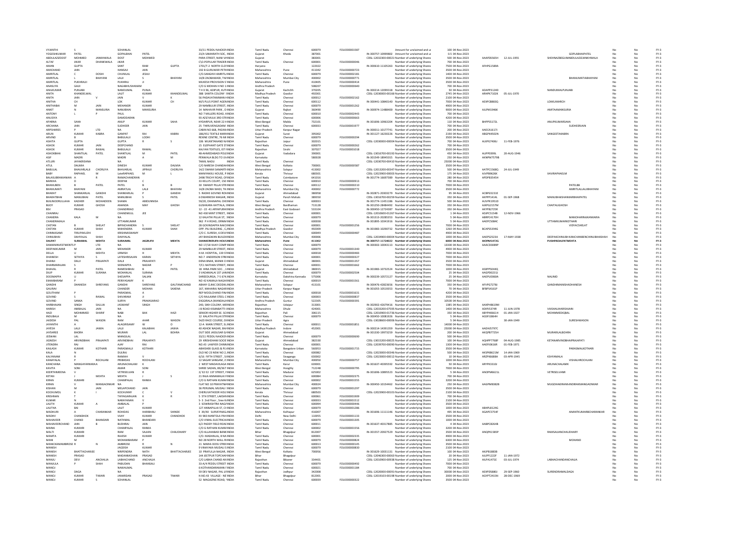| | | | | | | | | | | | | | | | | | | | | |
|---|---|---|---|---|---|---|---|---|---|---|---|---|---|---|---|---|---|---|---|---|
| VYJANTHI | | S | SOHANLAL | | | 33/11 PEDDU NAICKEN INDIA | Tamil Nadu | Chennai | 600079 | FOLIO00001587 | | Amount for unclaimed and u | 100 | 04-Nov-2023 | | | | No | No | FY-3 |
| YOGESHKUMAR | PATEL | | GOPALBHAI | PATEL | | 23/A SAMARATH SOC, INDIA | Gujarat | Kheda | 387001 | | IN-300757-10999802 | Amount for unclaimed and u | 0.5 | 04-Nov-2023 | | | GOPLABHAIPATEL | No | No | FY-3 |
| ABDULAZIZDOST | MOHMED | JANKHWALA | DOST | MOHMED | | PARA STREET, NANI VA INDIA | Gujarat | | 383001 | | CDSL-12032300-00021 | Number of underlying Shares | 500 | 04-Nov-2023 | AAAPZ6565H | 12-JUL-1955 | SHEHNAZBEGUMABDULAZIZJANKHWALA | No | No | FY-3 |
| ALTAF | JIKAR | DHANKWALA | JIKAR | | | C\O.POPULAR TRADER INDIA | Tamil Nadu | Chennai | 600001 | FOLIO00000046 | | Number of underlying Shares | 700 | 04-Nov-2023 | | | | No | No | FY-3 |
| AMAN | GUPTA | | SANT | RAM | GUPTA | 1701/T-2 NORTH CLO INDIA | Haryana | | 122022 | | IN-300610-11105263 | Number of underlying Shares | 7500 | 04-Nov-2023 | AFHPG1589A | | | No | No | FY-3 |
| AMICHAND | JAIN | | HANSAJI | JAIN | | 192 B GURUWAR PETH INDIA | Maharashtra | Pune | 411042 | FOLIO00000723 | | Number of underlying Shares | 3500 | 04-Nov-2023 | | | | No | No | FY-3 |
| AMRITLAL | C | DOSHI | CHUNILAL | JESAJI | | C/O.SANGHVI AMRITLA INDIA | Tamil Nadu | Chennai | 600079 | FOLIO00002181 | | Number of underlying Shares | 1400 | 04-Nov-2023 | | | | No | No | FY-3 |
| AMRITLAL | L | BHAYANI | LALJI | S | BHAYANI | 14/B ZAOBAWADI, TH INDIA | Maharashtra | Mumbai City | 400002 | FOLIO00000771 | | Number of underlying Shares | 3500 | 04-Nov-2023 | | | BHANUMATIABHAYANI | No | No | FY-3 |
| AMRITLAL | PUKHRAJJI | | PUKHRAJ | JI | | MUKESH PROVISION S INDIA | Maharashtra | Pune | 410405 | FOLIO00000414 | | Number of underlying Shares | 3500 | 04-Nov-2023 | | | | No | No | FY-3 |
| ANASUYA | GAJJI | | NAGABHUSHANAM | | | C/O G MOHAN H NO 1 INDIA | Andhra Pradesh | | 508207 | FOLIO00000640 | | Number of underlying Shares | 700 | 04-Nov-2023 | | | | No | No | FY-3 |
| ANILKUMAR | PUNJABI | | NANDUMAL | PUNJA | | T H X 96, ADIPUR, KUT INDIA | Gujarat | Kachchh | 370205 | | IN-300214-12099318 | Number of underlying Shares | 50 | 04-Nov-2023 | ADAPP3124D | | NANDUMALPUNJABI | No | No | FY-3 |
| ANITA | KHANDELWAL | | LALIT | KUMAR | KHANDELWAL | 388 SAMTA COLONY INDIA | Madhya Pradesh | Gwalior | 492001 | | CDSL-12030000-00166 | Number of underlying Shares | 2745 | 04-Nov-2023 | ARHPK7102K | 05-JUL-1970 | | No | No | FY-3 |
| ANITA | JAIN | V | JAIN | V | K | 56 PADAVATAMMAN K INDIA | Tamil Nadu | Chennai | 600012 | FOLIO00002162 | | Number of underlying Shares | 2100 | 04-Nov-2023 | | | | No | No | FY-3 |
| ANITHA | CH | | LOK | KUMAR | CH | M/S PLUS POINT AGEN INDIA | Tamil Nadu | Chennai | 600112 | | IN-300441-10840140 | Number of underlying Shares | 7000 | 04-Nov-2023 | AEXPC8883Q | | LOKKUMARCH | No | No | FY-3 |
| ANITHABAI | M | JAIN | MEHANDR | KUMAR | | 29 NAMBULIR STREET, INDIA | Tamil Nadu | Chennai | 600079 | FOLIO00001262 | | Number of underlying Shares | 4900 | 04-Nov-2023 | | | | No | No | FY-3 |
| ANKIT | N | MANSURIA | NANUBHAI | MANSURIA | | 14 MAHAVIR PARK , D INDIA | Gujarat | Rajkot | 360490 | | IN-300974-11488400 | Number of underlying Shares | 9000 | 04-Nov-2023 | AJLPM1946K | | AMITAAMANSURIA | No | No | FY-3 |
| ANTONY | L | P | PAUL | | | NO 7 MILLERS ROAD, INDIA | Tamil Nadu | Chennai | 600010 | FOLIO00000443 | | Number of underlying Shares | 700 | 04-Nov-2023 | | | | No | No | FY-3 |
| ANUSIYA | | | DAMODARAN | | | 93 AZIZ MULK 3RD STR INDIA | Tamil Nadu | Chennai | 600006 | FOLIO00000663 | | Number of underlying Shares | 4200 | 04-Nov-2023 | | | | No | No | FY-3 |
| APARNA | SAHA | | ANUP | KUMAR | SAHA | HYDARPUR, NEAR 22 H INDIA | West Bengal | Malda | 732101 | | IN-301696-10963204 | Number of underlying Shares | 110 | 04-Nov-2023 | BHFPS5172L | | ANUPKUMARSAHA | No | No | FY-3 |
| ARCHANA | JAIN | | SUDHEER | JAIN | | 25 THIRUVENGADAM INDIA | Tamil Nadu | Chennai | 600033 | FOLIO00001977 | | Number of underlying Shares | 700 | 04-Nov-2023 | | | SUDHEERJAIN | No | No | FY-3 |
| ARPSHARES | P | LTD | NA | | | CABIN NO 868, PADAN INDIA | Uttar Pradesh | Kanpur Nagar | | | IN-300011-10177741 | Number of underlying Shares | 200 | 04-Nov-2023 | AAECA1617J | | | No | No | FY-3 |
| ARUN | KUMAR | KABRA | GANPAT | RAI | KABRA | 186/451 TEXTILE MARKI INDIA | Gujarat | Surat | 395002 | | IN-301127-16230226 | Number of underlying Shares | 2190 | 04-Nov-2023 | ABGPK4502N | | SANGEETAKABRA | No | No | FY-3 |
| ARVIND | B | | BABULALJI | LODHI | | REXINE CENTRE, 76 MI INDIA | Tamil Nadu | Chennai | 600079 | FOLIO00000294 | | Number of underlying Shares | 3500 | 04-Nov-2023 | | | | No | No | FY-3 |
| ASHITA | GUPTA | | GUPTA | R | S | 106 MUKTANAND NAG INDIA | Rajasthan | Jaipur | 302015 | | CDSL-12030000-00004 | Number of underlying Shares | 700 | 04-Nov-2023 | ALXPG7406J | 11-FEB-1976 | | No | No | FY-3 |
| ASHOK | KUMAR | JAIN | DEEPCHAND | | | 15 ELEPHANT GATE ST INDIA | Tamil Nadu | Chennai | 600079 | FOLIO00002062 | | Number of underlying Shares | 700 | 04-Nov-2023 | | | | No | No | FY-3 |
| ASHOK | KUMAR | RAWAL | BABULALJI | RAWAL | | KALYAN TEXTILES, IST INDIA | Rajasthan | Sirohi | 307027 | FOLIO00001018 | | Number of underlying Shares | 3500 | 04-Nov-2023 | | | | No | No | FY-3 |
| ASHOKBHAI | SHANTILAL | PATEL | SHANTILAL | M | PATEL | 48-AHMEDABADI POL INDIA | Gujarat | Vadodara | 390001 | | CDSL-13016700-00192 | Number of underlying Shares | 450 | 04-Nov-2023 | ALJPP0399L | 20-AUG-1946 | | No | No | FY-3 |
| ASIF | MADRI | | MADRI | A | M | PENWALA BLDG TO LIN INDIA | Karnataka | | 580028 | | IN-301549-18945015 | Number of underlying Shares | 250 | 04-Nov-2023 | AKNPM7579B | | | No | No | FY-3 |
| ATLURI | JAYAKRISHNA | | NA | | | TAMIL NADU INDIA | Tamil Nadu | Chennai | | | CDSL-12030700-00410 | Number of underlying Shares | 25000 | 04-Nov-2023 | | | | No | No | FY-3 |
| ATUL | DALMIA | | DINESH | KUMAR | DALMIA | C/O NARESH CHAND AINDIA | West Bengal | Kolkata | 700001 | FOLIO00000587 | | Number of underlying Shares | 3500 | 04-Nov-2023 | | | | No | No | FY-3 |
| BABULAL | BHAVARLALJI | CHORLIYA | BHAVARLAL | JIPRAJI | CHORLIYA | 14/2 SWAMI SAMARTH INDIA | Maharashtra | Solapur | 413002 | | CDSL-12013200-00347 | Number of underlying Shares | 500 | 04-Nov-2023 | AATPC1568Q | 24-JUL-1949 | | No | No | FY-3 |
| BABY | RAPHAEL | M | LateRAPHAEL | M | L | MANIYAKKU HOUSE, P INDIA | Kerala | Thrissur | 680301 | | CDSL-12023900-00003 | Number of underlying Shares | 175 | 04-Nov-2023 | AJVPB9626K | | XAVIRAPHAELM | No | No | FY-3 |
| BALASUBRAMANIAN | A | R | RAMACHANDRAN | | | 2498 TRICHY ROAD, OF INDIA | Tamil Nadu | Coimbatore | 641016 | | IN-301774-16607389 | Number of underlying Shares | 280 | 04-Nov-2023 | APDPB3145H | | | No | No | FY-3 |
| BARKHA | D | | DEEPAK | C | | 33 KELLYS COURT, 150 INDIA | Tamil Nadu | Chennai | 600010 | FOLIO00000913 | | Number of underlying Shares | 700 | 04-Nov-2023 | | | | No | No | FY-3 |
| BHANUBEN | B | PATEL | PATEL | B | B | 30 SWAMY PILLAI STR INDIA | Tamil Nadu | Chennai | 600112 | FOLIO00000210 | | Number of underlying Shares | 7000 | 04-Nov-2023 | | | PATELBB | No | No | FY-3 |
| BHANUMATI | BHAYANI | | AMRATLAL | LALJI | BHAYANI | 14/B ZAOBA WADI, TH INDIA | Maharashtra | Mumbai City | 400002 | FOLIO00000772 | | Number of underlying Shares | 3500 | 04-Nov-2023 | | | AMRITLALLALJIBHAYANI | No | No | FY-3 |
| BHARAT | SHANKARLAL | GANDHI | SHANKARLAL | P | GANDHI | 5 RADHE GOVIND ROV INDIA | Gujarat | Ahmedabad | 380058 | | IN-302871-20303279 | Number of underlying Shares | 95 | 04-Nov-2023 | ACBPG5231E | | | No | No | FY-3 |
| BHARATBHAI | MANUBHAI | PATEL | MANUBHAI | S | PATEL | 6 DWARKESH NAGAR, INDIA | Gujarat | Panch Mahals | 389350 | | CDSL-13016700-00259 | Number of underlying Shares | 350 | 04-Nov-2023 | AKPPP1414L | 01-SEP-1968 | MANUBHAISHANKARBHAIPATEL | No | No | FY-3 |
| BELLINODRULLAHA | KADHER | MOHAIDEEN | SHAMA | ABIDUNNISA | | 59/20, DHANAPAL CH INDIA | Tamil Nadu | Chennai | 600033 | | IN-301774-11451186 | Number of underlying Shares | 500 | 04-Nov-2023 | AUVPK1951D | | | No | No | FY-3 |
| BIJOY | KUMAR | GHOSH | ANANDA | MAY | GHOSH | GUSHKARA HATTALA, INDIA | West Bengal | Bardhaman | 713128 | | IN-301250-28484492 | Number of underlying Shares | 350 | 04-Nov-2023 | AJKPG2157M | | CHAITALIGHOSH | No | No | FY-3 |
| BSV | PRASAD | | CHANDRRAO | | | 12 - 22 -41 ARYAPURA INDIA | Andhra Pradesh | East Godavari | 533104 | | IN-300450-12724387 | Number of underlying Shares | 350 | 04-Nov-2023 | AKYPB2725R | | | No | No | FY-3 |
| CHAINRAJ | | | CHANDMULL | JEE | | NO 430 MINT STREET, INDIA | Tamil Nadu | Chennai | 600001 | | CDSL-12010600-01267 | Number of underlying Shares | 1 | 04-Nov-2023 | ADJPC5154B | 12-NOV-1966 | | No | No | FY-3 |
| CHANDRA | KALA | M | NA | | | 12 KALATHI PILLAI ST, INDIA | Tamil Nadu | Chennai | 600079 | | IN-301313-20285353 | Number of underlying Shares | 5 | 04-Nov-2023 | ABRPC4170H | | MANOHARRAJKANKARIA | No | No | FY-3 |
| CHANDRAKALA | | | UTTAMKUMAR | | | 962 P H ROAD, ORNIV INDIA | Tamil Nadu | Chennai | 600038 | | IN-301895-10341916 | Number of underlying Shares | 5 | 04-Nov-2023 | AAEPC5084C | | UTTAMKUMARKOTHARI | No | No | FY-3 |
| CHETAN | B | SHELAT | BIPINCHANDRA | S | SHELAT | 28 GOVINDAPPA NAIC INDIA | Tamil Nadu | Chennai | 600001 | FOLIO00001256 | | Number of underlying Shares | 7000 | 04-Nov-2023 | | | VIDYACSHELAT | No | No | FY-3 |
| CHETAN | KUMAR | SHAH | MAHENDRA | KUMAR | SHAH | OPP. PELI BUILDING , C INDIA | Madhya Pradesh | Gwalior | 492009 | | IN-301983-10290732 | Number of underlying Shares | 1260 | 04-Nov-2023 | BCAPS3194G | | | No | No | FY-3 |
| CHINNASAMI | TIRUPAKUZHI | | KRISHNASWAMY | | | C/O C. SURESH, 6 DEVI INDIA | Tamil Nadu | Chennai | 600049 | FOLIO00000487 | | Number of underlying Shares | 4900 | 04-Nov-2023 | | | | No | No | FY-3 |
| CHINUBHAI | DAHYALAL | SHAH | DAHYALAL | | SHAH | JAY BHAGWAN BUILDI INDIA | Maharashtra | Mumbai City | 400006 | | CDSL-12034900-00004 | Number of underlying Shares | 1000 | 04-Nov-2023 | AAEPS2523A | 17-MAY-1938 | DEEPAKCHINUBH KANCHANBENCHINUBHAISHAH | No | No | FY-3 |
| DALPAT | SURAJMAL | MEHTA | SURAJMAL | JAGRUPJI | MEHTA | SHANKERKRUPA HOUS INDIA | Maharashtra | Pune | 411002 | | IN-300757-11724022 | Number of underlying Shares | 6000 | 04-Nov-2023 | AIOPM1472G | | PUSHPADALPATMEHTA | No | No | FY-3 |
| DAMANINVESTMENTS | P | LTD | NA | | | NO 17/18 VIJAY COMP INDIA | Tamil Nadu | Chennai | 600079 | | IN-300302-10043113 | Number of underlying Shares | 13300 | 04-Nov-2023 | AAACD0389P | | | No | No | FY-3 |
| DEEPAKKUMAR | M | JAIN | MEHANDR | KUMAR | | 29 NAMBULIR STREET, INDIA | Tamil Nadu | Chennai | 600079 | FOLIO00001340 | | Number of underlying Shares | 4900 | 04-Nov-2023 | | | | No | No | FY-3 |
| DELLA | U | MEHTA | URMISH | H | MEHTA | H.M. HOSPITAL, 139 S INDIA | Tamil Nadu | Chennai | 600018 | FOLIO00000483 | | Number of underlying Shares | 7000 | 04-Nov-2023 | | | | No | No | FY-3 |
| DHANESH | SETHIYA | S | LATESHRISAJAN | KARAN | SETHIYA | NO.7 ANDERSON STRE INDIA | Tamil Nadu | Chennai | 600001 | FOLIO00000327 | | Number of underlying Shares | 7000 | 04-Nov-2023 | | | | No | No | FY-3 |
| DHANJI | DALJI | PRAJAPATI | DALJI | PRAJAPATI | | DENA BNAK, MANEK C INDIA | Gujarat | Ahmedabad | 380001 | FOLIO00001357 | | Number of underlying Shares | 3500 | 04-Nov-2023 | | | | No | No | FY-3 |
| DHARMARAJAN | S | | SEENIAPPA | NADAR | | 7/C1 NATHAN STREET, INDIA | Tamil Nadu | Chennai | 600001 | FOLIO00001662 | | Number of underlying Shares | 7000 | 04-Nov-2023 | | | | No | No | FY-3 |
| DHAVAL | R | PATEL | RAMESHBHAI | B | PATEL | 18 HINA PARK SOC. , 1 INDIA | Gujarat | Ahmedabad | 380015 | | IN-301983-10732524 | Number of underlying Shares | 1000 | 04-Nov-2023 | ASKPP5044Q | | | No | No | FY-3 |
| DILIP | KUMAR | SURANA | MOHANLAL | SURANA | | 3 VADAMALAI 1ST LAN INDIA | Tamil Nadu | Chennai | 600079 | FOLIO00002504 | | Number of underlying Shares | 25 | 04-Nov-2023 | AAGPD0231J | | | No | No | FY-3 |
| DOOMAPPA | U | | SHESAPPA | SALIAN | | SHREEDURGA, 7-5 674 INDIA | Karnataka | Dakshina Kannada | 575006 | | IN-300239-10572127 | Number of underlying Shares | 25 | 04-Nov-2023 | AAEPU0060A | | NALINID | No | No | FY-3 |
| EKAMBARAM | P | | PERIYASAMY | K | | NO 42 KAMALA NAGAR INDIA | Tamil Nadu | Chennai | 600019 | FOLIO00001561 | | Number of underlying Shares | 7000 | 04-Nov-2023 | | | | No | No | FY-3 |
| GANDHI | DHANESH | SHREYANS | GANDHI | SHREYANS | GAUTAMCHAND | ABHAY CLINIC DEODIK INDIA | Maharashtra | Solapur | 413101 | | IN-300476-42823656 | Number of underlying Shares | 350 | 04-Nov-2023 | AFVPG7278J | | GANDHIMANISHADHANESH | No | No | FY-3 |
| GAURAV | | | CHANDER | MOHAN | SAXENA | 167, MAHARAJ NAGAR INDIA | Uttar Pradesh | Kanpur Nagar | | | IN-301055-10519353 | Number of underlying Shares | 70 | 04-Nov-2023 | BFBPS4161P | | | No | No | FY-3 |
| GOUTHAM | P | | PARASMAL | A | | REP MODLCHAND FIN INDIA | Tamil Nadu | Chennai | 600018 | FOLIO00001631 | | Number of underlying Shares | 4200 | 04-Nov-2023 | | | | No | No | FY-3 |
| GOVIND | S | RAWAL | SHIVARAM | JI | | C/O RAILAXMI STEEL C INDIA | Tamil Nadu | Chennai | 600003 | FOLIO00000837 | | Number of underlying Shares | 3500 | 04-Nov-2023 | | | | No | No | FY-3 |
| GOVIND | SANKA | | SURYA | PRAKASARAO | | DIGGIRALA (MANDAL) INDIA | Andhra Pradesh | Guntur | 522305 | FOLIO00000391 | | Number of underlying Shares | 10500 | 04-Nov-2023 | | | | No | No | FY-3 |
| HARIBHAJAN | SINGH | SALUJA | JASWANT | SINGH | | 240, SIKH COLONY, MI INDIA | Rajasthan | Udaipur | 313001 | | IN-302902-42679416 | Number of underlying Shares | 1385 | 04-Nov-2023 | AAXPH8619M | | | No | No | FY-3 |
| HARISH | AMBALAL | JAIN | NA | | | 20 ROAD KISANBATTI INDIA | Maharashtra | Dhule | 424001 | | CDSL-12033200-07595 | Number of underlying Shares | 1400 | 04-Nov-2023 | ADIPJ5374R | 11-JUN-1978 | VAISHALIHARISHJAIN | No | No | FY-3 |
| HAZI | MOHMMED | SHARIF | NABI | BAX | HAZI | SENIOR HIGHER SE. SC INDIA | Rajasthan | Pali | 306115 | | CDSL-12010900-01736 | Number of underlying Shares | 350 | 04-Nov-2023 | ABYPH0661H | 01-JAN-1927 | MOHMMEDIQBAL | No | No | FY-3 |
| INDUBALA | M | | NA | | | 12 KALATHI PILLAI STR INDIA | Tamil Nadu | Chennai | 600079 | | IN-300450-10083926 | Number of underlying Shares | 5 | 04-Nov-2023 | AGSPJ1864H | | | No | No | FY-3 |
| JAIDESH | PAL | WASON | RAM | AHAR | WASON | 54/D RACE COURSE, DI INDIA | Uttar Pradesh | Agra | | | CDSL-13028600-00006 | Number of underlying Shares | 5 | 04-Nov-2023 | | 30-JAN-1949 | SURESHWASON | No | No | FY-3 |
| JAYANTHI | A | | ALAGIRISAMY | W | | 12-A MAIN STREET, SL INDIA | Tamil Nadu | Chennai | 600011 | FOLIO00001851 | | Number of underlying Shares | 14000 | 04-Nov-2023 | | | | No | No | FY-3 |
| JAYESH | LALJI | JAWIA | LALJI | KALABHAI | JAWIA | 40 ASHOK NAGAR, BH INDIA | Madhya Pradesh | Indore | 452001 | | IN-300214-14391359 | Number of underlying Shares | 25000 | 04-Nov-2023 | AADHJ5797C | | | No | No | FY-3 |
| JAYSHREE | BHORA | | MURARI | LAL | BOHRA | OUT SIDE JASSUSAR G INDIA | Gujarat | Ahmedabad | | | IN-301330-19973259 | Number of underlying Shares | 200 | 04-Nov-2023 | AKQPB7725H | | MURARILALBOHRA | No | No | FY-3 |
| JEEWAN | LAL | | MANGILAL | | | 33/11 PEDDU NAICKEN INDIA | Tamil Nadu | Chennai | 600079 | FOLIO00000690 | | Number of underlying Shares | 50 | 04-Nov-2023 | | | | No | No | FY-3 |
| JIGNESH | ARVINDBHAI | PRAJAPATI | ARVINDBHAI | PRAJAPATI | | 29 KRISHDHAM SOCIE INDIA | Gujarat | Ahmedabad | 382330 | | CDSL-13015200-00025 | Number of underlying Shares | 100 | 04-Nov-2023 | AGHPP7768F | 04-AUG-1985 | KETANARVINDBHAIPRAJAPATI | No | No | FY-3 |
| JITENDRA | RAJ | | AJAY | RAJ | | NO.43 LAWYER CHINN INDIA | Tamil Nadu | Chennai | 600001 | | CDSL-12039700-00090 | Number of underlying Shares | 1300 | 04-Nov-2023 | AAEPJ0616R | 01-FEB-1971 | | No | No | FY-3 |
| KAILASH | KUMAR | KOTHARI | PARASMALJI | KOTHARI | | ABHISHEK GLASS & PLY INDIA | Karnataka | Bangalore Urban | 560053 | FOLIO00001715 | | Number of underlying Shares | 3500 | 04-Nov-2023 | | | PARASMALKOTHARI | No | No | FY-3 |
| KALA | N | | DULRAJ | | | OLD NO 23 NEW NO 2 INDIA | Tamil Nadu | Chennai | 600082 | | CDSL-12023000-00346 | Number of underlying Shares | 500 | 04-Nov-2023 | AKSPK8621M | 14-JAN-1969 | | No | No | FY-3 |
| KALYANAM | R | | RAMIAH | V | | 6/16 FIFTH STREET , S INDIA | Tamil Nadu | Sivaganga | 630002 | | CDSL-12023900-00012 | Number of underlying Shares | 10 | 04-Nov-2023 | ARZPR6688A | 03-APR-1945 | KSHYAMALA | No | No | FY-3 |
| KANAYALAL | P | ROCHLANI | PRIBHDAS | ROCHLANI | | 12 SAGAR SANGAM, 2 INDIA | Maharashtra | Mumbai City | 400050 | FOLIO00000757 | | Number of underlying Shares | 1000 | 04-Nov-2023 | | | VISHALHROCHLANI | No | No | FY-3 |
| KANCHANA | MANGAYARKARASA | | ARUNACHALAM | K | | 2 WEST MADAVILAGA INDIA | Tamil Nadu | Karur | 639001 | | IN-301637-40395592 | Number of underlying Shares | 50 | 04-Nov-2023 | ARYPK3310J | | ARUNACHALAMK | No | No | FY-3 |
| KAVITA | SONI | | AMAR | SONI | | SHREE SADAN, 89/367 INDIA | West Bengal | Hooghly | 712248 | FOLIO00000795 | | Number of underlying Shares | 7000 | 04-Nov-2023 | | | | No | No | FY-3 |
| KEERTHIMEENA | V | | VETRISELVAN | R | | 2/ E2 E2 1ST STREET, P INDIA | Tamil Nadu | Madurai | 625002 | | IN-301696-10895523 | Number of underlying Shares | 5 | 04-Nov-2023 | ANOPM6621L | | VETRISELVANR | No | No | FY-3 |
| KETAN | J | MEHTA | MEHTA | J | S | 21 RAJA ANNAMALAI INDIA | Tamil Nadu | Chennai | 600084 | FOLIO00002375 | | Number of underlying Shares | 700 | 04-Nov-2023 | | | | No | No | FY-3 |
| KIRAN | KUMARI | | CHAMPALAL | RANKA | | C/O G RATHAN KUMA INDIA | Tamil Nadu | Chennai | 600002 | FOLIO00001555 | | Number of underlying Shares | 3200 | 04-Nov-2023 | | | | No | No | FY-3 |
| KIRAN | V | MANGAONKAR | NA | | | FLAT NO 10 PRAVATN INDIA | Maharashtra | Mumbai City | 400024 | | IN-300450-10154462 | Number of underlying Shares | 250 | 04-Nov-2023 | AAGPM8382B | | MUGDHAKIRANMANDIRAKMANGAONKAR | No | No | FY-3 |
| KISHAN | M | JAIN | MELAPCHAND | JAIN | | 36 PERUMAL MUDALI INDIA | Tamil Nadu | Chennai | 600079 | FOLIO00001297 | | Number of underlying Shares | 3500 | 04-Nov-2023 | | | | No | No | FY-3 |
| KOCHUMOL | K | I | KOCHUNNY | C | V | CHERUVATHOOR HOU INDIA | Kerala | Thrissur | 680503 | | CDSL-12023900-00101 | Number of underlying Shares | 2100 | 04-Nov-2023 | | | | No | No | FY-3 |
| KRISHNAN | T | | THIYAGARAJAN | K | R | 5 5TH STREET, LAKSHN INDIA | Tamil Nadu | Chennai | 600061 | FOLIO00001909 | | Number of underlying Shares | 700 | 04-Nov-2023 | | | | No | No | FY-3 |
| KUMAR | N | | NARAYANAN | V | | S- 3 2nd Floor , Sree K INDIA | Tamil Nadu | Chennai | 600033 | FOLIO00001512 | | Number of underlying Shares | 2100 | 04-Nov-2023 | | | | No | No | FY-3 |
| LALITH | KUMAR | A | AMBALAL | P | | 3 SOWRASHTRA NAGA INDIA | Tamil Nadu | Chennai | 600094 | FOLIO00000446 | | Number of underlying Shares | 3500 | 04-Nov-2023 | | | | No | No | FY-3 |
| LALITHA | BAI | | LALIT | KUMAR | | 127 ANNAPILLAI ST, C INDIA | Tamil Nadu | Chennai | 600079 | FOLIO00001286 | | Number of underlying Shares | 1000 | 04-Nov-2023 | ABHPL8124G | | | No | No | FY-3 |
| MADHURI | A | CHARANKAR | ROHIDAS | HARIBHAU | SHINDE | E 39/40 SURVEYNAG INDIA | Maharashtra | Kolhapur | 416007 | | IN-301696-11111146 | Number of underlying Shares | 495 | 04-Nov-2023 | AGAPC5754F | | ANANTKUMARBHCHARANKAR | No | No | FY-3 |
| MADHV | CHANDHOK | | VIJAY | KUMAR | CHANDHOK | XV 983 MANTOLA PAH INDIA | Delhi | New Delhi | 110055 | FOLIO00001133 | | Number of underlying Shares | 3500 | 04-Nov-2023 | | | | No | No | FY-3 |
| MAHAVEER | CHAND | BHANDARI | NATHMAL | BHANDARI | | C/O VIMAL ELECTRICA INDIA | Tamil Nadu | Chennai | 600079 | FOLIO00001305 | | Number of underlying Shares | 1000 | 04-Nov-2023 | | | | No | No | FY-3 |
| MAHAVEERCHAND | JAIN | B | BUDHRAJ | JAIN | | 6/2 PADDY FIELD ROA INDIA | Tamil Nadu | Chennai | 600011 | | IN-301637-40317885 | Number of underlying Shares | 4 | 04-Nov-2023 | AABPC8264B | | | No | No | FY-3 |
| MAINA | KUMARI | | CHAMPALAL | RANKA | | C/O G RATHAN KUMA INDIA | Tamil Nadu | Chennai | 600002 | FOLIO00001556 | | Number of underlying Shares | 3200 | 04-Nov-2023 | | | | No | No | FY-3 |
| MALTI | KUMARI | | RAM | SAJJAN | CHAUDHARY | C/O ALLAHABAD BANK INDIA | Bihar | Bhagalpur | 812007 | | IN-301557-20927529 | Number of underlying Shares | 3500 | 04-Nov-2023 | ANQPK1585P | | RAMSAJJANCHAUDHARY | No | No | FY-3 |
| MAMTA | KUMARI | | RAJESH | KUMAR | | C/O. MADANLAL, 8 NA INDIA | Tamil Nadu | Chennai | 600001 | FOLIO00002335 | | Number of underlying Shares | 4900 | 04-Nov-2023 | | | | No | No | FY-3 |
| MANI | M | | MOHAMBARAM | P | | NO 28 NORTH WALL INDIA | Tamil Nadu | Chennai | 600079 | FOLIO00000824 | | Number of underlying Shares | 6300 | 04-Nov-2023 | | | MOHAND | No | No | FY-3 |
| MANICKAMAMBROSE | R | N | AMBROSE | R | N | 21 MARIA DOSS STREE INDIA | Tamil Nadu | Chennai | 600013 | FOLIO00000145 | | Number of underlying Shares | 3500 | 04-Nov-2023 | | | | No | No | FY-3 |
| MANISH | | | JAGDISH | KUMAR | | 9 VINAYAKA MUDALI S INDIA | Tamil Nadu | Chennai | 600079 | FOLIO00000830 | | Number of underlying Shares | 2100 | 04-Nov-2023 | | | | No | No | FY-3 |
| MANISH | BHATTACHARJEE | | NRIPENDRA | NATH | BHATTACHARJEE | 10 PRAFULLA NAGAR, INDIA | West Bengal | Kolkata | 700056 | | IN-301629-10031131 | Number of underlying Shares | 100 | 04-Nov-2023 | AKJPB1883B | | | No | No | FY-3 |
| MANISH | PRASAD | | MADANMOHAN | PRASAD | | 144 JEETPUR TOPCHAN INDIA | Bihar | Bhagalpur | | | CDSL-12046300-00063 | Number of underlying Shares | 20 | 04-Nov-2023 | AJJPP1222F | 11-JAN-1972 | | No | No | FY-3 |
| MANJU | DEVI | ANCHALIA | LABHACHAND | ANCHALIA | | C/O LABHA CHAND AN INDIA | Rajasthan | Bikaner | 334401 | | CDSL-12010900-00938 | Number of underlying Shares | 125 | 04-Nov-2023 | AIEPA1471E | 03-JUL-1974 | LABHACHANDANCHALIA | No | No | FY-3 |
| MANJULA | P | SHAH | PABUDAN | BHANSALI | | 33-A/4 PEDDU STREET INDIA | Tamil Nadu | Chennai | 600079 | FOLIO00000492 | | Number of underlying Shares | 7000 | 04-Nov-2023 | | | | No | No | FY-3 |
| MANOJ | | | NAWALMAL | | | 6 KOTHANDARAMAN ST INDIA | Tamil Nadu | Chennai | 600021 | FOLIO00001184 | | Number of underlying Shares | 700 | 04-Nov-2023 | | | | No | No | FY-3 |
| MANOJ | DAGA | | NA | | | 59 DEV NAGAR, PAL LIN INDIA | Rajasthan | Jodhpur | 342008 | | CDSL-12020000-00091 | Number of underlying Shares | 30000 | 04-Nov-2023 | AEXPD5880J | 29-SEP-1960 | SURENDRAMALDAGA | No | No | FY-3 |
| MANOJ | KUMAR | TIWARI | JAWARDAN | PRASAD | TIWARI | H.NO.43 VILLAGE - NE INDIA | Bihar | Bhagalpur | 812001 | | CDSL-12019103-00198 | Number of underlying Shares | 2000 | 04-Nov-2023 | AGYPT2415N | 28-DEC-1969 | | No | No | FY-3 |
| MANOJ | KUMAR | S | SOHANLAL | | | 52 MAGAZINE ROAD, INDIA | Tamil Nadu | Chennai | 600039 | FOLIO00000322 | | Number of underlying Shares | 3500 | 04-Nov-2023 | | | | No | No | FY-3 |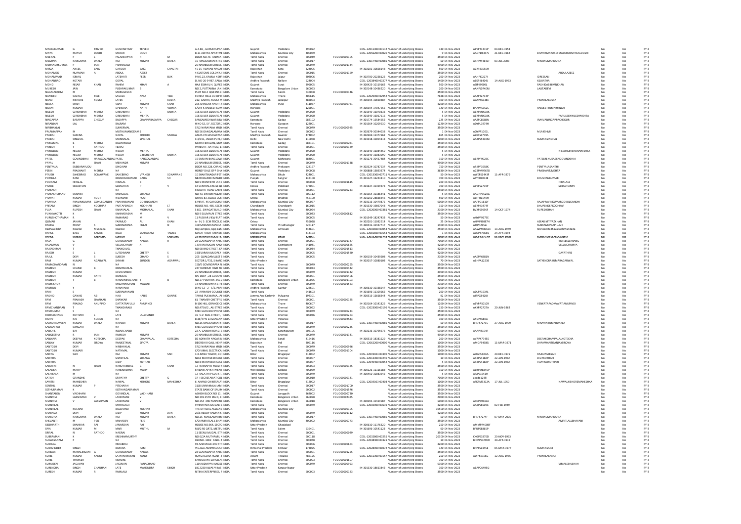| | | | | | | | | | | | | | | | | | | | | | |
|---|---|---|---|---|---|---|---|---|---|---|---|---|---|---|---|---|---|---|---|---|---|
| MANOJKUMAR | G | TRIVEDI | GUNVANTRAY | TRIVEDI | | A-4-86 , GURUKRUPA S | INDIA | Gujarat | Vadodara | 390022 | | CDSL-12011300-00112 | Number of underlying Shares | 140 | 04-Nov-2023 | AEVPT1415P | 03-DEC-1958 | | No | No | FY-3 |
| MAYA | MAYUR | DOSHI | MAYUR | DOSHI | | B-11 ADITYA APARTMEN | INDIA | Maharashtra | Mumbai City | 400069 | | CDSL-12056200-00020 | Number of underlying Shares | 9 | 04-Nov-2023 | AADPD8357L | 21-DEC-1962 | BHAVIKMAYURDKMAYURSHANTILALDOSHI | No | No | FY-3 |
| MEENAL | P | L | PALANIAPPAN | R | M | DOOR NO.76 PADMA | INDIA | Tamil Nadu | Chennai | 600049 | FOLIO00000305 | | Number of underlying Shares | 3500 | 04-Nov-2023 | | | | No | No | FY-3 |
| MEGHNA | RAJKUMAR | DARLA | RAJ | KUMAR | DARLA | 15 MASILAMANI STRE | INDIA | Tamil Nadu | Chennai | 600017 | | CDSL-13017400-00086 | Number of underlying Shares | 50 | 04-Nov-2023 | ARHPM4641P | 03-JUL-2003 | MRAJKUMARDARLA | No | No | FY-3 |
| MEHANDIRKUMAR | P | JAIN | PANNALALJI | | | 29 NAMBULIR STREET | INDIA | Tamil Nadu | Chennai | 600079 | FOLIO00001344 | | Number of underlying Shares | 4900 | 04-Nov-2023 | | | | No | No | FY-3 |
| MIRZA | ANEES | BAIG | GAFOOR | BAIG | CHAGTAI | 4 J 15 VIJAYAN NAGAR | INDIA | Rajasthan | Kota | 324005 | | IN-302201-10858148 | Number of underlying Shares | 500 | 04-Nov-2023 | ACYPB3050H | | | No | No | FY-3 |
| MOHAMED | NUAMAN | A | ABDUL | AZEEZ | | 4 CUSTOMS COLONY | INDIA | Tamil Nadu | Chennai | 600015 | FOLIO00001169 | | Number of underlying Shares | 3500 | 04-Nov-2023 | | | ABDULAZEEZ | No | No | FY-3 |
| MOHAMMAD | ISMAIL | | LATEHATI | PEER | BUX | P.NO.23, KAMLA NEHRU | INDIA | Rajasthan | Jaipur | 302006 | | IN-302700-20228122 | Number of underlying Shares | 200 | 04-Nov-2023 | AAHPI0227J | | IDREESALI | No | No | FY-3 |
| MOHANRAO | KOTARI | | GOPAL | | | D. NO-26-9-987, SAILA | INDIA | Andhra Pradesh | Nellore | 524004 | | CDSL-12038400-00277 | Number of underlying Shares | 1400 | 04-Nov-2023 | ADKPK6404J | 14-AUG-1963 | KSUJATHA | No | No | FY-3 |
| MOHD | NISAR | KHAN | RAHIM | KHAN | A | HAJI ESMAIL H. QURES | INDIA | Gujarat | Surat | 395005 | | IN-300425-10119162 | Number of underlying Shares | 500 | 04-Nov-2023 | ASIPK9909L | | RASHIDABIBIMNKHAN | No | No | FY-3 |
| MUKESH | JAIN | | PUSHPAKUMAR | B | | NO 2, PUTTANNA LANE | INDIA | Karnataka | Bangalore Urban | 560053 | | IN-302148-10436220 | Number of underlying Shares | 200 | 04-Nov-2023 | AANPJ0740M | | LALITADEVI | No | No | FY-3 |
| NAGALAKSHMI | M | | MURUGESAN | | | PLOT NO.4 QUEENS C | INDIA | Tamil Nadu | Salem | 636008 | FOLIO00000146 | | Number of underlying Shares | 3500 | 04-Nov-2023 | | | | No | No | FY-3 |
| NAMDEO | SAVALA | TELE | SAVALA | APPA | TELE | FOREST HILLS CO OP H | INDIA | Maharashtra | Thane | 400615 | | CDSL-12029900-02952 | Number of underlying Shares | 7648 | 04-Nov-2023 | AAZPT2734P | | | No | No | FY-3 |
| NAND | KISHORE | KOSTA | LATEK | | KOSTA | 212, GARHA, KOSTA M | INDIA | Madhya Pradesh | Jabalpur | 482003 | | IN-300394-10690287 | Number of underlying Shares | 100 | 04-Nov-2023 | AGKPK6338E | | PRAMILAKOSTA | No | No | FY-3 |
| NEETA | SHAH | | VIJAY | KUMAR | SHAH | 205 SHINGAR APART | INDIA | Maharashtra | Pune | 411037 | FOLIO00000721 | | Number of underlying Shares | 4200 | 04-Nov-2023 | | | | No | No | FY-3 |
| NILAM | KUMARI | | UPENDRA | NATH | VERMA | C/O N K RANJEET KUM | INDIA | Haryana | | 125001 | | IN-300394-17047555 | Number of underlying Shares | 320 | 04-Nov-2023 | BAAPK5352C | | RANJEETKUMARSINGH | No | No | FY-3 |
| NILESH | GIRISHBHAI | MEHTA | GIRISHBHAI | G | MEHTA | 106 SILVER SQUARE AP | INDIA | Gujarat | Vadodara | 390020 | | IN-301549-16070333 | Number of underlying Shares | 5 | 04-Nov-2023 | ABYPM0038K | | | No | No | FY-3 |
| NILESH | GIRISHBHAI | MEHTA | GIRISHBHAI | MEHTA | | 106 SILVER SQUARE AP | INDIA | Gujarat | Vadodara | 390020 | | IN-301549-16067616 | Number of underlying Shares | 5 | 04-Nov-2023 | ABYPM0038K | | PARULBENNILESHMEHTA | No | No | FY-3 |
| NINGAPPA | BASAPPA | CHEGUR | BASAPPA | CHANNABASAPPA | CHEGUR | SANGAMESHWAR NILA | INDIA | Karnataka | Gadag | 582102 | | IN-301774-15584652 | Number of underlying Shares | 225 | 04-Nov-2023 | AAZPC8588N | | IRAVVANINGAPPACHEGUR | No | No | FY-3 |
| NIRANJAN | LAL | | BALRAM | | | H NO 52, S F, SECTOR 2 | INDIA | Haryana | Gurgaon | 122001 | | IN-301364-10209530 | Number of underlying Shares | 1220 | 04-Nov-2023 | AOYPL1974H | | | No | No | FY-3 |
| NIRBHAYLAL | | | SUMERMAL | | | 57/2 NARAYANA MUD | INDIA | Tamil Nadu | Chennai | 600079 | FOLIO00000985 | | Number of underlying Shares | 3500 | 04-Nov-2023 | | | | No | No | FY-3 |
| PALANIAPPAN | M | | MUTHUMANICKAMS | | | NO 56 GANGALAMMAN | INDIA | Tamil Nadu | Chennai | 600092 | | IN-302679-30344038 | Number of underlying Shares | 1 | 04-Nov-2023 | AOYPP1001L | | MLAKSHMI | No | No | FY-3 |
| PANKAJ | SAXENA | | NAVAL | KISHORE | SAXENA | ATLAS CYCLES HARYAN | INDIA | Madhya Pradesh | Gwalior | 474002 | | IN-302269-11477562 | Number of underlying Shares | 665 | 04-Nov-2023 | AYKPS6779A | | | No | No | FY-3 |
| PANKAJ | SINGHAL | | MUNNALAL | SINGHAL | | C 3/191, JANAK PURI, | INDIA | Delhi | New Delhi | 110058 | | IN-301918-10004313 | Number of underlying Shares | 1000 | 04-Nov-2023 | AATPS5430M | | SUMANSINGHAL | No | No | FY-3 |
| PARASMAL | B | MEHTA | BADARMALJI | | | MEHTA BHAVAN, MUN | INDIA | Karnataka | Gadag | 582101 | FOLIO00000281 | | Number of underlying Shares | 3500 | 04-Nov-2023 | | | | No | No | FY-3 |
| PARESH | T | RATHOD | TEJRAJ | | | PARESH T. RATHOD, 1 | INDIA | Tamil Nadu | Chennai | 600001 | FOLIO00000389 | | Number of underlying Shares | 3500 | 04-Nov-2023 | | | | No | No | FY-3 |
| PARULBEN | NILESH | MEHTA | NILESH | MEHTA | | 106 SILVER SQUARE AP | INDIA | Gujarat | Vadodara | 390020 | | IN-301549-16084459 | Number of underlying Shares | 5 | 04-Nov-2023 | | | NILESHGIRISHBHAIMEHTA | No | No | FY-3 |
| PARULBEN | NILESH | MEHTA | NILESH | GIRISHBHAI | MEHTA | 106 SILVER SQUARE AP | INDIA | Gujarat | Vadodara | 390020 | | IN-301549-16081090 | Number of underlying Shares | 5 | 04-Nov-2023 | | | | No | No | FY-3 |
| PATEL | GOVINDBHAI | HARAGOVANDAS PATEL | HARGOVANDAS | | | 19 SARJAN BUNGLOW | INDIA | Gujarat | Mehsana | 384001 | | IN-301276-30427484 | Number of underlying Shares | 350 | 04-Nov-2023 | ABRPP9023C | | PATELRENUKABENGOVINDBHAI | No | No | FY-3 |
| PAYAL | M | SHAH | MEHANDR | KUMAR | | 29 NAMBULIR STREET | INDIA | Tamil Nadu | Chennai | 600079 | FOLIO00001338 | | Number of underlying Shares | 4900 | 04-Nov-2023 | | | | No | No | FY-3 |
| PENTYALA | SUBBARAYUDU | | SINGAIAH | | | DOOR NO 228, CHAND | INDIA | Andhra Pradesh | Prakasam | 523167 | | IN-302324-10787537 | Number of underlying Shares | 750 | 04-Nov-2023 | ARKPP3958K | | PENTYALASANTHI | No | No | FY-3 |
| PERIN | PRASHANT | MEHTA | NA | | | 6 HONEY DALE OPP BH | INDIA | Gujarat | Vadodara | 390008 | | IN-300888-13893974 | Number of underlying Shares | 3630 | 04-Nov-2023 | ACBPM9767D | | PRASHANTJMEHTA | No | No | FY-3 |
| PIYUSH | SAHEBRAO | SONAWANE | SAHEBRAO | VYANKU | SONAWANE | 10 SHANTINAGAR PETH | INDIA | Maharashtra | Dhule | 424001 | | CDSL-12013300-00711 | Number of underlying Shares | 50 | 04-Nov-2023 | AWEPS1443F | 11-APR-1979 | | No | No | FY-3 |
| POMILLA | RANI | | BHUSHANKUMAR | GARG | SH | NEAR BALMIKI MANDIR | INDIA | Punjab | Sangrur | 148108 | | IN-301127-16223310 | Number of underlying Shares | 700 | 04-Nov-2023 | AFYPR1074E | | BHUSHANKUMAR | No | No | FY-3 |
| POONAM | HIRALAL | | HIRALAL | B | | NO 9 MONTIETH LANE | INDIA | Tamil Nadu | Chennai | 600008 | FOLIO00001615 | | Number of underlying Shares | 200 | 04-Nov-2023 | | | HIRALALB | No | No | FY-3 |
| PRAISE | SEBASTIAN | | SEBASTIAN | P | V | C# CENTRAL EXCISE QU | INDIA | Kerala | Palakkad | 678001 | | IN-301637-10199873 | Number of underlying Shares | 700 | 04-Nov-2023 | AYVPS2719P | | SEBASTIANPV | No | No | FY-3 |
| PRAKASH | | | NA | | | SWASTIK ROAD CARRI | INDIA | Tamil Nadu | Chennai | 600001 | FOLIO00000233 | | Number of underlying Shares | 3500 | 04-Nov-2023 | | | | No | No | FY-3 |
| PRAKASHCHAND | SURANA | | MANGILAL | SURANA | | NO 43, SWAMI PILLAI S | INDIA | Tamil Nadu | Chennai | 600112 | | IN-301364-10186441 | Number of underlying Shares | 5 | 04-Nov-2023 | AAGHP3520G | | | No | No | FY-3 |
| PRAVAT | KUMAR | ROUT | NILAMANI | ROUT | | QR NO 83, BLOCK COL | INDIA | Orissa | Bhadrak | 756100 | | IN-301250-28838846 | Number of underlying Shares | 500 | 04-Nov-2023 | AEPPR1140H | | | No | No | FY-3 |
| PRAVINA | PRAVINKUMAR | GOKULGANDHI | PRAVINKUMAR | GOKULGANDHI | | 6 VIRAT, 45 GARODIA N | INDIA | Maharashtra | Mumbai City | 400077 | | IN-303116-10479875 | Number of underlying Shares | 8000 | 04-Nov-2023 | AAFPG1610F | | RAJAPRAVINKUMARGOKULGANDHI | No | No | FY-3 |
| PRITAM | SINGH | KOCHHAR | PARTAPSINGH | KOCHHAR | LT | HOUSE NO. 485, SECTO | INDIA | Chandigarh | Chandigarh | 160015 | | IN-301330-19897048 | Number of underlying Shares | 350 | 04-Nov-2023 | ABYPK3474F | | BHUPENDERKOCHHAR | No | No | FY-3 |
| PUJA | RUPESH | SHAH | KANAYALAL | MOHANLAL | SHAH | S 601 SWAGAT BUILDIN | INDIA | Maharashtra | Mumbai City | 400064 | | CDSL-12020000-00381 | Number of underlying Shares | 2100 | 04-Nov-2023 | BVXPS6696F | 14-OCT-1974 | RUPESHSHAH | No | No | FY-3 |
| PUNNIAKOTTI | K | | KANNADASAN | M | | NO 9 ELUMALAI STREE | INDIA | Tamil Nadu | Chennai | 600023 | FOLIO00000812 | | Number of underlying Shares | 3500 | 04-Nov-2023 | | | | No | No | FY-3 |
| PURUSHOTHAMAN | R | | RAMARAO | M | V | 11 PUSKAR VIEW FLAT | INDIA | Tamil Nadu | Chennai | 600005 | | IN-301549-18247433 | Number of underlying Shares | 50 | 04-Nov-2023 | AHYPP9173E | | | No | No | FY-3 |
| QUMAR | JAHAN | | FARUKUD | ALI | KHAN | A - 9 / 3 SCM TISCO, K | INDIA | Orissa | | 755028 | | IN-302201-11092914 | Number of underlying Shares | 25 | 04-Nov-2023 | AHMPJ8087H | | ASFARIMTIYAZKHAN | No | No | FY-3 |
| RADHA | MONY | S | SUBRAMONIA | PILLAI | N | 160 SANKARAPANDIA | INDIA | Tamil Nadu | Virudhunagar | 626117 | | IN-300441-10427717 | Number of underlying Shares | 1400 | 04-Nov-2023 | AJSPR2652J | | SUBRAMONIAPILLAIN | No | No | FY-3 |
| Radhavallabh | Kisanlal | Mundada | Kisanlal | | | Raj Complex, Opp Bah | INDIA | Maharashtra | Amravati | 444601 | | CDSL-12010600-00054 | Number of underlying Shares | 2500 | 04-Nov-2023 | AAWPM8961E | 13-AUG-1949 | ShevantiRadhavallabhMundada | No | No | FY-3 |
| RAHUL | BALU | TAMBE | BALU | SAKHARAM | TAMBE | MALAI VASTI PARNER | INDIA | Maharashtra | | 414103 | | CDSL-12081600-00553 | Number of underlying Shares | 1 | 04-Nov-2023 | AZOPT7668Q | 24-APR-1994 | | No | No | FY-3 |
| **RAHUL** | **SURESH** | **SABADRA** | **SURESH** | **S** | **SABADRA** | **22 MAHAVIR SOCIETY,** | **INDIA** | **Maharashtra** | **Dhule** | **424001** | | **CDSL-12033200-01748** | **Number of underlying Shares** | **2000** | **04-Nov-2023** | **AOQPS8797M** | **06-NOV-1978** | **SURESHSHIVLALSABADRA** | **No** | **No** | **FY-3** |
| RAJA | G | | GURUSWAMY | NADAR | R | 28 GOVINDAPPA NAICK | INDIA | Tamil Nadu | Chennai | 600001 | FOLIO00001347 | | Number of underlying Shares | 7000 | 04-Nov-2023 | | | KOTEESWARANG | No | No | FY-3 |
| RAJAMMAL | V | | VELLAICHAMY | A | | 1 SRI MURUGAN NAGA | INDIA | Tamil Nadu | Coimbatore | 641041 | FOLIO00000625 | | Number of underlying Shares | 4200 | 04-Nov-2023 | | | VELLAICHAMYA | No | No | FY-3 |
| RAJENDRAN | T | | THANGAVEL | | | NO 68 IIND STREET, KA | INDIA | Tamil Nadu | Chennai | 600034 | FOLIO00001513 | | Number of underlying Shares | 4200 | 04-Nov-2023 | | | | No | No | FY-3 |
| RAJESH | S | L | LUTCHMIAH | CHETTY | S | 3 DEVARAJA MUDALY | INDIA | Tamil Nadu | Chennai | 600005 | FOLIO00001580 | | Number of underlying Shares | 4200 | 04-Nov-2023 | | | GAYATHRIS | No | No | FY-3 |
| RAJUL | DEVI | S | SUBESH | CHAND | S | 205 OJJALDAMULLET | INDIA | Tamil Nadu | Chennai | 600005 | | IN-300159-10430508 | Number of underlying Shares | 2100 | 04-Nov-2023 | AAEPR6881N | | | No | No | FY-3 |
| RAM | KUMAR | AGARWAL | SHYAM | SUNDER | AGARWAL | SECTOR 1/732, SIKAND | INDIA | Uttar Pradesh | Agra | | | IN-302017-10080103 | Number of underlying Shares | 70 | 04-Nov-2023 | ABHPA1223B | | SATYENDRAKUMARAGARWAL | No | No | FY-3 |
| RAMACHANDRAN | N | | NA | | | 150/5 GOVINDAPPA N | INDIA | Tamil Nadu | Chennai | 600079 | FOLIO00000295 | | Number of underlying Shares | 3500 | 04-Nov-2023 | | | | No | No | FY-3 |
| RAMESH | CHAND | B | BHANWARLAL | | | 247 KONNUR HIGH RO | INDIA | Tamil Nadu | Chennai | 600023 | FOLIO00000442 | | Number of underlying Shares | 3500 | 04-Nov-2023 | | | | No | No | FY-3 |
| RAMESH | KUMAR | | DEVICHANDJI | | | 29 NAMBULIR STREET | INDIA | Tamil Nadu | Chennai | 600079 | FOLIO00001342 | | Number of underlying Shares | 4900 | 04-Nov-2023 | | | | No | No | FY-3 |
| RAMESH | KUMAR | RATHI | BANSILAL | | | RAJ DEEP , 28 GODOW | INDIA | Tamil Nadu | Chennai | 600001 | FOLIO00000406 | | Number of underlying Shares | 3500 | 04-Nov-2023 | | | | No | No | FY-3 |
| RAMESH | T | B | NARASIMHACHARI | T | B | NO 27 PUSHPAK, JAGD | INDIA | Karnataka | Bangalore Urban | 560075 | FOLIO00001103 | | Number of underlying Shares | 7000 | 04-Nov-2023 | | | | No | No | FY-3 |
| RAMKISHOR | | | MADANMOHAN | MALANI | | 14 NAMMALWAR STRE | INDIA | Tamil Nadu | Chennai | 600079 | FOLIO00001523 | | Number of underlying Shares | 2100 | 04-Nov-2023 | | | | No | No | FY-3 |
| RAMULU | Y | | NARAYANA | | | D NO 12 - 1 - 5/5, PRAV | INDIA | Andhra Pradesh | Guntur | 522601 | | IN-300610-10338547 | Number of underlying Shares | 4200 | 04-Nov-2023 | | | | No | No | FY-3 |
| RANI | S | | SUBRAMANIAN | | | 22 AVINASHI GOUNDE | INDIA | Tamil Nadu | | 641603 | | IN-301696-11109562 | Number of underlying Shares | 200 | 04-Nov-2023 | ADLPR1934L | | | No | No | FY-3 |
| RASHID | GANAIE | AB | HAJI | HABIB | GANAIE | TAHAB PULWAMA, JA | INDIA | Jammu And Kashmir | Pulwama | 192301 | | IN-300513-12668244 | Number of underlying Shares | 92 | 04-Nov-2023 | AJPPG8420J | | | No | No | FY-3 |
| RAVI | PRAKASH | SHANKAR | SHANKAR | V | | 61 THAMBY CHETTY S | INDIA | Tamil Nadu | Chennai | 600001 | FOLIO00000125 | | Number of underlying Shares | 3500 | 04-Nov-2023 | | | | No | No | FY-3 |
| RAVI | PRASAD | ANUPINDI | DATTATRAYULU | ANUPINDI | | B-106 HILL GRANGE C | INDIA | Maharashtra | Thane | 400607 | | IN-302164-10141326 | Number of underlying Shares | 1260 | 04-Nov-2023 | AEVPA5010R | | VENKATAPADMAVATIANUPINDI | No | No | FY-3 |
| RAVICHANDRAN | T | | THANGARAJU | | | NO.475A/2 , ALI STREE | INDIA | Tamil Nadu | Chennai | 600062 | | CDSL-12023000-00196 | Number of underlying Shares | 250 | 04-Nov-2023 | AKXPR2727A | 20-JUN-1962 | | No | No | FY-3 |
| RAVIKUMAR | S | | NA | | | SREE GURUDEV PROVI | INDIA | Tamil Nadu | Chennai | 600079 | FOLIO00000234 | | Number of underlying Shares | 3500 | 04-Nov-2023 | | | | No | No | FY-3 |
| RIKHABCHAND | KOTHARI | L | LATE | LALCHANDJI | | 39 V.V. KOIL STREET , | INDIA | Tamil Nadu | Chennai | 600086 | FOLIO00000263 | | Number of underlying Shares | 3500 | 04-Nov-2023 | | | | No | No | FY-3 |
| RISHIV | RAJ | KUNDU | NA | | | B 38/4 PN 13 GANGAP | INDIA | Uttar Pradesh | Varanasi | | FOLIO00002543 | | Number of underlying Shares | 100 | 04-Nov-2023 | | | | No | No | FY-3 |
| SAAKSHINAVEEN | KUMAR | DARLA | NAVEEN | KUMAR | DARLA | NO.15 MASILAMANI S | INDIA | Tamil Nadu | Chennai | 600017 | | CDSL-13017400-00086 | Number of underlying Shares | 50 | 04-Nov-2023 | BPLPS7271C | 27-AUG-1999 | MNAVINKUMARDARLA | No | No | FY-3 |
| SAMBATRAJ | SANGAVI | | NA | | | SREE GURUDEV PROVI | INDIA | Tamil Nadu | Chennai | 600079 | FOLIO00000235 | | Number of underlying Shares | 3500 | 04-Nov-2023 | | | | No | No | FY-3 |
| SANCHIL | BAI | | INDARCHAND | | | 22 A, GANDHI ROAD, S | INDIA | Tamil Nadu | Kanchipuram | 602105 | | IN-302236-10795976 | Number of underlying Shares | 6300 | 04-Nov-2023 | AAAPI4104R | | | No | No | FY-3 |
| SANGEETHA | R | JAIN | RAMESH | KUMAR | | 29 NAMBULIR STREET | INDIA | Tamil Nadu | Chennai | 600079 | FOLIO00001341 | | Number of underlying Shares | 4900 | 04-Nov-2023 | | | | No | No | FY-3 |
| SANJANA | DEEPAK | KOTECHA | DEEPAK | CHAMPALAL | KOTECHA | D3 ADINATH NAGAR | INDIA | Maharashtra | Sangli | 416416 | | IN-300513-18381529 | Number of underlying Shares | 200 | 04-Nov-2023 | AVAPK7745D | | DEEPAKCHAMPALALKOTECHA | No | No | FY-3 |
| SANJAY | KUMAR | SIROYA | RANJEETMAL | SIROYA | | DEORSA KI GALI, NEH | INDIA | Rajasthan | Pali | 306116 | | CDSL-12062200-00000 | Number of underlying Shares | 1000 | 04-Nov-2023 | AMQPS4989J | 11-MAR-1971 | DHANWANTISANJAYSIROYA | No | No | FY-3 |
| SANTOSH | DEVI | | NIRBHAYLAL | | | 57/2 NARAYANA MUD | INDIA | Tamil Nadu | Chennai | 600079 | FOLIO00000986 | | Number of underlying Shares | 3500 | 04-Nov-2023 | | | | No | No | FY-3 |
| SANTOSH | KUMARI | | NATHMAL | | | C/O VIMAL ELECTRICA | INDIA | Tamil Nadu | Chennai | 600079 | FOLIO00001304 | | Number of underlying Shares | 3500 | 04-Nov-2023 | | | | No | No | FY-3 |
| SARITA | SAH | | RAJ | KUMAR | SAH | 4-B-RANA TOWER, CO | INDIA | Bihar | Bhagalpur | 812002 | | CDSL-12019103-00390 | Number of underlying Shares | 1000 | 04-Nov-2023 | AOGPS3452L | 20-DEC-1975 | RAJKUMARSAH | No | No | FY-3 |
| SARITHA | | | SHANTILAL | SURANA | | NO.8 MAHAVEER COL | INDIA | Tamil Nadu | Chennai | 600007 | | CDSL-12013300-00240 | Number of underlying Shares | 10 | 04-Nov-2023 | ARBPS4182P | 22-JAN-1982 | DILIPKOTHARI | No | No | FY-3 |
| SARITHA | | | DILIP | KOTHARI | | NO 8 MAHAVEER COL | INDIA | Tamil Nadu | Chennai | 600007 | | CDSL-12049400-00052 | Number of underlying Shares | 5 | 04-Nov-2023 | ARBPS4182P | 22-JAN-1982 | VIJAYRAJKOTHARI | No | No | FY-3 |
| SAROJINI | N | SHAH | NAROTAMDAS | G | SHAH | 12 NAINAPPA MAISTR | INDIA | Tamil Nadu | Chennai | 600003 | FOLIO00000185 | | Number of underlying Shares | 3500 | 04-Nov-2023 | | | | No | No | FY-3 |
| SASANKA | MAITY | | HAREKRISHNA | MAITY | | SHIBANI APPERTMENT | INDIA | West Bengal | Kolkata | 700059 | | IN-300126-11116288 | Number of underlying Shares | 350 | 04-Nov-2023 | AERPM8345P | | | No | No | FY-3 |
| SASHIKALA | M | | NA | | | 12 KALATHI PILLAI ST , | INDIA | Tamil Nadu | Chennai | 600079 | | IN-300450-10081942 | Number of underlying Shares | 5 | 04-Nov-2023 | AFJPS1641H | | | No | No | FY-3 |
| SATISH | GRANDHE | | SRIPATHY | CHETTY | G | 37 I SECRETARIAT CO | INDIA | Tamil Nadu | Chennai | 600010 | FOLIO00000141 | | Number of underlying Shares | 7000 | 04-Nov-2023 | abcde1245l | | | No | No | FY-3 |
| SAVITRI | MAHESHKA | | NAWAL | KISHORE | MAHESHKA | 6 ANAND CHHITSALA | INDIA | Bihar | Bhagalpur | 812002 | | CDSL-12019103-00403 | Number of underlying Shares | 1000 | 04-Nov-2023 | AFKPM5312A | 17-JUL-1950 | NAWALKISHOREMAHESHKA | No | No | FY-3 |
| SENTHIL | KUMAR | P | PITCHAIAH | | | 31/8 UNNAMALAI AMM | INDIA | Tamil Nadu | Chennai | 600017 | FOLIO00001700 | | Number of underlying Shares | 3500 | 04-Nov-2023 | | | | No | No | FY-3 |
| SETHURAMAN | K | | KOTHANDARAMAN | | | STATE BANK OF SAURA | INDIA | Tamil Nadu | Chennai | 600002 | FOLIO00001576 | | Number of underlying Shares | 3500 | 04-Nov-2023 | | | | No | No | FY-3 |
| SHANTABEN | VACHHANI | | GOVINDLAL | VACHHANI | | ASHISH BLOCK NO 11, | INDIA | Gujarat | Junagadh | 362002 | FOLIO00000730 | | Number of underlying Shares | 3500 | 04-Nov-2023 | | | | No | No | FY-3 |
| SHANTHA | LAKSHMAN | V | LAKSHMAN | V | | NO 391 25TH MAIN, 1 | INDIA | Karnataka | Bangalore Urban | 560078 | FOLIO00002485 | | Number of underlying Shares | 2000 | 04-Nov-2023 | | | | No | No | FY-3 |
| SHANTHA | V | LAKSHMAN | LAKSHMAN | V | | NO 254 3RD MAIN RO | INDIA | Karnataka | Bangalore Urban | 560018 | | IN-300095-10459987 | Number of underlying Shares | 5000 | 04-Nov-2023 | APDPS9832A | | | No | No | FY-3 |
| SHANTILAL | | | MITHALALJI | | | 9 VINAYAKA MUDALI S | INDIA | Tamil Nadu | Chennai | 600079 | | CDSL-12010900-00619 | Number of underlying Shares | 4200 | 04-Nov-2023 | AAYPS8509C | 02-FEB-1949 | | No | No | FY-3 |
| SHANTILAL | KOCHAR | | BALCHAND | KOCHAR | | THE OFFICIAL ASSIGNE | INDIA | Maharashtra | Mumbai City | | FOLIO00000105 | | Number of underlying Shares | 10500 | 04-Nov-2023 | | | | No | No | FY-3 |
| SHARADA | DEVI | | DILIP | KUMAR | JAIN | 26/E REDDY RAMAN S | INDIA | Tamil Nadu | Chennai | 600079 | FOLIO00001312 | | Number of underlying Shares | 4200 | 04-Nov-2023 | | | | No | No | FY-3 |
| SHARDHA | RAJKUMAR | DARLA | RAJ | KUMAR | DARLA | NO.15 MASILAMANIM | INDIA | Tamil Nadu | Chennai | 600017 | | CDSL-13017400-00086 | Number of underlying Shares | 50 | 04-Nov-2023 | BPLPS7274F | 07-MAY-2005 | MRAJKUMARDARLA | No | No | FY-3 |
| SHEVANTI | M | PEJE | MAHADEV | PEJE | | C/O AMRATLAL L BHAV | INDIA | Maharashtra | Mumbai City | 400002 | FOLIO00000773 | | Number of underlying Shares | 3500 | 04-Nov-2023 | | | AMRITLALLBHAYANI | No | No | FY-3 |
| SIDDHARTH | SHANKAR | RAI | JANARDAN | RAI | | HOUSE NO.964, SECTO | INDIA | Uttar Pradesh | Ghaziabad | | | IN-300610-11176220 | Number of underlying Shares | 250 | 04-Nov-2023 | AMMPR4008F | | | No | No | FY-3 |
| SIVA | KUMAR | M | MARI | MUTHU | M | R 8/2 RE QRTS, METTU | INDIA | Tamil Nadu | Salem | 636401 | | IN-301696-10541123 | Number of underlying Shares | 60 | 04-Nov-2023 | BFUPS8865P | | | No | No | FY-3 |
| SRIPAL | N | RATHOD | NAGRAJ | | | 11 SEENU MUDALI STR | INDIA | Tamil Nadu | Chennai | 600001 | FOLIO00000039 | | Number of underlying Shares | 3500 | 04-Nov-2023 | | | | No | No | FY-3 |
| SUBRAMANI | K | | KRISHNAMURTHY | | | NO 6/2A MUTHAMIL N | INDIA | Tamil Nadu | Chennai | 600118 | | CDSL-12032800-00255 | Number of underlying Shares | 20300 | 04-Nov-2023 | CXGPS3376D | 23-NOV-1963 | | No | No | FY-3 |
| SUDARSANAM | P | | NA | | | OLDNO. 1082 N.NO. 3 | INDIA | Tamil Nadu | Chennai | 600078 | | CDSL-12038400-00321 | Number of underlying Shares | 10 | 04-Nov-2023 | BHMPS3796R | 30-APR-1932 | | No | No | FY-3 |
| SUKHLAL | | | RIKKABRAJ | | | 93 AZIZ MULK 3RD STR | INDIA | Tamil Nadu | Chennai | 600006 | FOLIO00000664 | | Number of underlying Shares | 4200 | 04-Nov-2023 | | | | No | No | FY-3 |
| SUKHVINDER | SINGH | | BARKHA | RAM | | VILLAGE AMBWALA S | INDIA | Himachal Pradesh | Sirmaur | 173025 | | CDSL-12028900-01072 | Number of underlying Shares | 120 | 04-Nov-2023 | BRPPS1445E | 05-MAR-1977 | SUMANSAINI | No | No | FY-3 |
| SUNDAR | MAHALINGAM | G | GURUSWAMY | NADAR | | 28 GOVINDAPPA NAIC | INDIA | Tamil Nadu | Chennai | 600001 | FOLIO00001255 | | Number of underlying Shares | 3500 | 04-Nov-2023 | | | | No | No | FY-3 |
| SUNIL | KUMAR | KANOI | SATYANARAYAN | KANOI | | RUNGAGORA ROAD , | INDIA | Assam | Tinsukia | 786125 | | CDSL-12011300-00157 | Number of underlying Shares | 250 | 04-Nov-2023 | ADIPK6106G | 12-AUG-1965 | PRAMILAKANOI | No | No | FY-3 |
| SUNIL | THAKKER | | KISHORE | | | SARVODAYA SURGICA | INDIA | Tamil Nadu | Chennai | 600003 | FOLIO00001607 | | Number of underlying Shares | 7000 | 04-Nov-2023 | | | | No | No | FY-3 |
| SURAJBEN | JAGJIVAN | | JAGJIVAN | PANACHAND | | 110 AUDIAPPA NAICKE | INDIA | Tamil Nadu | Chennai | 600079 | FOLIO00000953 | | Number of underlying Shares | 6300 | 04-Nov-2023 | | | VIMALESHJSHAH | No | No | FY-3 |
| SURENDRA | SINGH | CHAUHAN | LATE | MAHENDRA | SINGH | LIG 2230 AWAS VIKAS | INDIA | Uttar Pradesh | Kanpur Nagar | | | IN-301330-18663842 | Number of underlying Shares | 100 | 04-Nov-2023 | ABAPC6495Q | | | No | No | FY-3 |
| SURESH | KUMAR | R | RAMLALJI | | | RITIKA ENTERPRISES, 7 | INDIA | Tamil Nadu | Chennai | 600003 | FOLIO00000180 | | Number of underlying Shares | 3500 | 04-Nov-2023 | | | | No | No | FY-3 |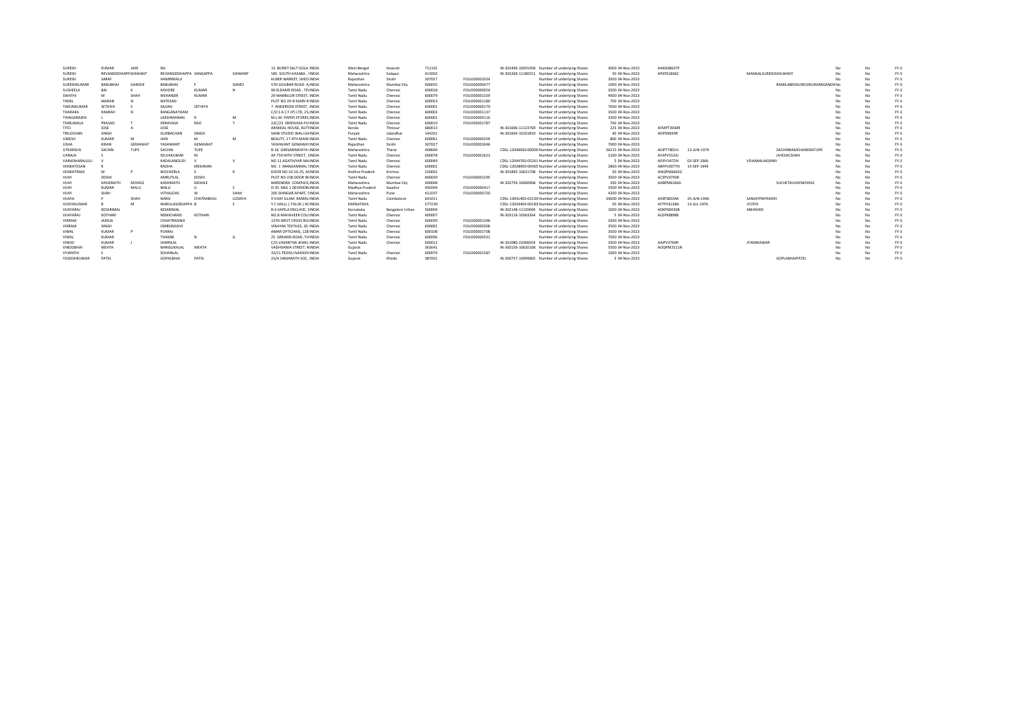| | | | | | | | | | | | | | | | | | | | | | | | | |
|---|---|---|---|---|---|---|---|---|---|---|---|---|---|---|---|---|---|---|---|---|---|---|---|---|
| SURESH | KUMAR | JAIN | NA | | | | 13 BURNT SALT GOLA INDIA | West Bengal | Howrah | 711101 | | IN-302496-10055958 | Number of underlying Shares | 3000 | 04-Nov-2023 | AAKHS8607F | | | | | No | No | FY-3 |
| SURESH | REVANSIDDHAPPA | SHIWANT | REVANSIDDHAPPA | SANGAPPA | SHIWANT | | 585 SOUTH KASABA , INDIA | Maharashtra | Solapur | 413002 | | IN-302269-11180251 | Number of underlying Shares | 50 | 04-Nov-2023 | APXPS1866C | | MANGALSURESHSHIWANT | | | No | No | FY-3 |
| SURESH | SARAF | | HANIRMALJI | | | | KUBER MARKET, SHEO INDIA | Rajasthan | Sirohi | 307027 | FOLIO00001024 | | Number of underlying Shares | 3500 | 04-Nov-2023 | | | | | | No | No | FY-3 |
| SURESHKUMAR | BABUBHAI | GANDHI | BABUBHAI | F | GANDI | | 5TH GOLIBAR ROAD A,INDIA | Maharashtra | Mumbai City | 400055 | FOLIO00000477 | | Number of underlying Shares | 1000 | 04-Nov-2023 | | | | RAMILABENSURESHKUMARGANDHI | | No | No | FY-3 |
| SUSHEELA | BAI | K | KISHORE | KUMAR | N | | 90 ELDAMS ROAD , TEINDIA | Tamil Nadu | Chennai | 600018 | FOLIO00000054 | | Number of underlying Shares | 3500 | 04-Nov-2023 | | | | | | No | No | FY-3 |
| SWATHI | M | SHAH | MEHANDR | KUMAR | | | 29 NAMBULIR STREET, INDIA | Tamil Nadu | Chennai | 600079 | FOLIO00001339 | | Number of underlying Shares | 4900 | 04-Nov-2023 | | | | | | No | No | FY-3 |
| TAMIL | MARAN | N | NATESAN | | | | PLOT NO 29 III MAIN R INDIA | Tamil Nadu | Chennai | 600053 | FOLIO00001180 | | Number of underlying Shares | 700 | 04-Nov-2023 | | | | | | No | No | FY-3 |
| TARUNKUMAR | SETHIYA | S | SAJJAN | SETHIYA | | | 7 ANDERSON STREET, INDIA | Tamil Nadu | Chennai | 600001 | FOLIO00000170 | | Number of underlying Shares | 7000 | 04-Nov-2023 | | | | | | No | No | FY-3 |
| THARAKA | RAMIAH | N | RANGANATHAM | | | | C/O S A C F (P) LTD, 25,INDIA | Tamil Nadu | Chennai | 600003 | FOLIO00001137 | | Number of underlying Shares | 3500 | 04-Nov-2023 | | | | | | No | No | FY-3 |
| THIAGARAJEN | L | | LAKSHMANAN | R | M | | M.L.M. PAPER STORES,INDIA | Tamil Nadu | Chennai | 600001 | FOLIO00000116 | | Number of underlying Shares | 3500 | 04-Nov-2023 | | | | | | No | No | FY-3 |
| THIRUMALA | PRASAD | T | SRINIVASA | RAO | T | | 22C/23 SRINIVASA PUI INDIA | Tamil Nadu | Chennai | 600019 | FOLIO00001787 | | Number of underlying Shares | 700 | 04-Nov-2023 | | | | | | No | No | FY-3 |
| TITO | JOSE | A | JOSE | | | | ARAKKAL HOUSE, KUTTINDIA | Kerala | Thrissur | 680013 | | IN-301696-11123769 | Number of underlying Shares | 225 | 04-Nov-2023 | AFMPT3930R | | | | | No | No | FY-3 |
| TRILOCHAN | SINGH | | GURBACHAN | SINGH | | | SAINI STUDIO WALI GA INDIA | Punjab | Jalandhar | 144201 | | IN-301604-10101850 | Number of underlying Shares | 40 | 04-Nov-2023 | AEIPS9699R | | | | | No | No | FY-3 |
| UMESH | KUMAR | M | JAIN | M | M | | BEAUTY, 17 4TH MAIN INDIA | Tamil Nadu | Chennai | 600061 | FOLIO00000204 | | Number of underlying Shares | 800 | 04-Nov-2023 | | | | | | No | No | FY-3 |
| USHA | KIRAN | GEMAWAT | YASHWANT | GEMAWAT | | | YASHWANT GEMAWAT INDIA | Rajasthan | Sirohi | 307027 | FOLIO00001046 | | Number of underlying Shares | 7000 | 04-Nov-2023 | | | | | | No | No | FY-3 |
| UTKARSHA | SACHIN | TUPE | SACHIN | TUPE | | | B-18 GIRISANNIDHYA-I INDIA | Maharashtra | Thane | 400604 | | CDSL-12040000-00000 | Number of underlying Shares | 26215 | 04-Nov-2023 | AEJPT7801H | 13-JUN-1979 | SACHINRAMCHANDRATUPE | | | No | No | FY-3 |
| VANAJA | S | | SELVAKUMAR | M | | | AP 759 94TH STREET, 1INDIA | Tamil Nadu | Chennai | 600078 | FOLIO00001623 | | Number of underlying Shares | 2100 | 04-Nov-2023 | AFAPV5533J | | JAYESHCSHAH | | | No | No | FY-3 |
| VARADHARAJULU | V | | KADALANGUDI | V | V | | NO 11 AGATHIYAR NA INDIA | Tamil Nadu | Chennai | 600049 | | CDSL-12044700-05261 | Number of underlying Shares | 5 | 04-Nov-2023 | AFIPV3472N | 03-SEP-1966 | VIJHANALAKSHMI | | | No | No | FY-3 |
| VENKATESAN | R | | RADHA | KRISHNAN | | | NO. 1 MANGAMMAL 1INDIA | Tamil Nadu | Chennai | 600001 | | CDSL-12028900-00465 | Number of underlying Shares | 2800 | 04-Nov-2023 | ABFPV0077N | 14-SEP-1949 | | | | No | No | FY-3 |
| VENKATRAM | M | P | MOCHERLA | S | R | | DOOR NO 10-16-25, AI INDIA | Andhra Pradesh | Krishna | 520001 | | IN-301895-10631708 | Number of underlying Shares | 50 | 04-Nov-2023 | ANQPM6665G | | | | | No | No | FY-3 |
| VIJAY | DOSHI | | AMRUTLAL | DOSHI | | | PLOT NO 23B DOOR N INDIA | Tamil Nadu | Chennai | 600039 | FOLIO00001295 | | Number of underlying Shares | 3500 | 04-Nov-2023 | ACSPV0790R | | | | | No | No | FY-3 |
| VIJAY | KASHINATH | MOHILE | KASHINATH | MOHILE | | | NARENDRA COMPLEX INDIA | Maharashtra | Mumbai City | 400068 | | IN-302759-10000968 | Number of underlying Shares | 350 | 04-Nov-2023 | AABPM6166A | | SUCHETAVIJAYMOHILE | | | No | No | FY-3 |
| VIJAY | KUMAR | MALU | MALU | U | C | | D-35 MIG 1 DEVENDR INDIA | Madhya Pradesh | Gwalior | 492004 | FOLIO00000417 | | Number of underlying Shares | 3500 | 04-Nov-2023 | | | | | | No | No | FY-3 |
| VIJAY | SHAH | | VITHALDAS | W | SHAH | | 205 SHINGAR APART, 5INDIA | Maharashtra | Pune | 411037 | FOLIO00000720 | | Number of underlying Shares | 4200 | 04-Nov-2023 | | | | | | No | No | FY-3 |
| VIJAYA | P | SHAH | NARSI | CHATRABHUJ | LODAYA | | 9 VIJAY ILLAM RAMAL INDIA | Tamil Nadu | Coimbatore | 641011 | | CDSL-13041400-01539 | Number of underlying Shares | 24600 | 04-Nov-2023 | AXSPS8334A | 25-JUN-1946 | SANJAYPMYSHERI | | | No | No | FY-3 |
| VIJAYAKUMAR | B | M | MARULASIDDAPPA | B | S | | Y C HALLI, ( TALUK ) H INDIA | KARNATAKA | | 577239 | | CDSL-12034400-00183 | Number of underlying Shares | 50 | 04-Nov-2023 | AFTPV6138A | 13-JUL-1976 | JYOTHI | | | No | No | FY-3 |
| VIJAYARAJ | KESARIMAL | | KESARIMAL | | | | B-4 KAPILA ENCLAVE, 1INDIA | Karnataka | Bangalore Urban | 560004 | | IN-302148-11120694 | Number of underlying Shares | 1000 | 04-Nov-2023 | AOKPK6036B | | ABHISHEK | | | No | No | FY-3 |
| VIJAYARAJ | KOTHARI | | NEMICHAND | KOTHARI | | | NO.8 MAHAVEER COLC INDIA | Tamil Nadu | Chennai | 600007 | | IN-303116-10063364 | Number of underlying Shares | 5 | 04-Nov-2023 | ALDPK8808E | | | | | No | No | FY-3 |
| VIKRAM | JADEJA | | CHHATRASINH | | | | 13TH WEST CROSS RO INDIA | Tamil Nadu | Chennai | 600039 | FOLIO00001348 | | Number of underlying Shares | 3500 | 04-Nov-2023 | | | | | | No | No | FY-3 |
| VIKRAM | SINGH | | OMBSINGHVI | | | | VINAYAK TEXTILES, 26 INDIA | Tamil Nadu | Chennai | 600001 | FOLIO00000306 | | Number of underlying Shares | 3500 | 04-Nov-2023 | | | | | | No | No | FY-3 |
| VIMAL | KUMAR | P | PUKRAJ | | | | AMAR OPTICIANS, 128 INDIA | Tamil Nadu | Chennai | 600108 | FOLIO00001708 | | Number of underlying Shares | 3500 | 04-Nov-2023 | | | | | | No | No | FY-3 |
| VIMAL | KUMAR | | THAMBI | N | G | | 25 GREAMS ROAD, TH INDIA | Tamil Nadu | Chennai | 600006 | FOLIO00000331 | | Number of underlying Shares | 7000 | 04-Nov-2023 | | | | | | No | No | FY-3 |
| VINOD | KUMAR | J | JAWRILAL | | | | C/O VASANTHA JEWEL INDIA | Tamil Nadu | Chennai | 600012 | | IN-301080-22066054 | Number of underlying Shares | 3500 | 04-Nov-2023 | AAJPV3769R | | JTARAKAWAR | | | No | No | FY-3 |
| VINODBHAI | MEHTA | | MANSUKHLAL | MEHTA | | | VADHVANIA STREET, N INDIA | Gujarat | | 363641 | | IN-300159-10620168 | Number of underlying Shares | 5500 | 04-Nov-2023 | AOQPM2511N | | | | | No | No | FY-3 |
| VYJANTHI | S | | SOHANLAL | | | | 33/11 PEDDU NAICKEN INDIA | Tamil Nadu | Chennai | 600079 | FOLIO00001587 | | Number of underlying Shares | 1000 | 04-Nov-2023 | | | | | | No | No | FY-3 |
| YOGESHKUMAR | PATEL | | GOPALBHAI | PATEL | | | 23/A SAMARATH SOC. INDIA | Gujarat | Kheda | 387001 | | IN-300757-10999802 | Number of underlying Shares | 5 | 04-Nov-2023 | | | | GOPLABHAIPATEL | | No | No | FY-3 |